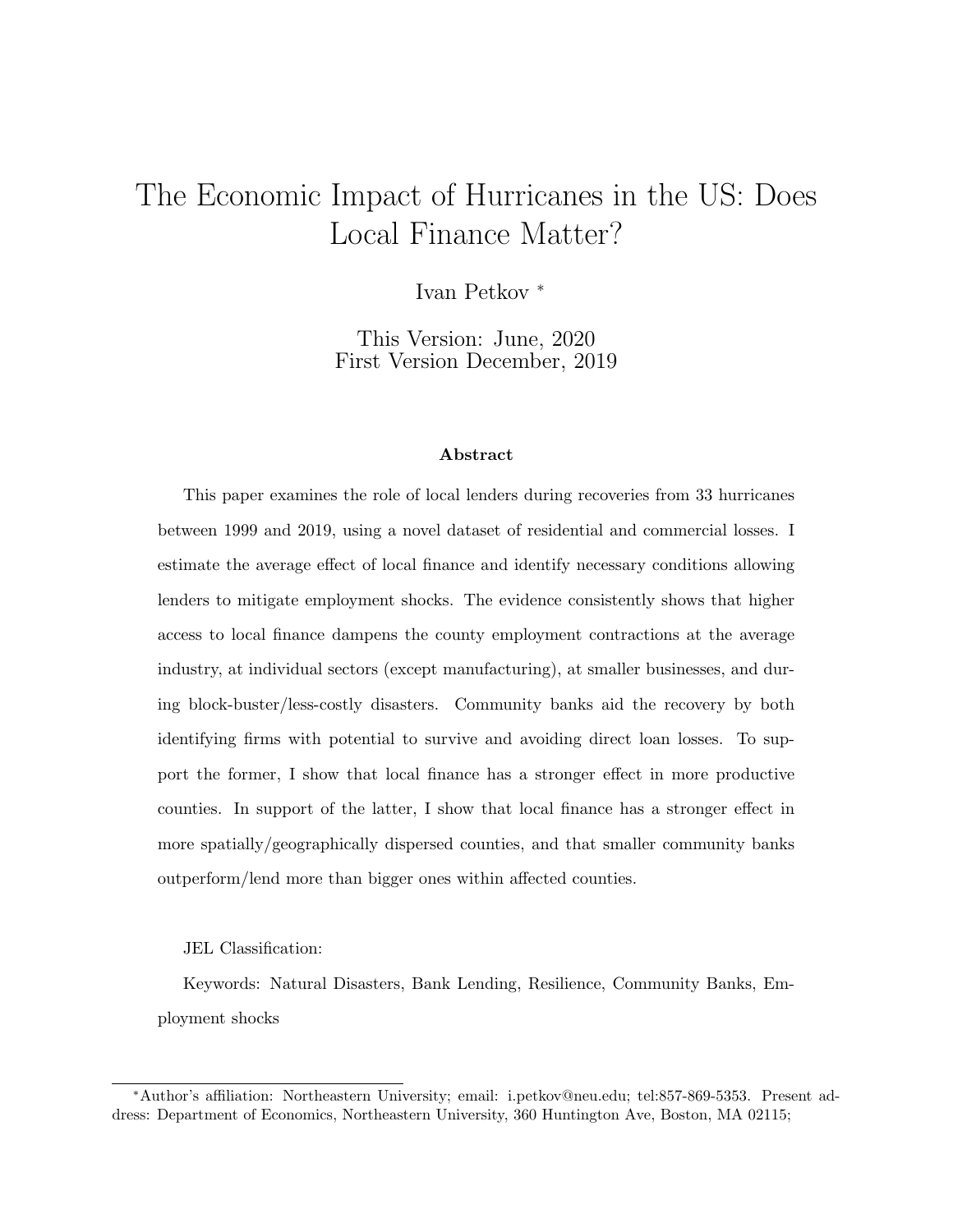# The Economic Impact of Hurricanes in the US: Does Local Finance Matter?

Ivan Petkov *

This Version: June, 2020
First Version December, 2019

### Abstract

This paper examines the role of local lenders during recoveries from 33 hurricanes between 1999 and 2019, using a novel dataset of residential and commercial losses. I estimate the average effect of local finance and identify necessary conditions allowing lenders to mitigate employment shocks. The evidence consistently shows that higher access to local finance dampens the county employment contractions at the average industry, at individual sectors (except manufacturing), at smaller businesses, and during block-buster/less-costly disasters. Community banks aid the recovery by both identifying firms with potential to survive and avoiding direct loan losses. To support the former, I show that local finance has a stronger effect in more productive counties. In support of the latter, I show that local finance has a stronger effect in more spatially/geographically dispersed counties, and that smaller community banks outperform/lend more than bigger ones within affected counties.

JEL Classification:

Keywords: Natural Disasters, Bank Lending, Resilience, Community Banks, Employment shocks

---

*Author's affiliation: Northeastern University; email: i.petkov@neu.edu; tel:857-869-5353. Present address: Department of Economics, Northeastern University, 360 Huntington Ave, Boston, MA 02115;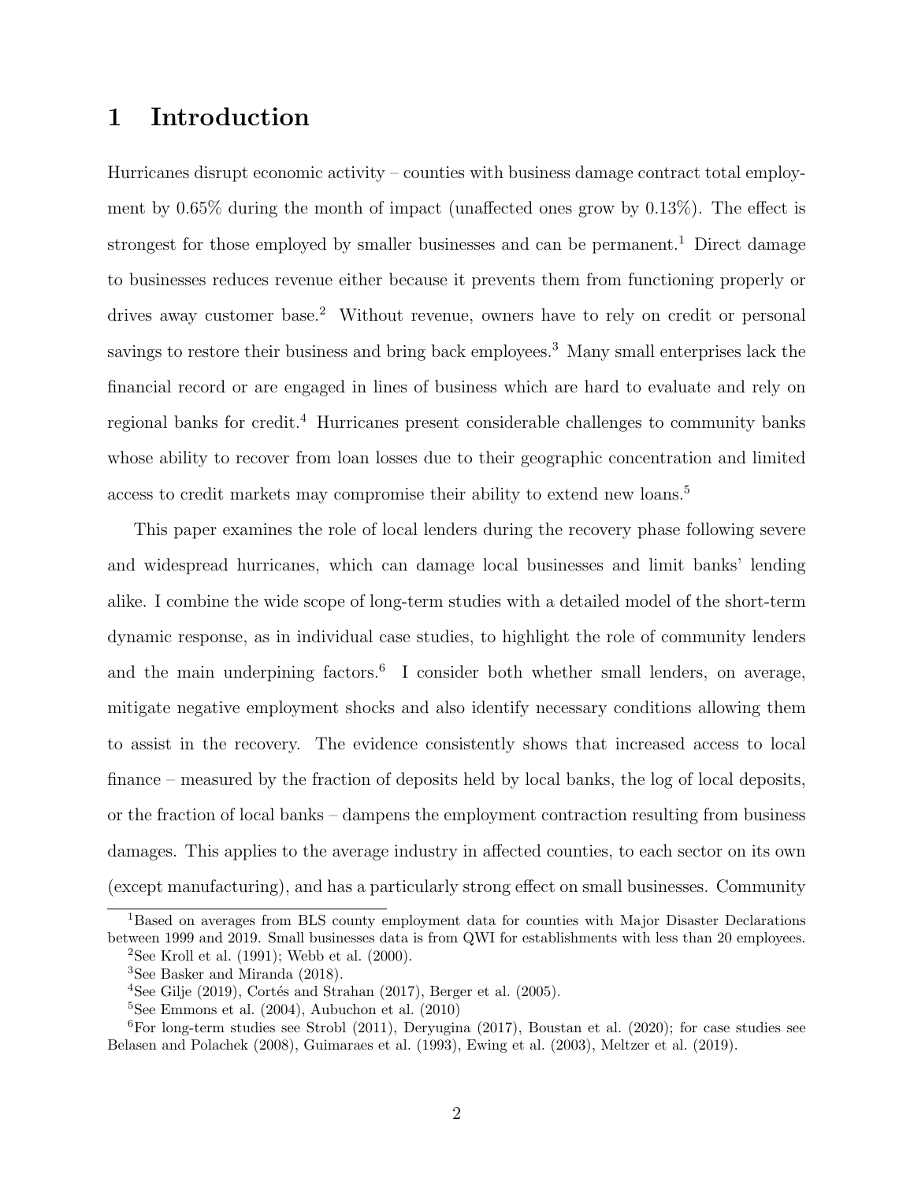# 1 Introduction

Hurricanes disrupt economic activity – counties with business damage contract total employment by 0.65% during the month of impact (unaffected ones grow by 0.13%). The effect is strongest for those employed by smaller businesses and can be permanent.[1] Direct damage to businesses reduces revenue either because it prevents them from functioning properly or drives away customer base.[2] Without revenue, owners have to rely on credit or personal savings to restore their business and bring back employees.[3] Many small enterprises lack the financial record or are engaged in lines of business which are hard to evaluate and rely on regional banks for credit.[4] Hurricanes present considerable challenges to community banks whose ability to recover from loan losses due to their geographic concentration and limited access to credit markets may compromise their ability to extend new loans.[5]

This paper examines the role of local lenders during the recovery phase following severe and widespread hurricanes, which can damage local businesses and limit banks' lending alike. I combine the wide scope of long-term studies with a detailed model of the short-term dynamic response, as in individual case studies, to highlight the role of community lenders and the main underpining factors.[6] I consider both whether small lenders, on average, mitigate negative employment shocks and also identify necessary conditions allowing them to assist in the recovery. The evidence consistently shows that increased access to local finance – measured by the fraction of deposits held by local banks, the log of local deposits, or the fraction of local banks – dampens the employment contraction resulting from business damages. This applies to the average industry in affected counties, to each sector on its own (except manufacturing), and has a particularly strong effect on small businesses. Community

---

[1] Based on averages from BLS county employment data for counties with Major Disaster Declarations between 1999 and 2019. Small businesses data is from QWI for establishments with less than 20 employees.

[2] See Kroll et al. (1991); Webb et al. (2000).

[3] See Basker and Miranda (2018).

[4] See Gilje (2019), Cortés and Strahan (2017), Berger et al. (2005).

[5] See Emmons et al. (2004), Aubuchon et al. (2010)

[6] For long-term studies see Strobl (2011), Deryugina (2017), Boustan et al. (2020); for case studies see Belasen and Polachek (2008), Guimaraes et al. (1993), Ewing et al. (2003), Meltzer et al. (2019).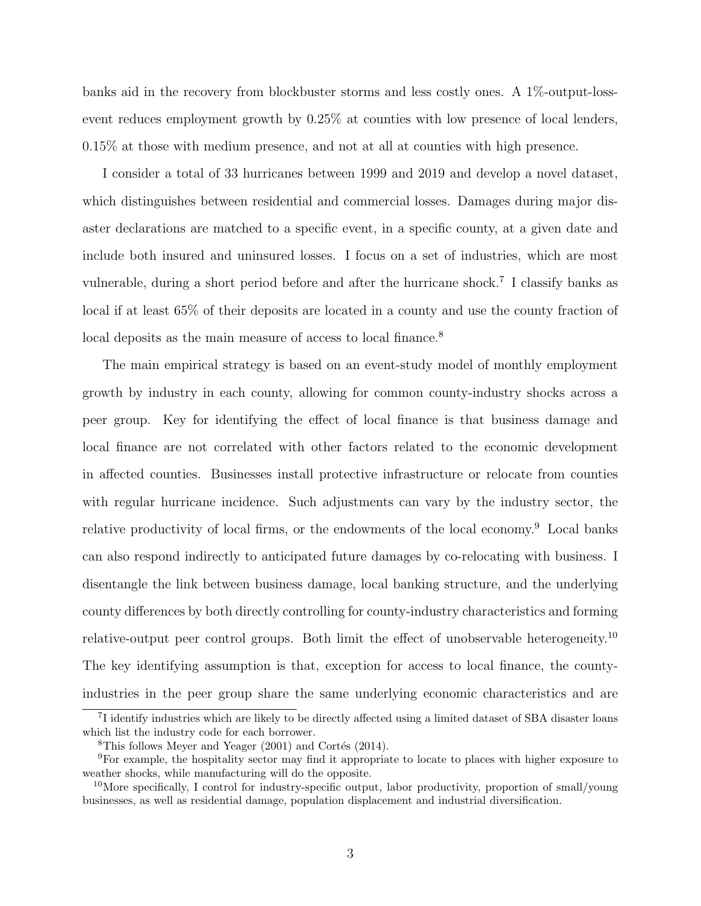banks aid in the recovery from blockbuster storms and less costly ones. A 1%-output-loss-event reduces employment growth by 0.25% at counties with low presence of local lenders, 0.15% at those with medium presence, and not at all at counties with high presence.

I consider a total of 33 hurricanes between 1999 and 2019 and develop a novel dataset, which distinguishes between residential and commercial losses. Damages during major disaster declarations are matched to a specific event, in a specific county, at a given date and include both insured and uninsured losses. I focus on a set of industries, which are most vulnerable, during a short period before and after the hurricane shock.[7] I classify banks as local if at least 65% of their deposits are located in a county and use the county fraction of local deposits as the main measure of access to local finance.[8]

The main empirical strategy is based on an event-study model of monthly employment growth by industry in each county, allowing for common county-industry shocks across a peer group. Key for identifying the effect of local finance is that business damage and local finance are not correlated with other factors related to the economic development in affected counties. Businesses install protective infrastructure or relocate from counties with regular hurricane incidence. Such adjustments can vary by the industry sector, the relative productivity of local firms, or the endowments of the local economy.[9] Local banks can also respond indirectly to anticipated future damages by co-relocating with business. I disentangle the link between business damage, local banking structure, and the underlying county differences by both directly controlling for county-industry characteristics and forming relative-output peer control groups. Both limit the effect of unobservable heterogeneity.[10] The key identifying assumption is that, exception for access to local finance, the county-industries in the peer group share the same underlying economic characteristics and are

[7] I identify industries which are likely to be directly affected using a limited dataset of SBA disaster loans which list the industry code for each borrower.

[8] This follows Meyer and Yeager (2001) and Cortés (2014).

[9] For example, the hospitality sector may find it appropriate to locate to places with higher exposure to weather shocks, while manufacturing will do the opposite.

[10] More specifically, I control for industry-specific output, labor productivity, proportion of small/young businesses, as well as residential damage, population displacement and industrial diversification.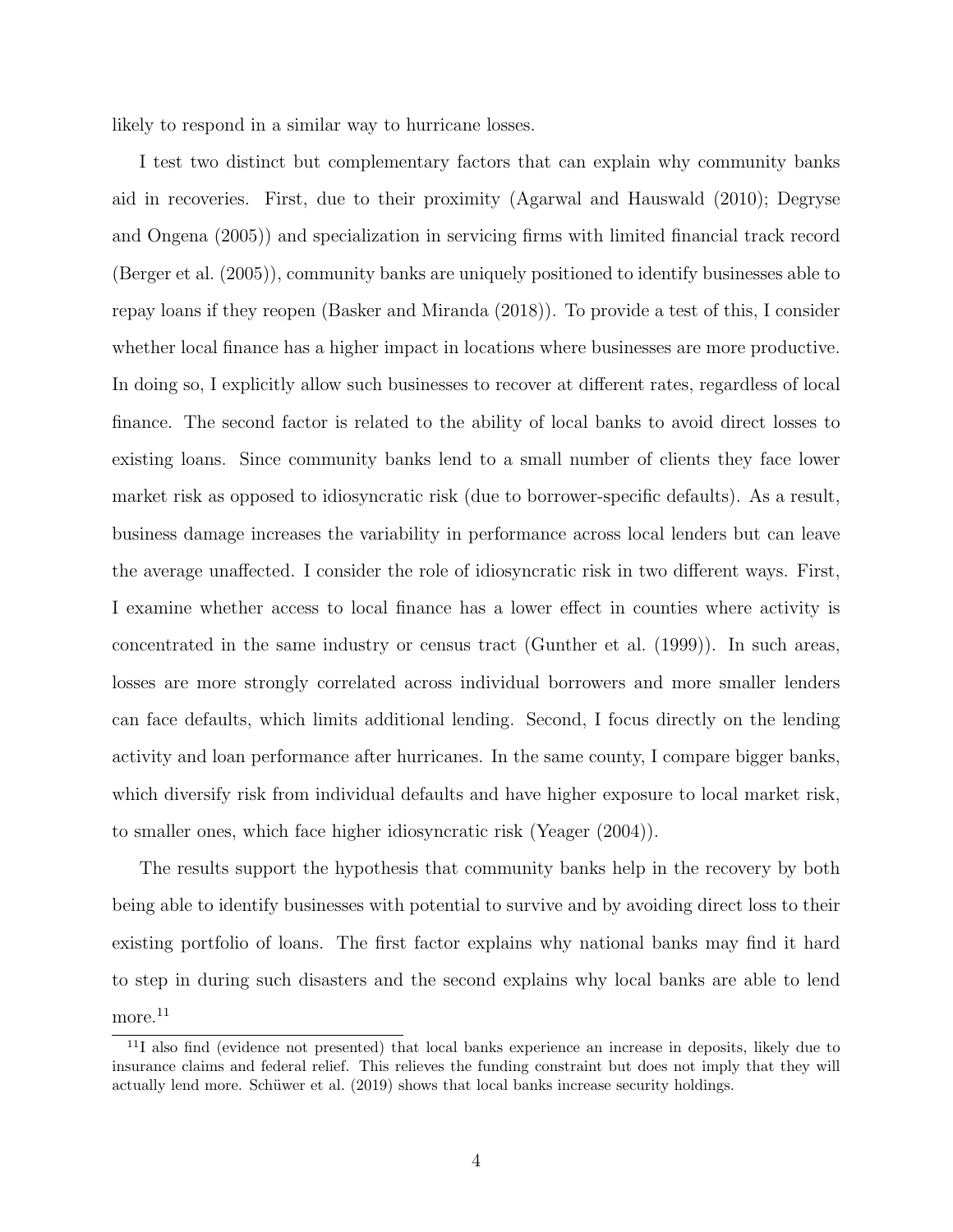likely to respond in a similar way to hurricane losses.

I test two distinct but complementary factors that can explain why community banks aid in recoveries. First, due to their proximity (Agarwal and Hauswald (2010); Degryse and Ongena (2005)) and specialization in servicing firms with limited financial track record (Berger et al. (2005)), community banks are uniquely positioned to identify businesses able to repay loans if they reopen (Basker and Miranda (2018)). To provide a test of this, I consider whether local finance has a higher impact in locations where businesses are more productive. In doing so, I explicitly allow such businesses to recover at different rates, regardless of local finance. The second factor is related to the ability of local banks to avoid direct losses to existing loans. Since community banks lend to a small number of clients they face lower market risk as opposed to idiosyncratic risk (due to borrower-specific defaults). As a result, business damage increases the variability in performance across local lenders but can leave the average unaffected. I consider the role of idiosyncratic risk in two different ways. First, I examine whether access to local finance has a lower effect in counties where activity is concentrated in the same industry or census tract (Gunther et al. (1999)). In such areas, losses are more strongly correlated across individual borrowers and more smaller lenders can face defaults, which limits additional lending. Second, I focus directly on the lending activity and loan performance after hurricanes. In the same county, I compare bigger banks, which diversify risk from individual defaults and have higher exposure to local market risk, to smaller ones, which face higher idiosyncratic risk (Yeager (2004)).

The results support the hypothesis that community banks help in the recovery by both being able to identify businesses with potential to survive and by avoiding direct loss to their existing portfolio of loans. The first factor explains why national banks may find it hard to step in during such disasters and the second explains why local banks are able to lend more.[11]

[11] I also find (evidence not presented) that local banks experience an increase in deposits, likely due to insurance claims and federal relief. This relieves the funding constraint but does not imply that they will actually lend more. Schüwer et al. (2019) shows that local banks increase security holdings.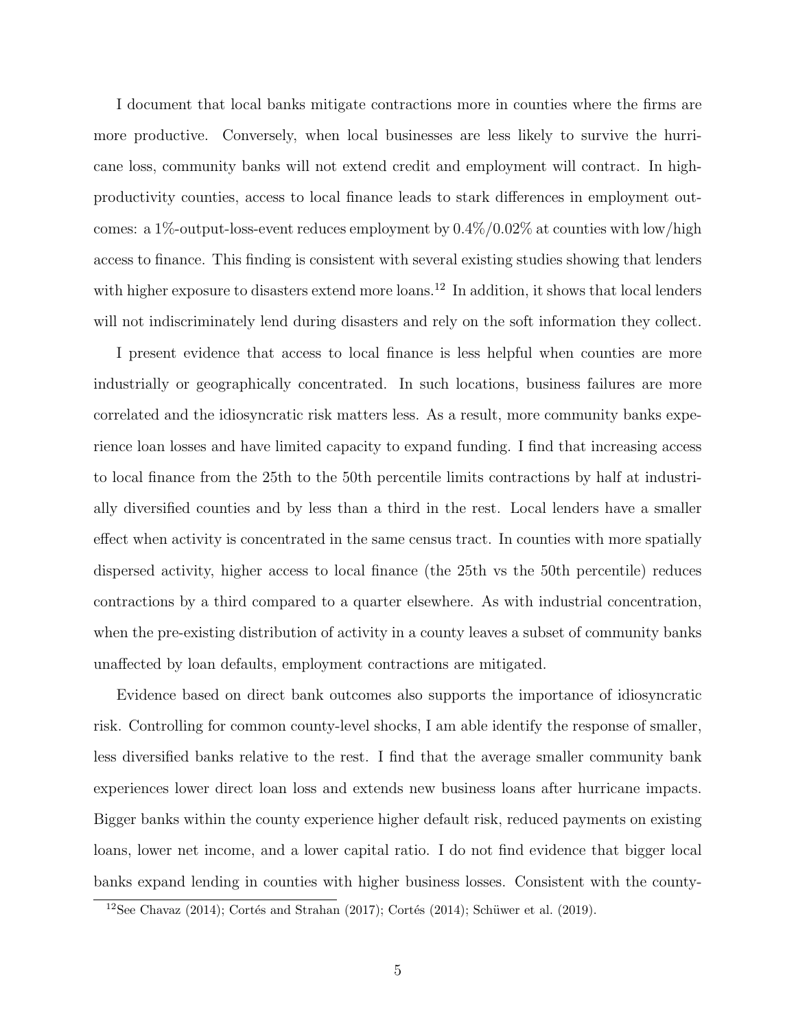I document that local banks mitigate contractions more in counties where the firms are more productive. Conversely, when local businesses are less likely to survive the hurricane loss, community banks will not extend credit and employment will contract. In high-productivity counties, access to local finance leads to stark differences in employment outcomes: a 1%-output-loss-event reduces employment by 0.4%/0.02% at counties with low/high access to finance. This finding is consistent with several existing studies showing that lenders with higher exposure to disasters extend more loans.[12] In addition, it shows that local lenders will not indiscriminately lend during disasters and rely on the soft information they collect.

I present evidence that access to local finance is less helpful when counties are more industrially or geographically concentrated. In such locations, business failures are more correlated and the idiosyncratic risk matters less. As a result, more community banks experience loan losses and have limited capacity to expand funding. I find that increasing access to local finance from the 25th to the 50th percentile limits contractions by half at industrially diversified counties and by less than a third in the rest. Local lenders have a smaller effect when activity is concentrated in the same census tract. In counties with more spatially dispersed activity, higher access to local finance (the 25th vs the 50th percentile) reduces contractions by a third compared to a quarter elsewhere. As with industrial concentration, when the pre-existing distribution of activity in a county leaves a subset of community banks unaffected by loan defaults, employment contractions are mitigated.

Evidence based on direct bank outcomes also supports the importance of idiosyncratic risk. Controlling for common county-level shocks, I am able identify the response of smaller, less diversified banks relative to the rest. I find that the average smaller community bank experiences lower direct loan loss and extends new business loans after hurricane impacts. Bigger banks within the county experience higher default risk, reduced payments on existing loans, lower net income, and a lower capital ratio. I do not find evidence that bigger local banks expand lending in counties with higher business losses. Consistent with the county-

[12]See Chavaz (2014); Cortés and Strahan (2017); Cortés (2014); Schüwer et al. (2019).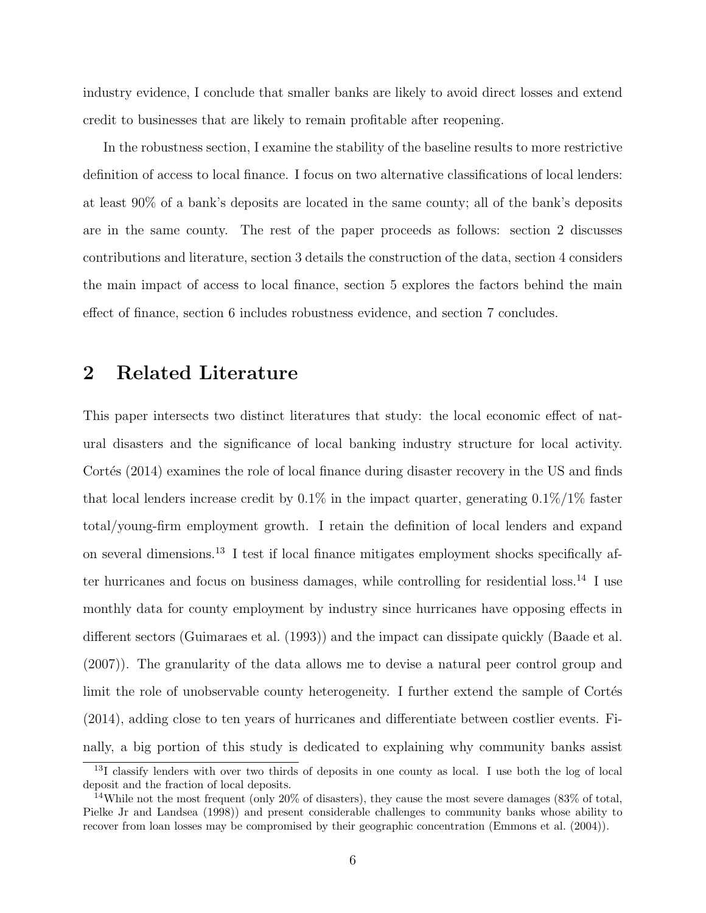industry evidence, I conclude that smaller banks are likely to avoid direct losses and extend credit to businesses that are likely to remain profitable after reopening.

In the robustness section, I examine the stability of the baseline results to more restrictive definition of access to local finance. I focus on two alternative classifications of local lenders: at least 90% of a bank's deposits are located in the same county; all of the bank's deposits are in the same county. The rest of the paper proceeds as follows: section 2 discusses contributions and literature, section 3 details the construction of the data, section 4 considers the main impact of access to local finance, section 5 explores the factors behind the main effect of finance, section 6 includes robustness evidence, and section 7 concludes.

## 2 Related Literature

This paper intersects two distinct literatures that study: the local economic effect of natural disasters and the significance of local banking industry structure for local activity. Cortés (2014) examines the role of local finance during disaster recovery in the US and finds that local lenders increase credit by 0.1% in the impact quarter, generating 0.1%/1% faster total/young-firm employment growth. I retain the definition of local lenders and expand on several dimensions.[13] I test if local finance mitigates employment shocks specifically after hurricanes and focus on business damages, while controlling for residential loss.[14] I use monthly data for county employment by industry since hurricanes have opposing effects in different sectors (Guimaraes et al. (1993)) and the impact can dissipate quickly (Baade et al. (2007)). The granularity of the data allows me to devise a natural peer control group and limit the role of unobservable county heterogeneity. I further extend the sample of Cortés (2014), adding close to ten years of hurricanes and differentiate between costlier events. Finally, a big portion of this study is dedicated to explaining why community banks assist

[13] I classify lenders with over two thirds of deposits in one county as local. I use both the log of local deposit and the fraction of local deposits.

[14] While not the most frequent (only 20% of disasters), they cause the most severe damages (83% of total, Pielke Jr and Landsea (1998)) and present considerable challenges to community banks whose ability to recover from loan losses may be compromised by their geographic concentration (Emmons et al. (2004)).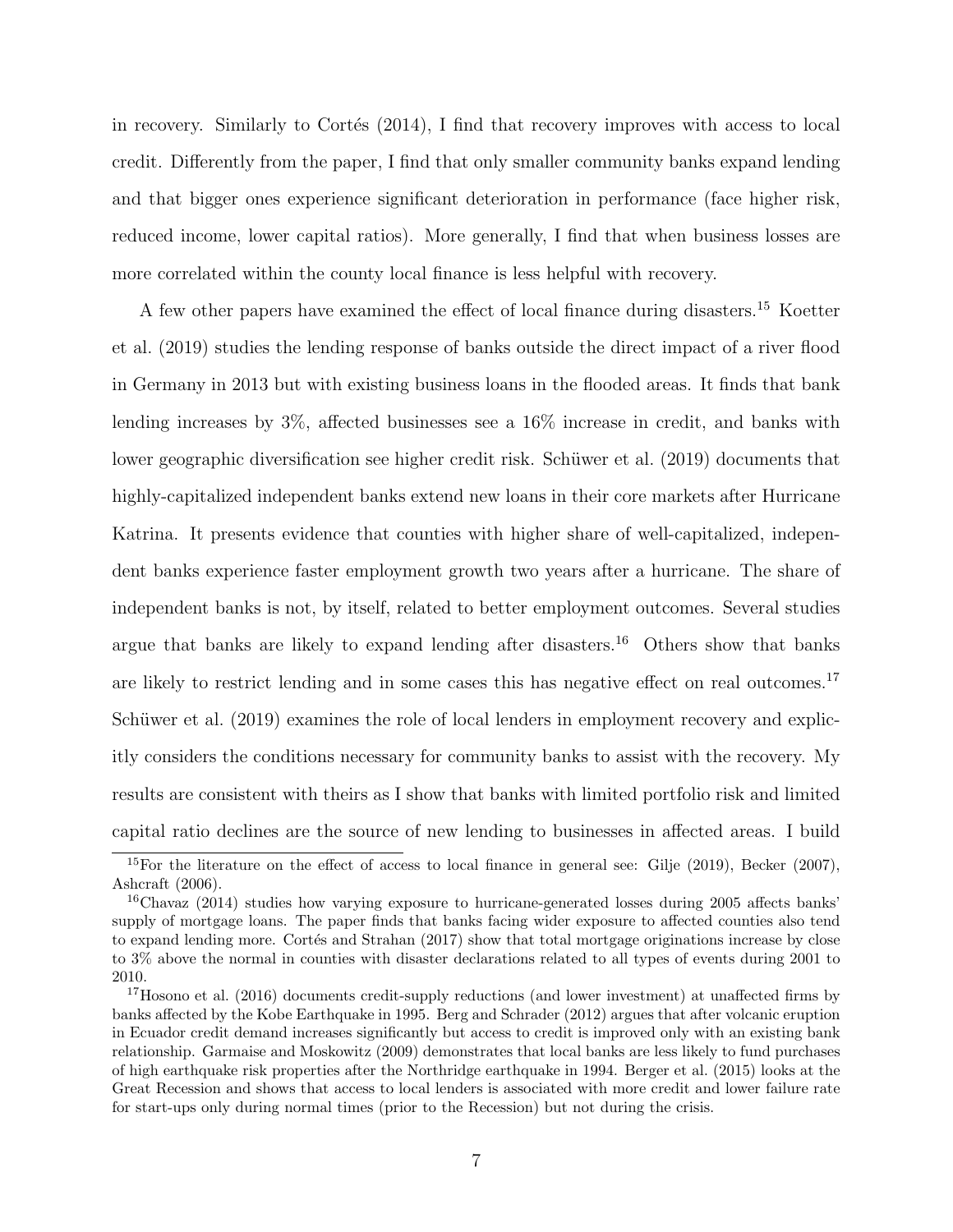in recovery. Similarly to Cortés (2014), I find that recovery improves with access to local credit. Differently from the paper, I find that only smaller community banks expand lending and that bigger ones experience significant deterioration in performance (face higher risk, reduced income, lower capital ratios). More generally, I find that when business losses are more correlated within the county local finance is less helpful with recovery.

A few other papers have examined the effect of local finance during disasters.[15] Koetter et al. (2019) studies the lending response of banks outside the direct impact of a river flood in Germany in 2013 but with existing business loans in the flooded areas. It finds that bank lending increases by 3%, affected businesses see a 16% increase in credit, and banks with lower geographic diversification see higher credit risk. Schüwer et al. (2019) documents that highly-capitalized independent banks extend new loans in their core markets after Hurricane Katrina. It presents evidence that counties with higher share of well-capitalized, independent banks experience faster employment growth two years after a hurricane. The share of independent banks is not, by itself, related to better employment outcomes. Several studies argue that banks are likely to expand lending after disasters.[16] Others show that banks are likely to restrict lending and in some cases this has negative effect on real outcomes.[17] Schüwer et al. (2019) examines the role of local lenders in employment recovery and explicitly considers the conditions necessary for community banks to assist with the recovery. My results are consistent with theirs as I show that banks with limited portfolio risk and limited capital ratio declines are the source of new lending to businesses in affected areas. I build

[15] For the literature on the effect of access to local finance in general see: Gilje (2019), Becker (2007), Ashcraft (2006).

[16] Chavaz (2014) studies how varying exposure to hurricane-generated losses during 2005 affects banks' supply of mortgage loans. The paper finds that banks facing wider exposure to affected counties also tend to expand lending more. Cortés and Strahan (2017) show that total mortgage originations increase by close to 3% above the normal in counties with disaster declarations related to all types of events during 2001 to 2010.

[17] Hosono et al. (2016) documents credit-supply reductions (and lower investment) at unaffected firms by banks affected by the Kobe Earthquake in 1995. Berg and Schrader (2012) argues that after volcanic eruption in Ecuador credit demand increases significantly but access to credit is improved only with an existing bank relationship. Garmaise and Moskowitz (2009) demonstrates that local banks are less likely to fund purchases of high earthquake risk properties after the Northridge earthquake in 1994. Berger et al. (2015) looks at the Great Recession and shows that access to local lenders is associated with more credit and lower failure rate for start-ups only during normal times (prior to the Recession) but not during the crisis.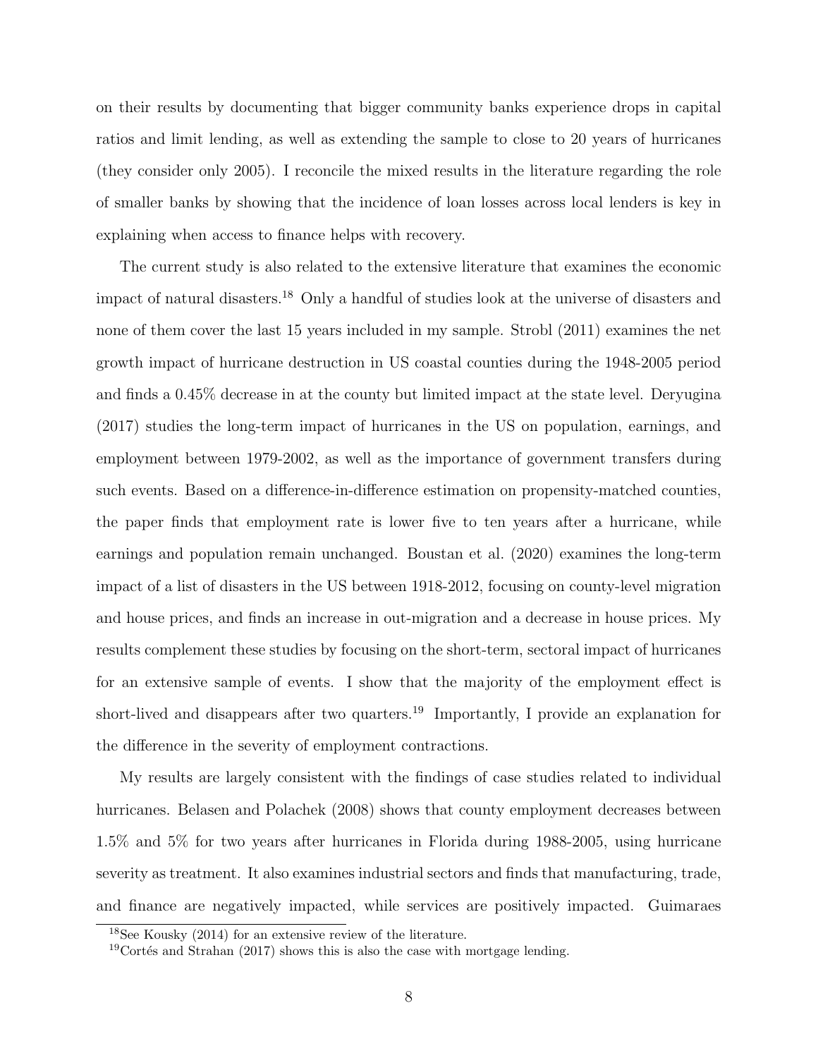on their results by documenting that bigger community banks experience drops in capital ratios and limit lending, as well as extending the sample to close to 20 years of hurricanes (they consider only 2005). I reconcile the mixed results in the literature regarding the role of smaller banks by showing that the incidence of loan losses across local lenders is key in explaining when access to finance helps with recovery.

The current study is also related to the extensive literature that examines the economic impact of natural disasters.[18] Only a handful of studies look at the universe of disasters and none of them cover the last 15 years included in my sample. Strobl (2011) examines the net growth impact of hurricane destruction in US coastal counties during the 1948-2005 period and finds a 0.45% decrease in at the county but limited impact at the state level. Deryugina (2017) studies the long-term impact of hurricanes in the US on population, earnings, and employment between 1979-2002, as well as the importance of government transfers during such events. Based on a difference-in-difference estimation on propensity-matched counties, the paper finds that employment rate is lower five to ten years after a hurricane, while earnings and population remain unchanged. Boustan et al. (2020) examines the long-term impact of a list of disasters in the US between 1918-2012, focusing on county-level migration and house prices, and finds an increase in out-migration and a decrease in house prices. My results complement these studies by focusing on the short-term, sectoral impact of hurricanes for an extensive sample of events. I show that the majority of the employment effect is short-lived and disappears after two quarters.[19] Importantly, I provide an explanation for the difference in the severity of employment contractions.

My results are largely consistent with the findings of case studies related to individual hurricanes. Belasen and Polachek (2008) shows that county employment decreases between 1.5% and 5% for two years after hurricanes in Florida during 1988-2005, using hurricane severity as treatment. It also examines industrial sectors and finds that manufacturing, trade, and finance are negatively impacted, while services are positively impacted. Guimaraes

[18] See Kousky (2014) for an extensive review of the literature.

[19] Cortés and Strahan (2017) shows this is also the case with mortgage lending.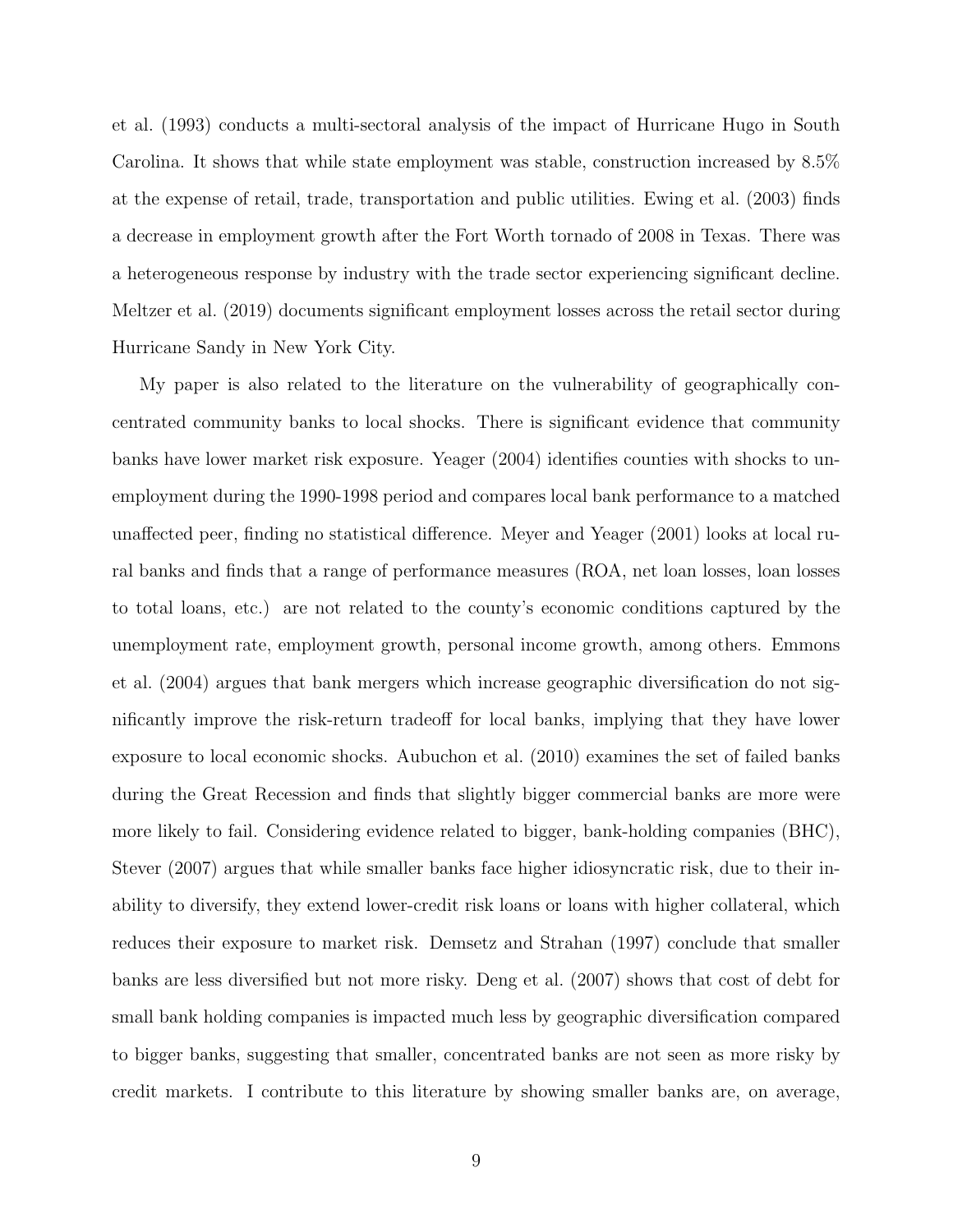et al. (1993) conducts a multi-sectoral analysis of the impact of Hurricane Hugo in South Carolina. It shows that while state employment was stable, construction increased by 8.5% at the expense of retail, trade, transportation and public utilities. Ewing et al. (2003) finds a decrease in employment growth after the Fort Worth tornado of 2008 in Texas. There was a heterogeneous response by industry with the trade sector experiencing significant decline. Meltzer et al. (2019) documents significant employment losses across the retail sector during Hurricane Sandy in New York City.

My paper is also related to the literature on the vulnerability of geographically concentrated community banks to local shocks. There is significant evidence that community banks have lower market risk exposure. Yeager (2004) identifies counties with shocks to unemployment during the 1990-1998 period and compares local bank performance to a matched unaffected peer, finding no statistical difference. Meyer and Yeager (2001) looks at local rural banks and finds that a range of performance measures (ROA, net loan losses, loan losses to total loans, etc.) are not related to the county's economic conditions captured by the unemployment rate, employment growth, personal income growth, among others. Emmons et al. (2004) argues that bank mergers which increase geographic diversification do not significantly improve the risk-return tradeoff for local banks, implying that they have lower exposure to local economic shocks. Aubuchon et al. (2010) examines the set of failed banks during the Great Recession and finds that slightly bigger commercial banks are more were more likely to fail. Considering evidence related to bigger, bank-holding companies (BHC), Stever (2007) argues that while smaller banks face higher idiosyncratic risk, due to their inability to diversify, they extend lower-credit risk loans or loans with higher collateral, which reduces their exposure to market risk. Demsetz and Strahan (1997) conclude that smaller banks are less diversified but not more risky. Deng et al. (2007) shows that cost of debt for small bank holding companies is impacted much less by geographic diversification compared to bigger banks, suggesting that smaller, concentrated banks are not seen as more risky by credit markets. I contribute to this literature by showing smaller banks are, on average,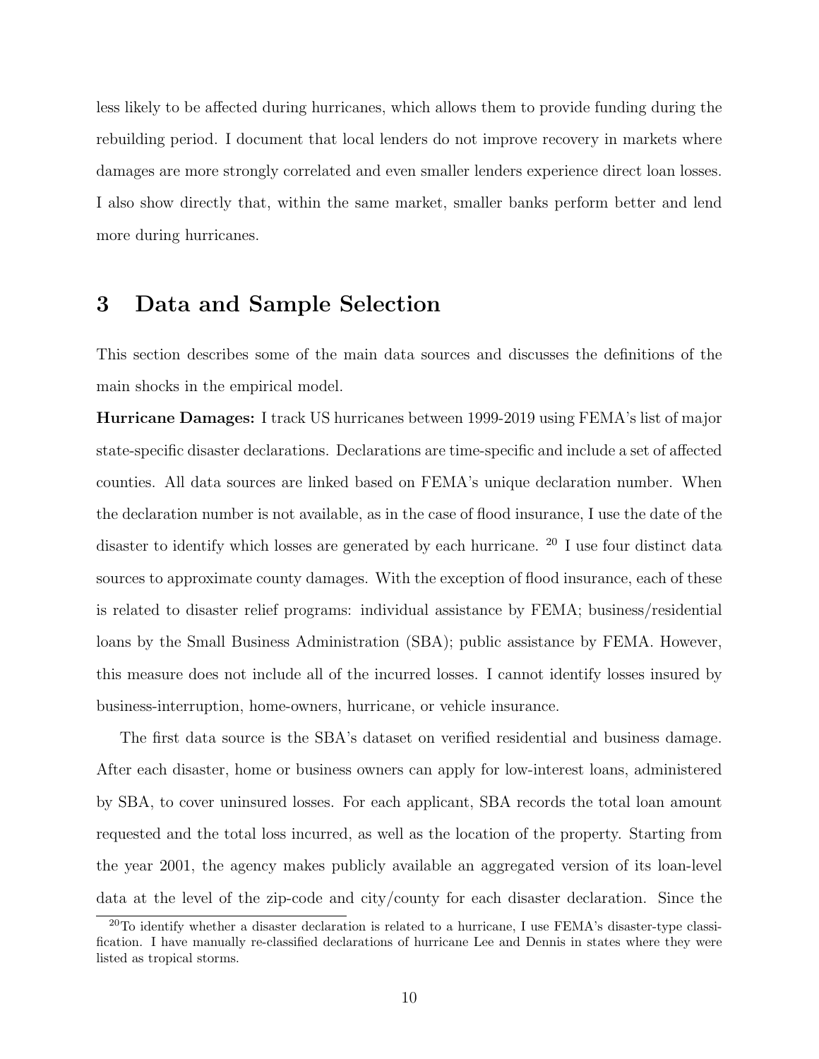less likely to be affected during hurricanes, which allows them to provide funding during the rebuilding period. I document that local lenders do not improve recovery in markets where damages are more strongly correlated and even smaller lenders experience direct loan losses. I also show directly that, within the same market, smaller banks perform better and lend more during hurricanes.

# 3 Data and Sample Selection

This section describes some of the main data sources and discusses the definitions of the main shocks in the empirical model.

**Hurricane Damages:** I track US hurricanes between 1999-2019 using FEMA's list of major state-specific disaster declarations. Declarations are time-specific and include a set of affected counties. All data sources are linked based on FEMA's unique declaration number. When the declaration number is not available, as in the case of flood insurance, I use the date of the disaster to identify which losses are generated by each hurricane. [20] I use four distinct data sources to approximate county damages. With the exception of flood insurance, each of these is related to disaster relief programs: individual assistance by FEMA; business/residential loans by the Small Business Administration (SBA); public assistance by FEMA. However, this measure does not include all of the incurred losses. I cannot identify losses insured by business-interruption, home-owners, hurricane, or vehicle insurance.

The first data source is the SBA's dataset on verified residential and business damage. After each disaster, home or business owners can apply for low-interest loans, administered by SBA, to cover uninsured losses. For each applicant, SBA records the total loan amount requested and the total loss incurred, as well as the location of the property. Starting from the year 2001, the agency makes publicly available an aggregated version of its loan-level data at the level of the zip-code and city/county for each disaster declaration. Since the

[20] To identify whether a disaster declaration is related to a hurricane, I use FEMA's disaster-type classification. I have manually re-classified declarations of hurricane Lee and Dennis in states where they were listed as tropical storms.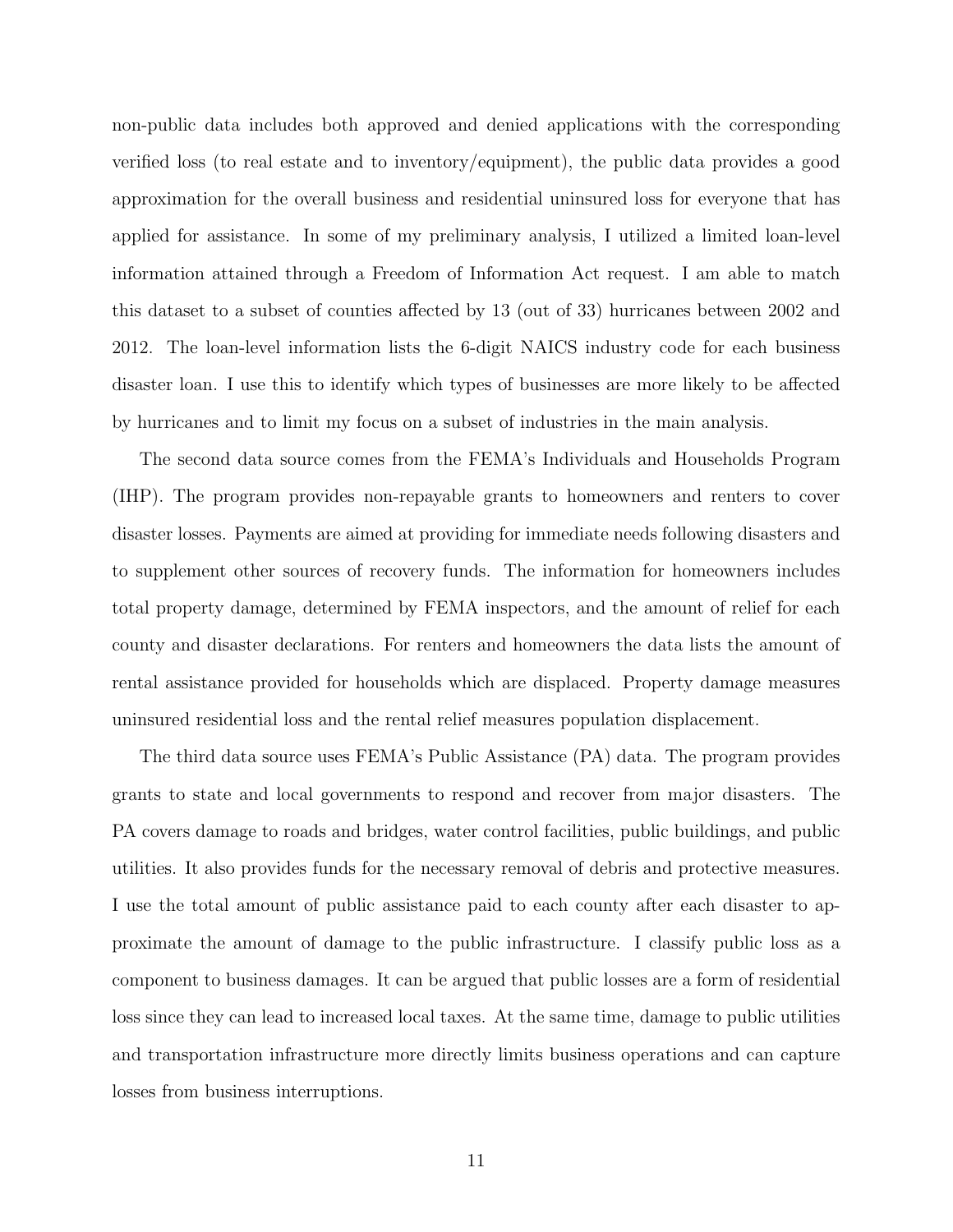non-public data includes both approved and denied applications with the corresponding verified loss (to real estate and to inventory/equipment), the public data provides a good approximation for the overall business and residential uninsured loss for everyone that has applied for assistance. In some of my preliminary analysis, I utilized a limited loan-level information attained through a Freedom of Information Act request. I am able to match this dataset to a subset of counties affected by 13 (out of 33) hurricanes between 2002 and 2012. The loan-level information lists the 6-digit NAICS industry code for each business disaster loan. I use this to identify which types of businesses are more likely to be affected by hurricanes and to limit my focus on a subset of industries in the main analysis.

The second data source comes from the FEMA's Individuals and Households Program (IHP). The program provides non-repayable grants to homeowners and renters to cover disaster losses. Payments are aimed at providing for immediate needs following disasters and to supplement other sources of recovery funds. The information for homeowners includes total property damage, determined by FEMA inspectors, and the amount of relief for each county and disaster declarations. For renters and homeowners the data lists the amount of rental assistance provided for households which are displaced. Property damage measures uninsured residential loss and the rental relief measures population displacement.

The third data source uses FEMA's Public Assistance (PA) data. The program provides grants to state and local governments to respond and recover from major disasters. The PA covers damage to roads and bridges, water control facilities, public buildings, and public utilities. It also provides funds for the necessary removal of debris and protective measures. I use the total amount of public assistance paid to each county after each disaster to approximate the amount of damage to the public infrastructure. I classify public loss as a component to business damages. It can be argued that public losses are a form of residential loss since they can lead to increased local taxes. At the same time, damage to public utilities and transportation infrastructure more directly limits business operations and can capture losses from business interruptions.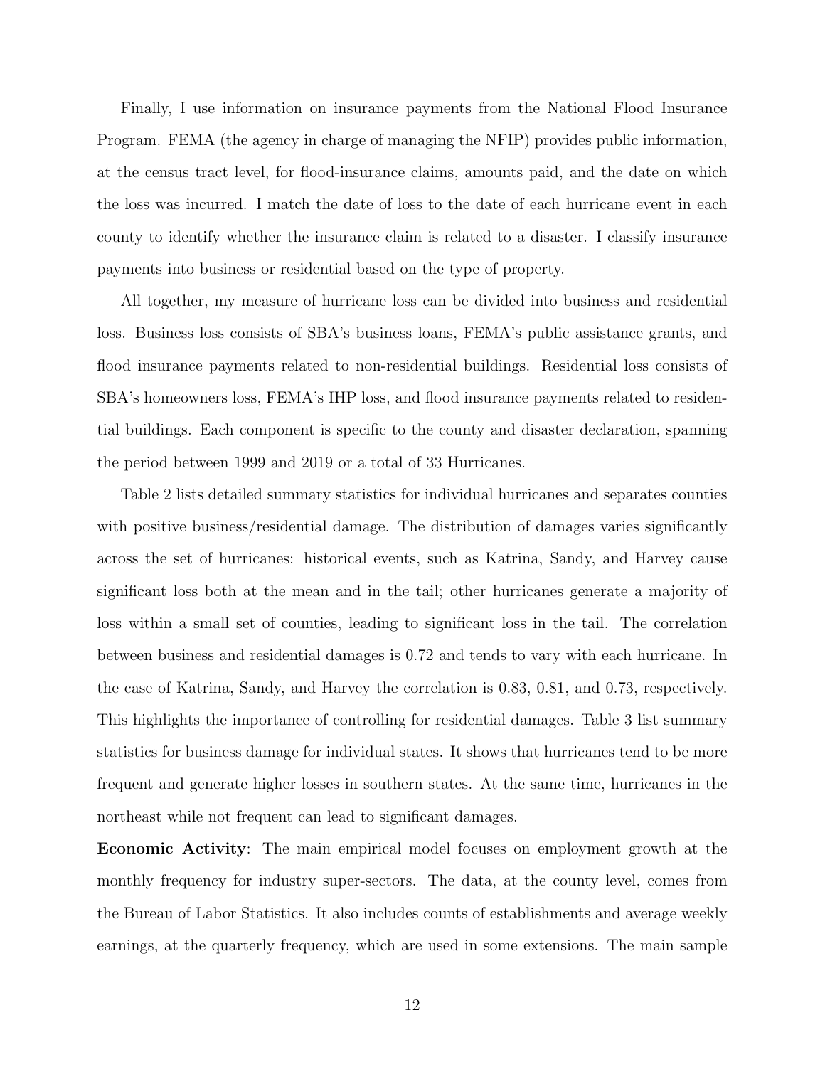Finally, I use information on insurance payments from the National Flood Insurance Program. FEMA (the agency in charge of managing the NFIP) provides public information, at the census tract level, for flood-insurance claims, amounts paid, and the date on which the loss was incurred. I match the date of loss to the date of each hurricane event in each county to identify whether the insurance claim is related to a disaster. I classify insurance payments into business or residential based on the type of property.

All together, my measure of hurricane loss can be divided into business and residential loss. Business loss consists of SBA's business loans, FEMA's public assistance grants, and flood insurance payments related to non-residential buildings. Residential loss consists of SBA's homeowners loss, FEMA's IHP loss, and flood insurance payments related to residential buildings. Each component is specific to the county and disaster declaration, spanning the period between 1999 and 2019 or a total of 33 Hurricanes.

Table 2 lists detailed summary statistics for individual hurricanes and separates counties with positive business/residential damage. The distribution of damages varies significantly across the set of hurricanes: historical events, such as Katrina, Sandy, and Harvey cause significant loss both at the mean and in the tail; other hurricanes generate a majority of loss within a small set of counties, leading to significant loss in the tail. The correlation between business and residential damages is 0.72 and tends to vary with each hurricane. In the case of Katrina, Sandy, and Harvey the correlation is 0.83, 0.81, and 0.73, respectively. This highlights the importance of controlling for residential damages. Table 3 list summary statistics for business damage for individual states. It shows that hurricanes tend to be more frequent and generate higher losses in southern states. At the same time, hurricanes in the northeast while not frequent can lead to significant damages.

**Economic Activity**: The main empirical model focuses on employment growth at the monthly frequency for industry super-sectors. The data, at the county level, comes from the Bureau of Labor Statistics. It also includes counts of establishments and average weekly earnings, at the quarterly frequency, which are used in some extensions. The main sample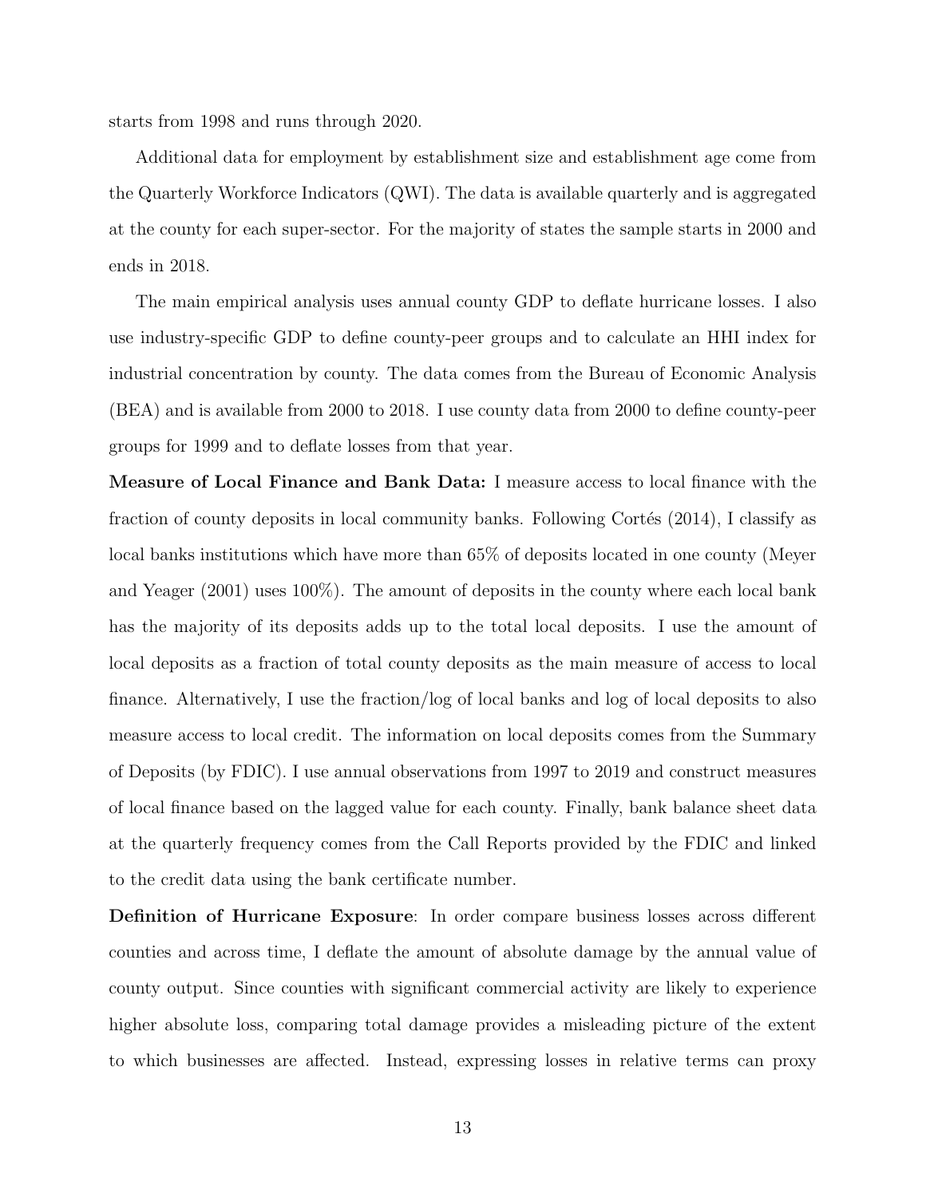starts from 1998 and runs through 2020.

Additional data for employment by establishment size and establishment age come from the Quarterly Workforce Indicators (QWI). The data is available quarterly and is aggregated at the county for each super-sector. For the majority of states the sample starts in 2000 and ends in 2018.

The main empirical analysis uses annual county GDP to deflate hurricane losses. I also use industry-specific GDP to define county-peer groups and to calculate an HHI index for industrial concentration by county. The data comes from the Bureau of Economic Analysis (BEA) and is available from 2000 to 2018. I use county data from 2000 to define county-peer groups for 1999 and to deflate losses from that year.

**Measure of Local Finance and Bank Data:** I measure access to local finance with the fraction of county deposits in local community banks. Following Cortés (2014), I classify as local banks institutions which have more than 65% of deposits located in one county (Meyer and Yeager (2001) uses 100%). The amount of deposits in the county where each local bank has the majority of its deposits adds up to the total local deposits. I use the amount of local deposits as a fraction of total county deposits as the main measure of access to local finance. Alternatively, I use the fraction/log of local banks and log of local deposits to also measure access to local credit. The information on local deposits comes from the Summary of Deposits (by FDIC). I use annual observations from 1997 to 2019 and construct measures of local finance based on the lagged value for each county. Finally, bank balance sheet data at the quarterly frequency comes from the Call Reports provided by the FDIC and linked to the credit data using the bank certificate number.

**Definition of Hurricane Exposure**: In order compare business losses across different counties and across time, I deflate the amount of absolute damage by the annual value of county output. Since counties with significant commercial activity are likely to experience higher absolute loss, comparing total damage provides a misleading picture of the extent to which businesses are affected. Instead, expressing losses in relative terms can proxy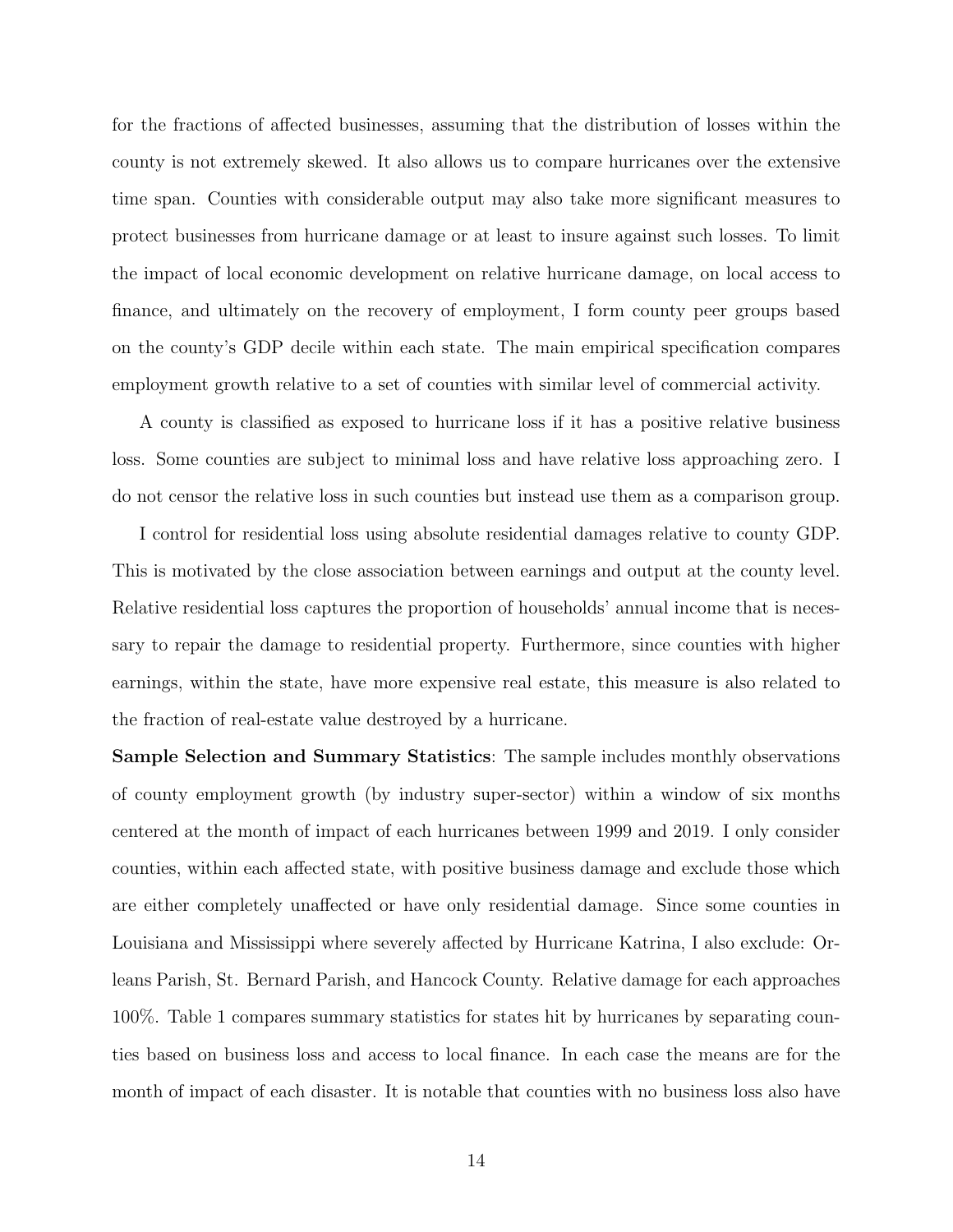for the fractions of affected businesses, assuming that the distribution of losses within the county is not extremely skewed. It also allows us to compare hurricanes over the extensive time span. Counties with considerable output may also take more significant measures to protect businesses from hurricane damage or at least to insure against such losses. To limit the impact of local economic development on relative hurricane damage, on local access to finance, and ultimately on the recovery of employment, I form county peer groups based on the county's GDP decile within each state. The main empirical specification compares employment growth relative to a set of counties with similar level of commercial activity.

A county is classified as exposed to hurricane loss if it has a positive relative business loss. Some counties are subject to minimal loss and have relative loss approaching zero. I do not censor the relative loss in such counties but instead use them as a comparison group.

I control for residential loss using absolute residential damages relative to county GDP. This is motivated by the close association between earnings and output at the county level. Relative residential loss captures the proportion of households' annual income that is necessary to repair the damage to residential property. Furthermore, since counties with higher earnings, within the state, have more expensive real estate, this measure is also related to the fraction of real-estate value destroyed by a hurricane.

**Sample Selection and Summary Statistics**: The sample includes monthly observations of county employment growth (by industry super-sector) within a window of six months centered at the month of impact of each hurricanes between 1999 and 2019. I only consider counties, within each affected state, with positive business damage and exclude those which are either completely unaffected or have only residential damage. Since some counties in Louisiana and Mississippi where severely affected by Hurricane Katrina, I also exclude: Orleans Parish, St. Bernard Parish, and Hancock County. Relative damage for each approaches 100%. Table 1 compares summary statistics for states hit by hurricanes by separating counties based on business loss and access to local finance. In each case the means are for the month of impact of each disaster. It is notable that counties with no business loss also have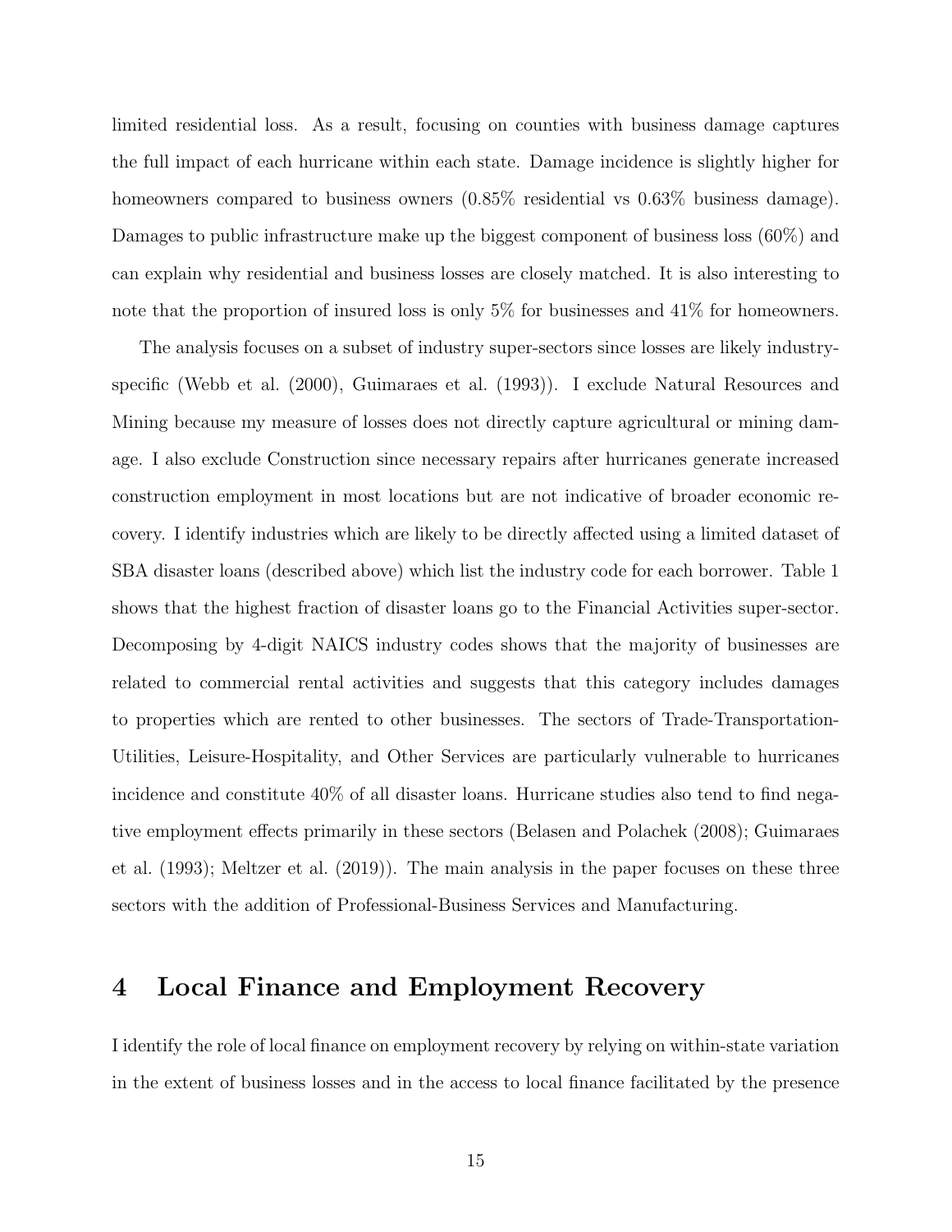limited residential loss. As a result, focusing on counties with business damage captures the full impact of each hurricane within each state. Damage incidence is slightly higher for homeowners compared to business owners (0.85% residential vs 0.63% business damage). Damages to public infrastructure make up the biggest component of business loss (60%) and can explain why residential and business losses are closely matched. It is also interesting to note that the proportion of insured loss is only 5% for businesses and 41% for homeowners.

The analysis focuses on a subset of industry super-sectors since losses are likely industry-specific (Webb et al. (2000), Guimaraes et al. (1993)). I exclude Natural Resources and Mining because my measure of losses does not directly capture agricultural or mining damage. I also exclude Construction since necessary repairs after hurricanes generate increased construction employment in most locations but are not indicative of broader economic recovery. I identify industries which are likely to be directly affected using a limited dataset of SBA disaster loans (described above) which list the industry code for each borrower. Table 1 shows that the highest fraction of disaster loans go to the Financial Activities super-sector. Decomposing by 4-digit NAICS industry codes shows that the majority of businesses are related to commercial rental activities and suggests that this category includes damages to properties which are rented to other businesses. The sectors of Trade-Transportation-Utilities, Leisure-Hospitality, and Other Services are particularly vulnerable to hurricanes incidence and constitute 40% of all disaster loans. Hurricane studies also tend to find negative employment effects primarily in these sectors (Belasen and Polachek (2008); Guimaraes et al. (1993); Meltzer et al. (2019)). The main analysis in the paper focuses on these three sectors with the addition of Professional-Business Services and Manufacturing.

# 4 Local Finance and Employment Recovery

I identify the role of local finance on employment recovery by relying on within-state variation in the extent of business losses and in the access to local finance facilitated by the presence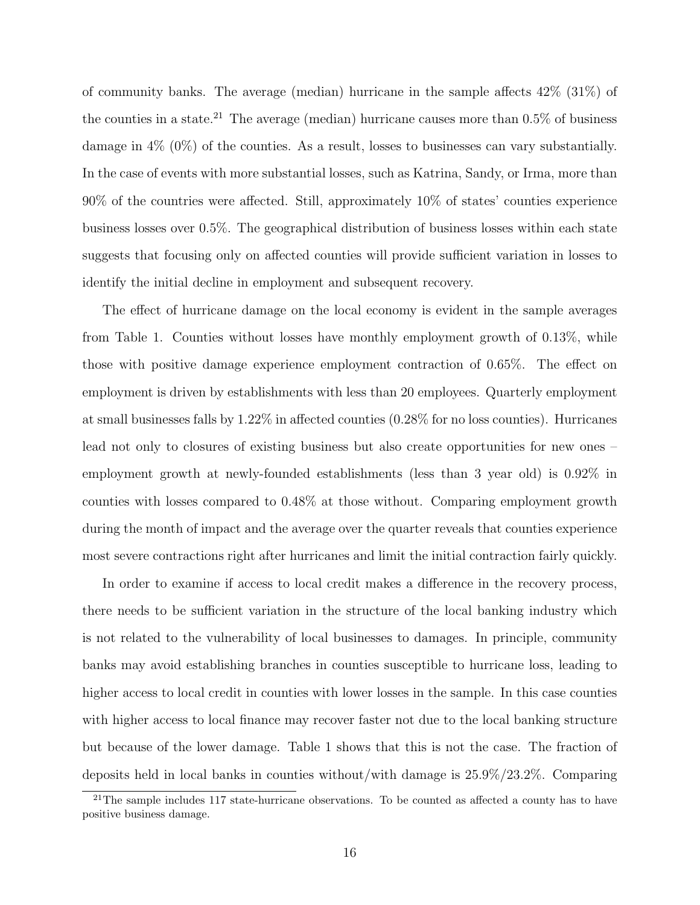of community banks. The average (median) hurricane in the sample affects 42% (31%) of the counties in a state.[21] The average (median) hurricane causes more than 0.5% of business damage in 4% (0%) of the counties. As a result, losses to businesses can vary substantially. In the case of events with more substantial losses, such as Katrina, Sandy, or Irma, more than 90% of the countries were affected. Still, approximately 10% of states' counties experience business losses over 0.5%. The geographical distribution of business losses within each state suggests that focusing only on affected counties will provide sufficient variation in losses to identify the initial decline in employment and subsequent recovery.

The effect of hurricane damage on the local economy is evident in the sample averages from Table 1. Counties without losses have monthly employment growth of 0.13%, while those with positive damage experience employment contraction of 0.65%. The effect on employment is driven by establishments with less than 20 employees. Quarterly employment at small businesses falls by 1.22% in affected counties (0.28% for no loss counties). Hurricanes lead not only to closures of existing business but also create opportunities for new ones – employment growth at newly-founded establishments (less than 3 year old) is 0.92% in counties with losses compared to 0.48% at those without. Comparing employment growth during the month of impact and the average over the quarter reveals that counties experience most severe contractions right after hurricanes and limit the initial contraction fairly quickly.

In order to examine if access to local credit makes a difference in the recovery process, there needs to be sufficient variation in the structure of the local banking industry which is not related to the vulnerability of local businesses to damages. In principle, community banks may avoid establishing branches in counties susceptible to hurricane loss, leading to higher access to local credit in counties with lower losses in the sample. In this case counties with higher access to local finance may recover faster not due to the local banking structure but because of the lower damage. Table 1 shows that this is not the case. The fraction of deposits held in local banks in counties without/with damage is 25.9%/23.2%. Comparing

[21] The sample includes 117 state-hurricane observations. To be counted as affected a county has to have positive business damage.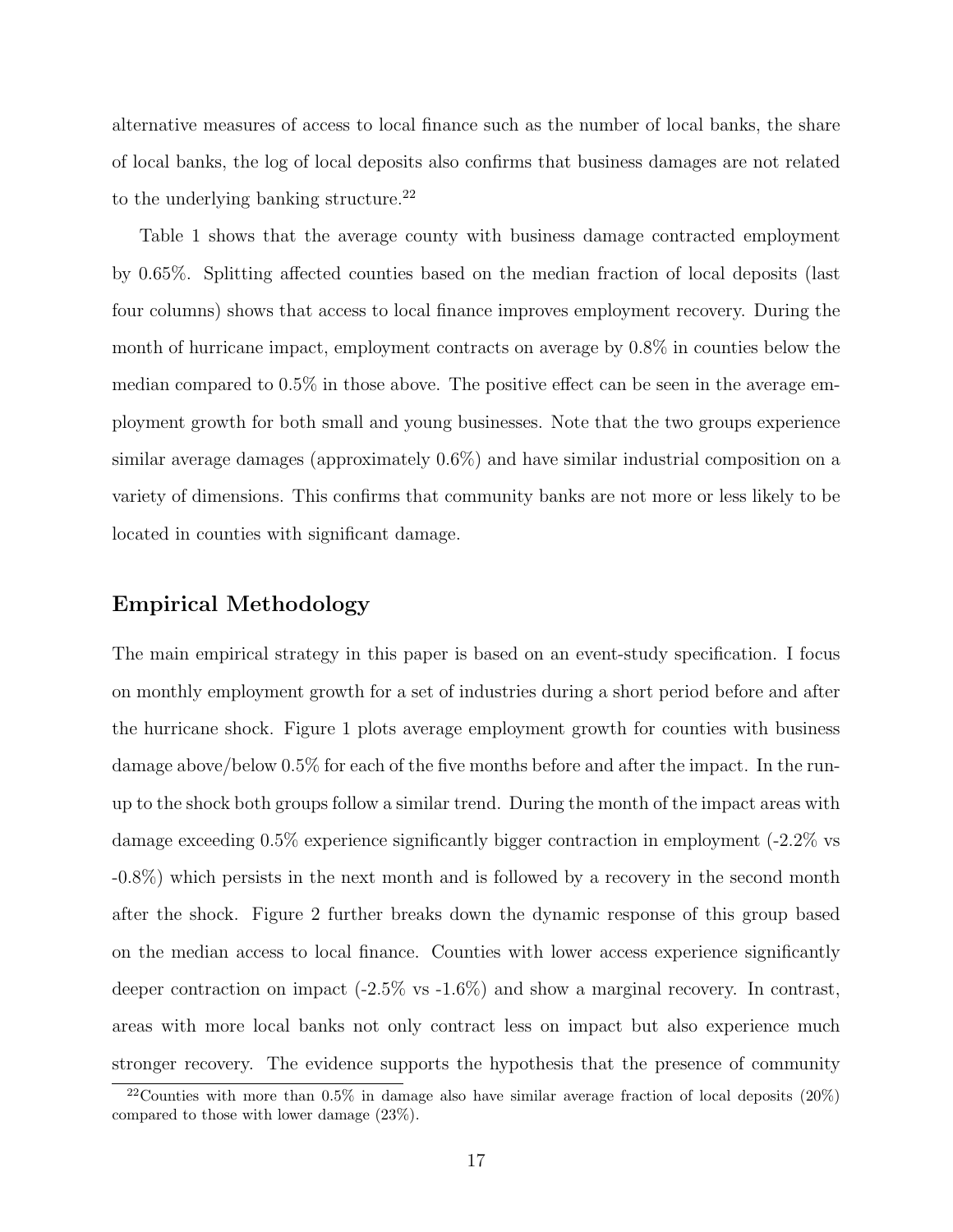alternative measures of access to local finance such as the number of local banks, the share of local banks, the log of local deposits also confirms that business damages are not related to the underlying banking structure.[22]

Table 1 shows that the average county with business damage contracted employment by 0.65%. Splitting affected counties based on the median fraction of local deposits (last four columns) shows that access to local finance improves employment recovery. During the month of hurricane impact, employment contracts on average by 0.8% in counties below the median compared to 0.5% in those above. The positive effect can be seen in the average employment growth for both small and young businesses. Note that the two groups experience similar average damages (approximately 0.6%) and have similar industrial composition on a variety of dimensions. This confirms that community banks are not more or less likely to be located in counties with significant damage.

## Empirical Methodology

The main empirical strategy in this paper is based on an event-study specification. I focus on monthly employment growth for a set of industries during a short period before and after the hurricane shock. Figure 1 plots average employment growth for counties with business damage above/below 0.5% for each of the five months before and after the impact. In the run-up to the shock both groups follow a similar trend. During the month of the impact areas with damage exceeding 0.5% experience significantly bigger contraction in employment (-2.2% vs -0.8%) which persists in the next month and is followed by a recovery in the second month after the shock. Figure 2 further breaks down the dynamic response of this group based on the median access to local finance. Counties with lower access experience significantly deeper contraction on impact (-2.5% vs -1.6%) and show a marginal recovery. In contrast, areas with more local banks not only contract less on impact but also experience much stronger recovery. The evidence supports the hypothesis that the presence of community

[22] Counties with more than 0.5% in damage also have similar average fraction of local deposits (20%) compared to those with lower damage (23%).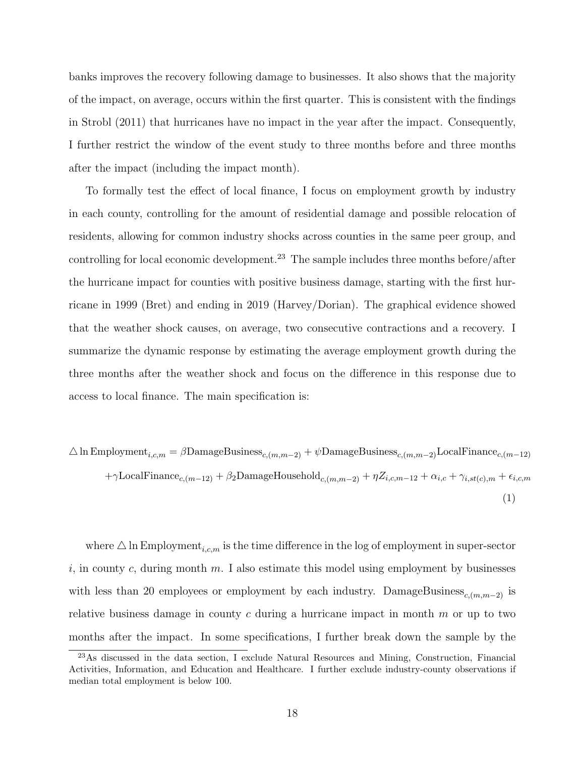banks improves the recovery following damage to businesses. It also shows that the majority of the impact, on average, occurs within the first quarter. This is consistent with the findings in Strobl (2011) that hurricanes have no impact in the year after the impact. Consequently, I further restrict the window of the event study to three months before and three months after the impact (including the impact month).

To formally test the effect of local finance, I focus on employment growth by industry in each county, controlling for the amount of residential damage and possible relocation of residents, allowing for common industry shocks across counties in the same peer group, and controlling for local economic development.[23] The sample includes three months before/after the hurricane impact for counties with positive business damage, starting with the first hurricane in 1999 (Bret) and ending in 2019 (Harvey/Dorian). The graphical evidence showed that the weather shock causes, on average, two consecutive contractions and a recovery. I summarize the dynamic response by estimating the average employment growth during the three months after the weather shock and focus on the difference in this response due to access to local finance. The main specification is:

$$
\begin{aligned}
\triangle \ln \text{Employment}_{i,c,m} = {} & \beta \text{DamageBusiness}_{c,(m,m-2)} + \psi \text{DamageBusiness}_{c,(m,m-2)} \text{LocalFinance}_{c,(m-12)} \\
& + \gamma \text{LocalFinance}_{c,(m-12)} + \beta_2 \text{DamageHousehold}_{c,(m,m-2)} + \eta Z_{i,c,m-12} + \alpha_{i,c} + \gamma_{i,st(c),m} + \epsilon_{i,c,m}
\end{aligned}
\tag{1}
$$

where $\triangle \ln \text{Employment}_{i,c,m}$ is the time difference in the log of employment in super-sector $i$, in county $c$, during month $m$. I also estimate this model using employment by businesses with less than 20 employees or employment by each industry. $\text{DamageBusiness}_{c,(m,m-2)}$ is relative business damage in county $c$ during a hurricane impact in month $m$ or up to two months after the impact. In some specifications, I further break down the sample by the

[23] As discussed in the data section, I exclude Natural Resources and Mining, Construction, Financial Activities, Information, and Education and Healthcare. I further exclude industry-county observations if median total employment is below 100.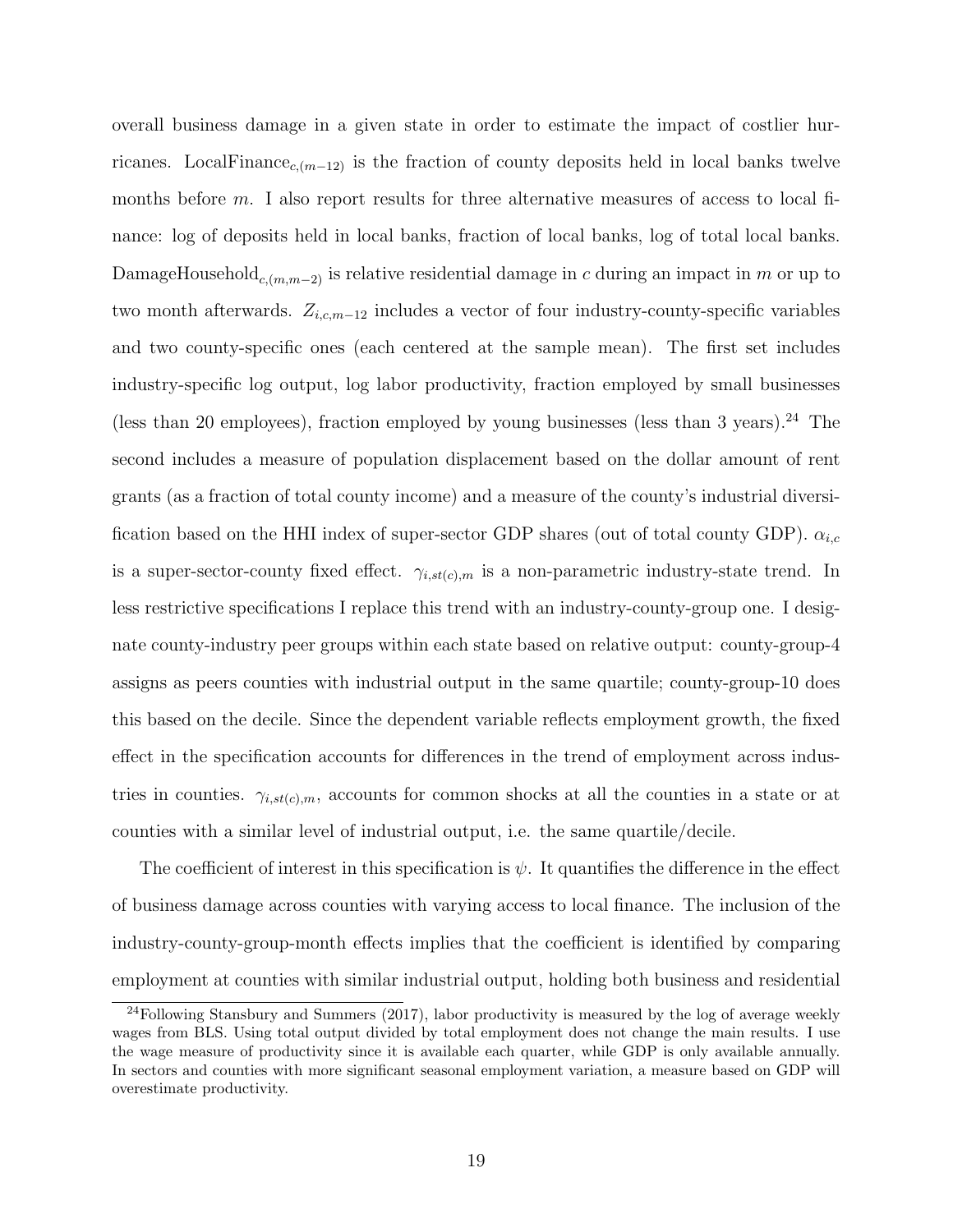overall business damage in a given state in order to estimate the impact of costlier hurricanes. $\text{LocalFinance}_{c,(m-12)}$ is the fraction of county deposits held in local banks twelve months before $m$. I also report results for three alternative measures of access to local finance: log of deposits held in local banks, fraction of local banks, log of total local banks. $\text{DamageHousehold}_{c,(m,m-2)}$ is relative residential damage in $c$ during an impact in $m$ or up to two month afterwards. $Z_{i,c,m-12}$ includes a vector of four industry-county-specific variables and two county-specific ones (each centered at the sample mean). The first set includes industry-specific log output, log labor productivity, fraction employed by small businesses (less than 20 employees), fraction employed by young businesses (less than 3 years).[24] The second includes a measure of population displacement based on the dollar amount of rent grants (as a fraction of total county income) and a measure of the county's industrial diversification based on the HHI index of super-sector GDP shares (out of total county GDP). $\alpha_{i,c}$ is a super-sector-county fixed effect. $\gamma_{i,st(c),m}$ is a non-parametric industry-state trend. In less restrictive specifications I replace this trend with an industry-county-group one. I designate county-industry peer groups within each state based on relative output: county-group-4 assigns as peers counties with industrial output in the same quartile; county-group-10 does this based on the decile. Since the dependent variable reflects employment growth, the fixed effect in the specification accounts for differences in the trend of employment across industries in counties. $\gamma_{i,st(c),m}$, accounts for common shocks at all the counties in a state or at counties with a similar level of industrial output, i.e. the same quartile/decile.

The coefficient of interest in this specification is $\psi$. It quantifies the difference in the effect of business damage across counties with varying access to local finance. The inclusion of the industry-county-group-month effects implies that the coefficient is identified by comparing employment at counties with similar industrial output, holding both business and residential

[24] Following Stansbury and Summers (2017), labor productivity is measured by the log of average weekly wages from BLS. Using total output divided by total employment does not change the main results. I use the wage measure of productivity since it is available each quarter, while GDP is only available annually. In sectors and counties with more significant seasonal employment variation, a measure based on GDP will overestimate productivity.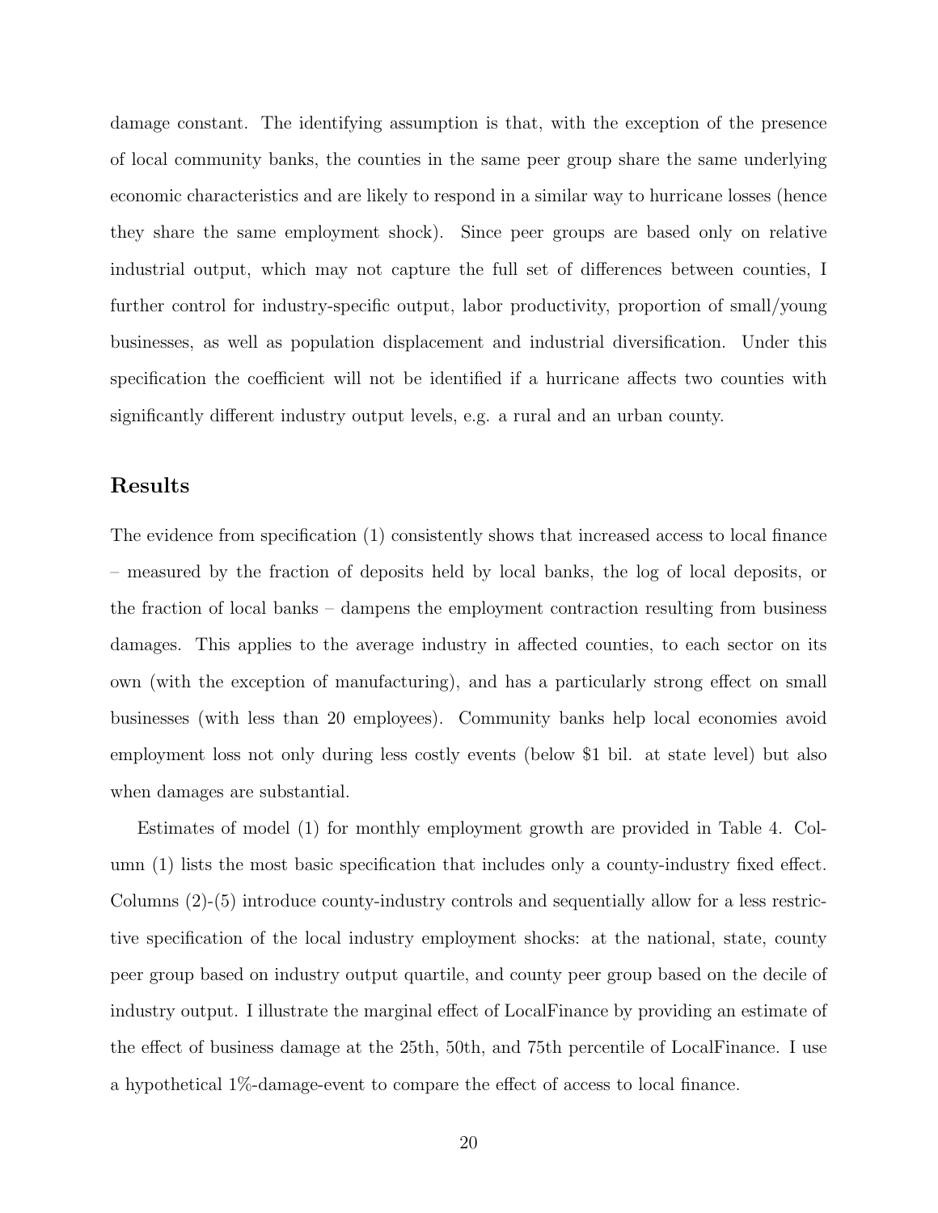damage constant. The identifying assumption is that, with the exception of the presence of local community banks, the counties in the same peer group share the same underlying economic characteristics and are likely to respond in a similar way to hurricane losses (hence they share the same employment shock). Since peer groups are based only on relative industrial output, which may not capture the full set of differences between counties, I further control for industry-specific output, labor productivity, proportion of small/young businesses, as well as population displacement and industrial diversification. Under this specification the coefficient will not be identified if a hurricane affects two counties with significantly different industry output levels, e.g. a rural and an urban county.

## Results

The evidence from specification (1) consistently shows that increased access to local finance – measured by the fraction of deposits held by local banks, the log of local deposits, or the fraction of local banks – dampens the employment contraction resulting from business damages. This applies to the average industry in affected counties, to each sector on its own (with the exception of manufacturing), and has a particularly strong effect on small businesses (with less than 20 employees). Community banks help local economies avoid employment loss not only during less costly events (below $1 bil. at state level) but also when damages are substantial.

Estimates of model (1) for monthly employment growth are provided in Table 4. Column (1) lists the most basic specification that includes only a county-industry fixed effect. Columns (2)-(5) introduce county-industry controls and sequentially allow for a less restrictive specification of the local industry employment shocks: at the national, state, county peer group based on industry output quartile, and county peer group based on the decile of industry output. I illustrate the marginal effect of LocalFinance by providing an estimate of the effect of business damage at the 25th, 50th, and 75th percentile of LocalFinance. I use a hypothetical 1%-damage-event to compare the effect of access to local finance.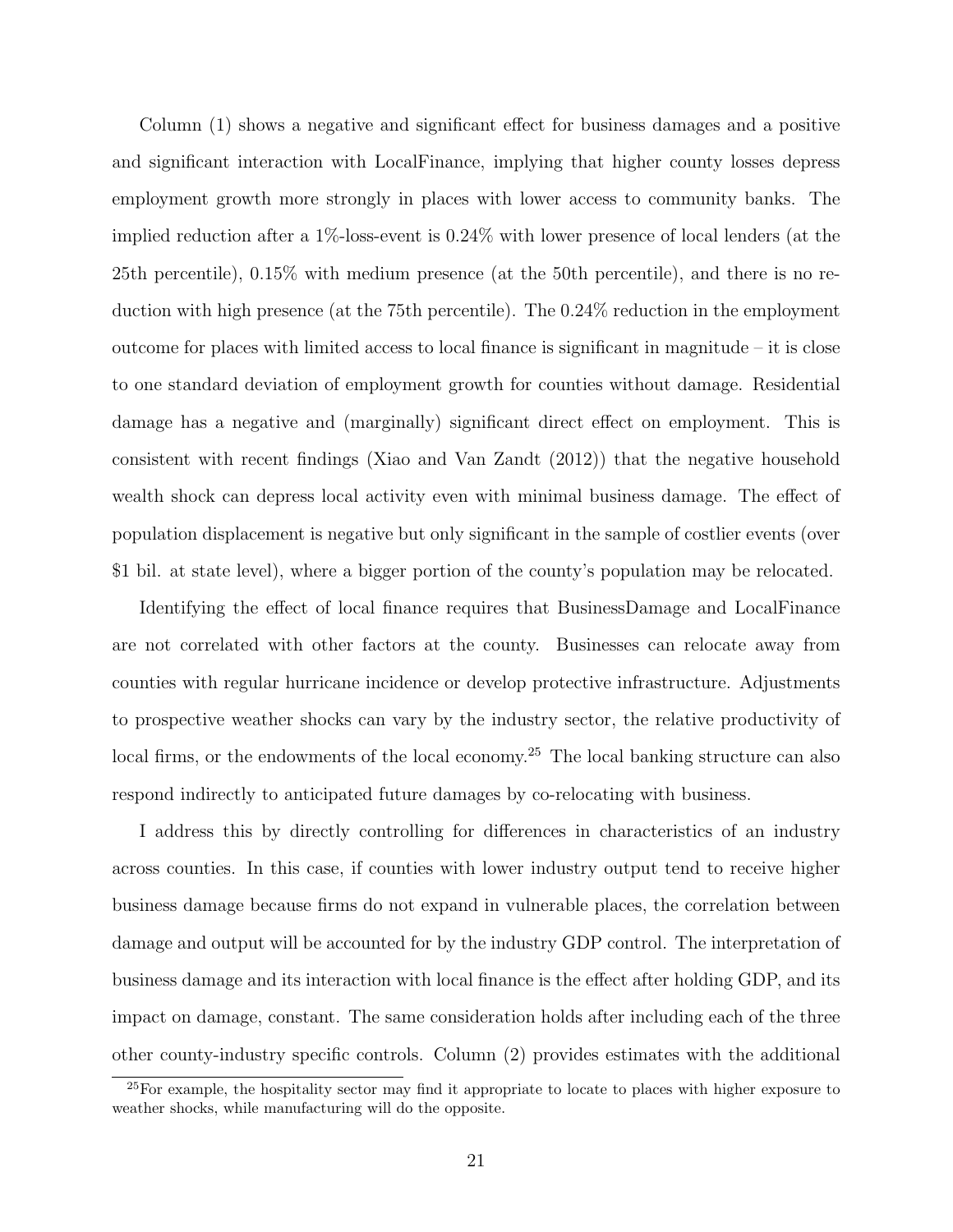Column (1) shows a negative and significant effect for business damages and a positive and significant interaction with LocalFinance, implying that higher county losses depress employment growth more strongly in places with lower access to community banks. The implied reduction after a 1%-loss-event is 0.24% with lower presence of local lenders (at the 25th percentile), 0.15% with medium presence (at the 50th percentile), and there is no reduction with high presence (at the 75th percentile). The 0.24% reduction in the employment outcome for places with limited access to local finance is significant in magnitude – it is close to one standard deviation of employment growth for counties without damage. Residential damage has a negative and (marginally) significant direct effect on employment. This is consistent with recent findings (Xiao and Van Zandt (2012)) that the negative household wealth shock can depress local activity even with minimal business damage. The effect of population displacement is negative but only significant in the sample of costlier events (over $1 bil. at state level), where a bigger portion of the county's population may be relocated.

Identifying the effect of local finance requires that BusinessDamage and LocalFinance are not correlated with other factors at the county. Businesses can relocate away from counties with regular hurricane incidence or develop protective infrastructure. Adjustments to prospective weather shocks can vary by the industry sector, the relative productivity of local firms, or the endowments of the local economy.[25] The local banking structure can also respond indirectly to anticipated future damages by co-relocating with business.

I address this by directly controlling for differences in characteristics of an industry across counties. In this case, if counties with lower industry output tend to receive higher business damage because firms do not expand in vulnerable places, the correlation between damage and output will be accounted for by the industry GDP control. The interpretation of business damage and its interaction with local finance is the effect after holding GDP, and its impact on damage, constant. The same consideration holds after including each of the three other county-industry specific controls. Column (2) provides estimates with the additional

[25] For example, the hospitality sector may find it appropriate to locate to places with higher exposure to weather shocks, while manufacturing will do the opposite.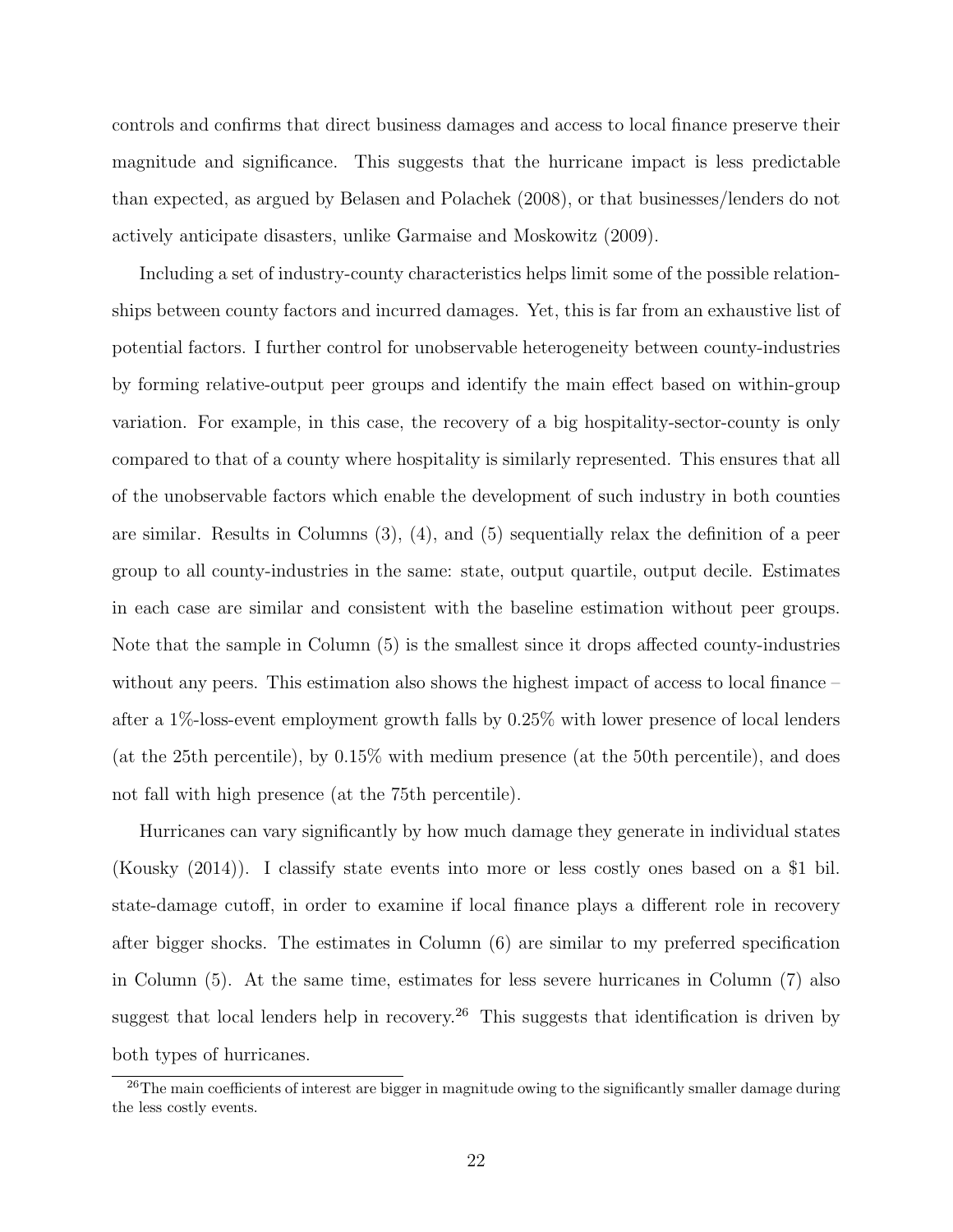controls and confirms that direct business damages and access to local finance preserve their magnitude and significance. This suggests that the hurricane impact is less predictable than expected, as argued by Belasen and Polachek (2008), or that businesses/lenders do not actively anticipate disasters, unlike Garmaise and Moskowitz (2009).

Including a set of industry-county characteristics helps limit some of the possible relationships between county factors and incurred damages. Yet, this is far from an exhaustive list of potential factors. I further control for unobservable heterogeneity between county-industries by forming relative-output peer groups and identify the main effect based on within-group variation. For example, in this case, the recovery of a big hospitality-sector-county is only compared to that of a county where hospitality is similarly represented. This ensures that all of the unobservable factors which enable the development of such industry in both counties are similar. Results in Columns (3), (4), and (5) sequentially relax the definition of a peer group to all county-industries in the same: state, output quartile, output decile. Estimates in each case are similar and consistent with the baseline estimation without peer groups. Note that the sample in Column (5) is the smallest since it drops affected county-industries without any peers. This estimation also shows the highest impact of access to local finance – after a 1%-loss-event employment growth falls by 0.25% with lower presence of local lenders (at the 25th percentile), by 0.15% with medium presence (at the 50th percentile), and does not fall with high presence (at the 75th percentile).

Hurricanes can vary significantly by how much damage they generate in individual states (Kousky (2014)). I classify state events into more or less costly ones based on a \$1 bil. state-damage cutoff, in order to examine if local finance plays a different role in recovery after bigger shocks. The estimates in Column (6) are similar to my preferred specification in Column (5). At the same time, estimates for less severe hurricanes in Column (7) also suggest that local lenders help in recovery.[26] This suggests that identification is driven by both types of hurricanes.

[26]The main coefficients of interest are bigger in magnitude owing to the significantly smaller damage during the less costly events.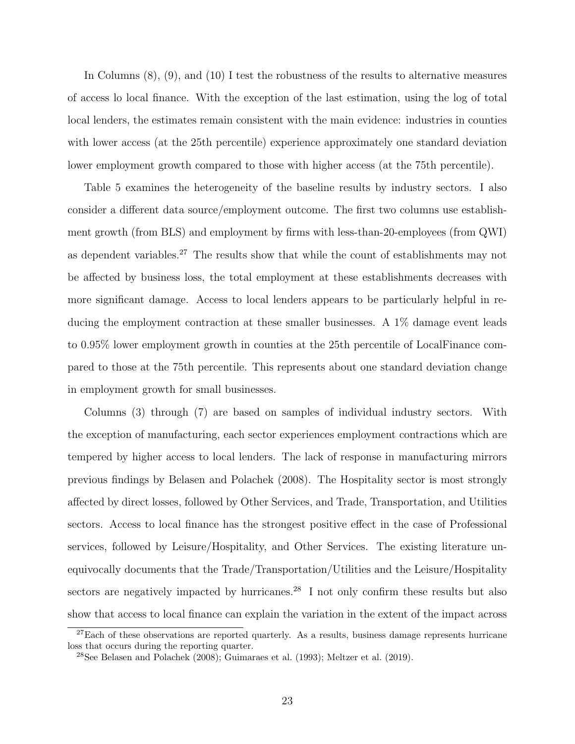In Columns (8), (9), and (10) I test the robustness of the results to alternative measures of access lo local finance. With the exception of the last estimation, using the log of total local lenders, the estimates remain consistent with the main evidence: industries in counties with lower access (at the 25th percentile) experience approximately one standard deviation lower employment growth compared to those with higher access (at the 75th percentile).

Table 5 examines the heterogeneity of the baseline results by industry sectors. I also consider a different data source/employment outcome. The first two columns use establishment growth (from BLS) and employment by firms with less-than-20-employees (from QWI) as dependent variables.[27] The results show that while the count of establishments may not be affected by business loss, the total employment at these establishments decreases with more significant damage. Access to local lenders appears to be particularly helpful in reducing the employment contraction at these smaller businesses. A 1% damage event leads to 0.95% lower employment growth in counties at the 25th percentile of LocalFinance compared to those at the 75th percentile. This represents about one standard deviation change in employment growth for small businesses.

Columns (3) through (7) are based on samples of individual industry sectors. With the exception of manufacturing, each sector experiences employment contractions which are tempered by higher access to local lenders. The lack of response in manufacturing mirrors previous findings by Belasen and Polachek (2008). The Hospitality sector is most strongly affected by direct losses, followed by Other Services, and Trade, Transportation, and Utilities sectors. Access to local finance has the strongest positive effect in the case of Professional services, followed by Leisure/Hospitality, and Other Services. The existing literature unequivocally documents that the Trade/Transportation/Utilities and the Leisure/Hospitality sectors are negatively impacted by hurricanes.[28] I not only confirm these results but also show that access to local finance can explain the variation in the extent of the impact across

[27] Each of these observations are reported quarterly. As a results, business damage represents hurricane loss that occurs during the reporting quarter.

[28] See Belasen and Polachek (2008); Guimaraes et al. (1993); Meltzer et al. (2019).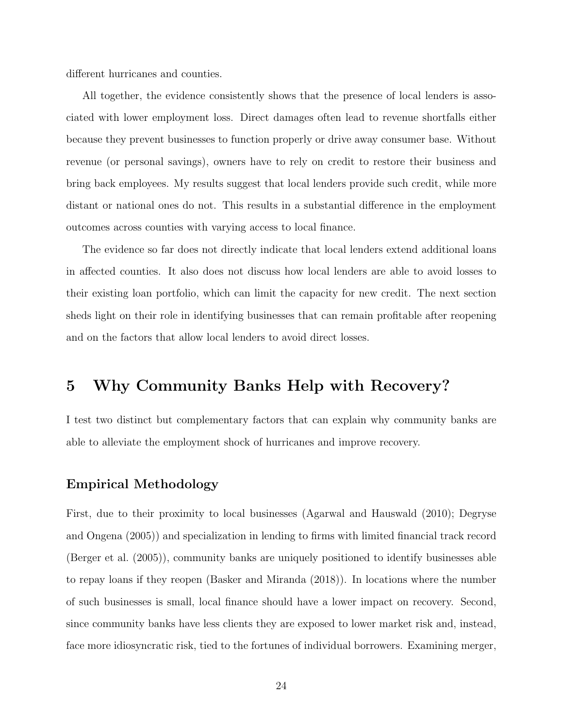different hurricanes and counties.

All together, the evidence consistently shows that the presence of local lenders is associated with lower employment loss. Direct damages often lead to revenue shortfalls either because they prevent businesses to function properly or drive away consumer base. Without revenue (or personal savings), owners have to rely on credit to restore their business and bring back employees. My results suggest that local lenders provide such credit, while more distant or national ones do not. This results in a substantial difference in the employment outcomes across counties with varying access to local finance.

The evidence so far does not directly indicate that local lenders extend additional loans in affected counties. It also does not discuss how local lenders are able to avoid losses to their existing loan portfolio, which can limit the capacity for new credit. The next section sheds light on their role in identifying businesses that can remain profitable after reopening and on the factors that allow local lenders to avoid direct losses.

# 5 Why Community Banks Help with Recovery?

I test two distinct but complementary factors that can explain why community banks are able to alleviate the employment shock of hurricanes and improve recovery.

### Empirical Methodology

First, due to their proximity to local businesses (Agarwal and Hauswald (2010); Degryse and Ongena (2005)) and specialization in lending to firms with limited financial track record (Berger et al. (2005)), community banks are uniquely positioned to identify businesses able to repay loans if they reopen (Basker and Miranda (2018)). In locations where the number of such businesses is small, local finance should have a lower impact on recovery. Second, since community banks have less clients they are exposed to lower market risk and, instead, face more idiosyncratic risk, tied to the fortunes of individual borrowers. Examining merger,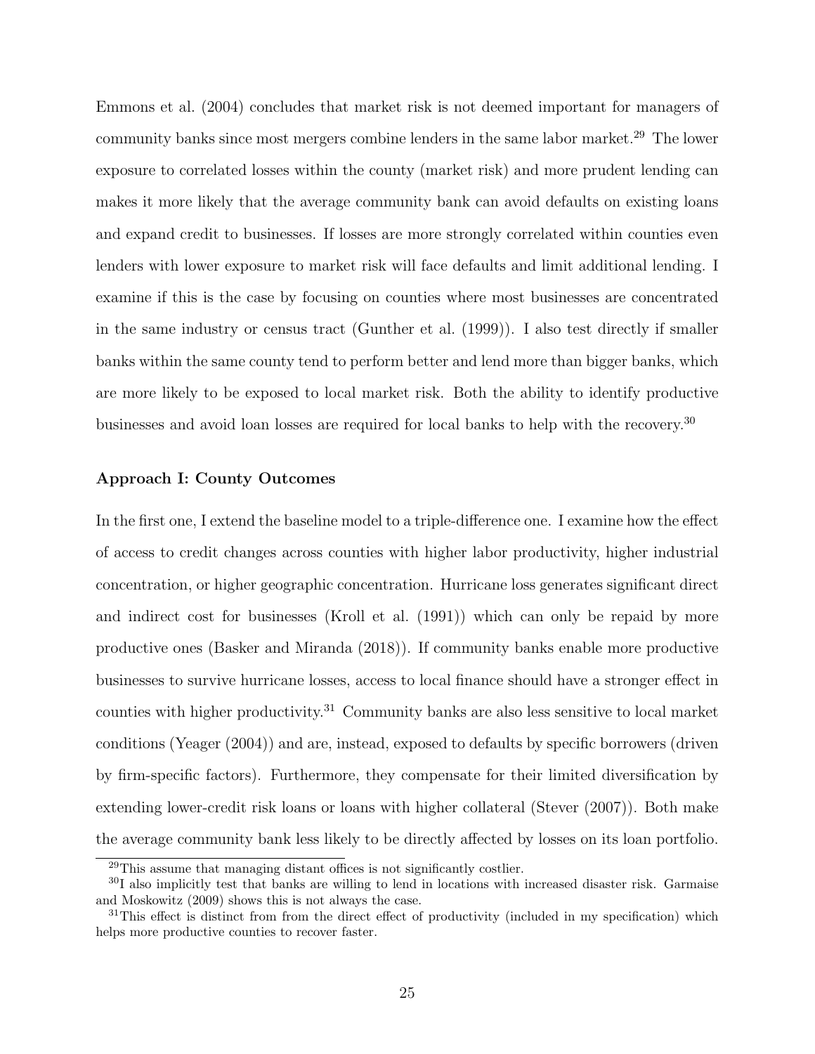Emmons et al. (2004) concludes that market risk is not deemed important for managers of community banks since most mergers combine lenders in the same labor market.[29] The lower exposure to correlated losses within the county (market risk) and more prudent lending can makes it more likely that the average community bank can avoid defaults on existing loans and expand credit to businesses. If losses are more strongly correlated within counties even lenders with lower exposure to market risk will face defaults and limit additional lending. I examine if this is the case by focusing on counties where most businesses are concentrated in the same industry or census tract (Gunther et al. (1999)). I also test directly if smaller banks within the same county tend to perform better and lend more than bigger banks, which are more likely to be exposed to local market risk. Both the ability to identify productive businesses and avoid loan losses are required for local banks to help with the recovery.[30]

**Approach I: County Outcomes**

In the first one, I extend the baseline model to a triple-difference one. I examine how the effect of access to credit changes across counties with higher labor productivity, higher industrial concentration, or higher geographic concentration. Hurricane loss generates significant direct and indirect cost for businesses (Kroll et al. (1991)) which can only be repaid by more productive ones (Basker and Miranda (2018)). If community banks enable more productive businesses to survive hurricane losses, access to local finance should have a stronger effect in counties with higher productivity.[31] Community banks are also less sensitive to local market conditions (Yeager (2004)) and are, instead, exposed to defaults by specific borrowers (driven by firm-specific factors). Furthermore, they compensate for their limited diversification by extending lower-credit risk loans or loans with higher collateral (Stever (2007)). Both make the average community bank less likely to be directly affected by losses on its loan portfolio.

[29] This assume that managing distant offices is not significantly costlier.

[30] I also implicitly test that banks are willing to lend in locations with increased disaster risk. Garmaise and Moskowitz (2009) shows this is not always the case.

[31] This effect is distinct from from the direct effect of productivity (included in my specification) which helps more productive counties to recover faster.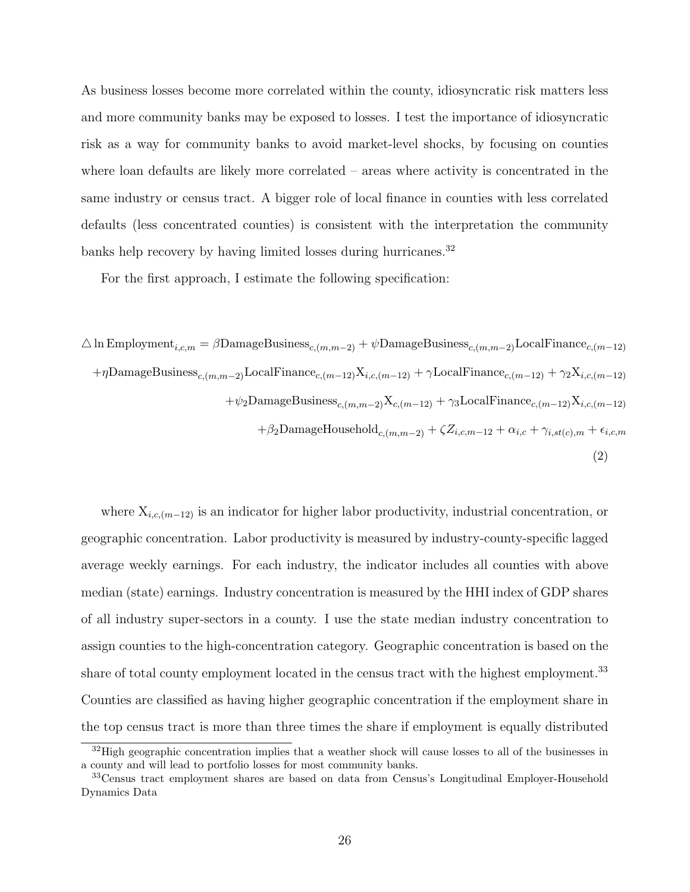As business losses become more correlated within the county, idiosyncratic risk matters less and more community banks may be exposed to losses. I test the importance of idiosyncratic risk as a way for community banks to avoid market-level shocks, by focusing on counties where loan defaults are likely more correlated – areas where activity is concentrated in the same industry or census tract. A bigger role of local finance in counties with less correlated defaults (less concentrated counties) is consistent with the interpretation the community banks help recovery by having limited losses during hurricanes.[32]

For the first approach, I estimate the following specification:

$$
\begin{aligned}
\triangle \ln \text{Employment}_{i,c,m} = {} & \beta \text{DamageBusiness}_{c,(m,m-2)} + \psi \text{DamageBusiness}_{c,(m,m-2)} \text{LocalFinance}_{c,(m-12)} \\
& + \eta \text{DamageBusiness}_{c,(m,m-2)} \text{LocalFinance}_{c,(m-12)} \text{X}_{i,c,(m-12)} + \gamma \text{LocalFinance}_{c,(m-12)} + \gamma_2 \text{X}_{i,c,(m-12)} \\
& + \psi_2 \text{DamageBusiness}_{c,(m,m-2)} \text{X}_{c,(m-12)} + \gamma_3 \text{LocalFinance}_{c,(m-12)} \text{X}_{i,c,(m-12)} \\
& + \beta_2 \text{DamageHousehold}_{c,(m,m-2)} + \zeta Z_{i,c,m-12} + \alpha_{i,c} + \gamma_{i,st(c),m} + \epsilon_{i,c,m}
\end{aligned} \tag{2}
$$

where $\text{X}_{i,c,(m-12)}$ is an indicator for higher labor productivity, industrial concentration, or geographic concentration. Labor productivity is measured by industry-county-specific lagged average weekly earnings. For each industry, the indicator includes all counties with above median (state) earnings. Industry concentration is measured by the HHI index of GDP shares of all industry super-sectors in a county. I use the state median industry concentration to assign counties to the high-concentration category. Geographic concentration is based on the share of total county employment located in the census tract with the highest employment.[33] Counties are classified as having higher geographic concentration if the employment share in the top census tract is more than three times the share if employment is equally distributed

[32] High geographic concentration implies that a weather shock will cause losses to all of the businesses in a county and will lead to portfolio losses for most community banks.

[33] Census tract employment shares are based on data from Census's Longitudinal Employer-Household Dynamics Data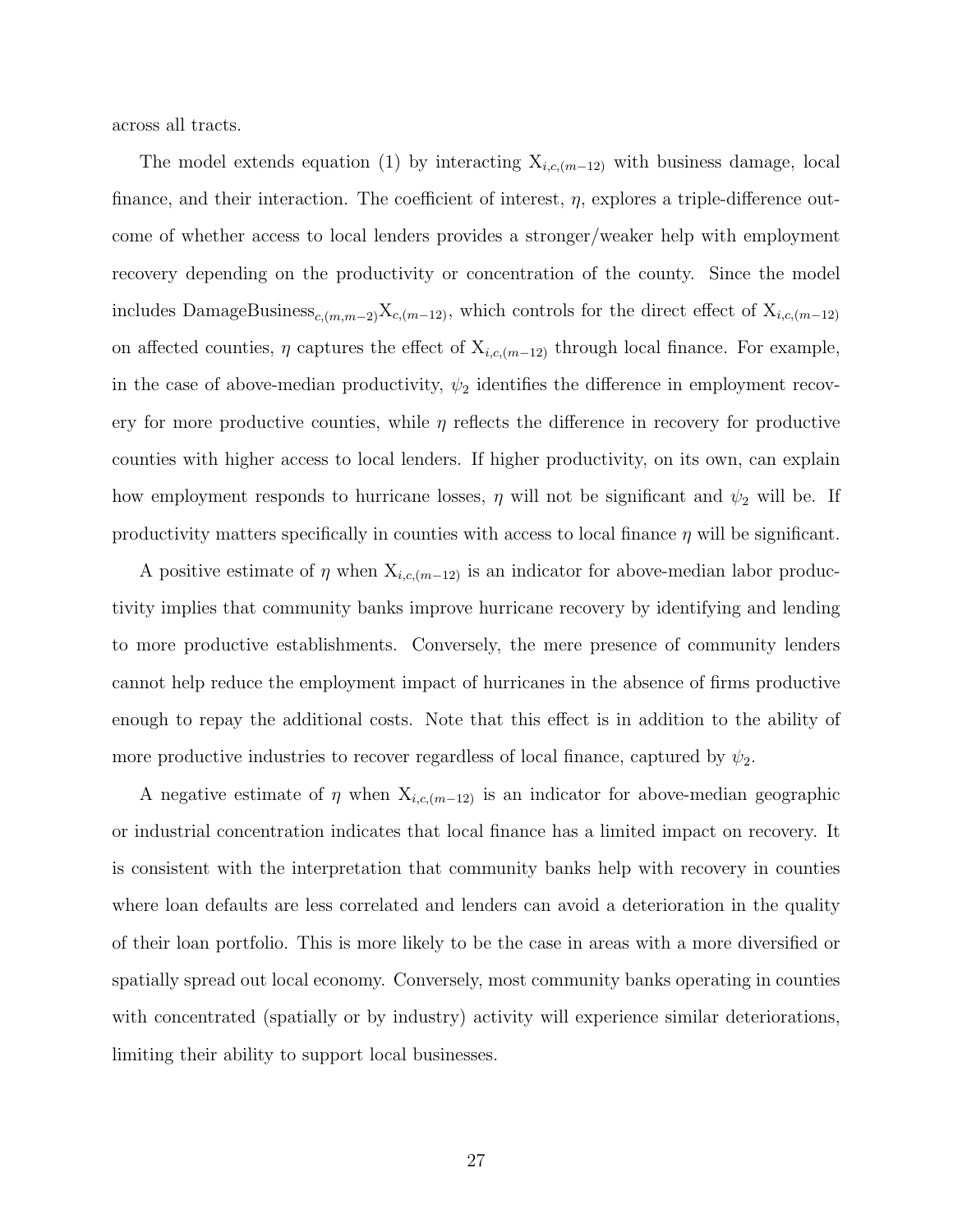across all tracts.

The model extends equation (1) by interacting $\mathrm{X}_{i,c,(m-12)}$ with business damage, local finance, and their interaction. The coefficient of interest, $\eta$, explores a triple-difference outcome of whether access to local lenders provides a stronger/weaker help with employment recovery depending on the productivity or concentration of the county. Since the model includes $\mathrm{DamageBusiness}_{c,(m,m-2)}\mathrm{X}_{c,(m-12)}$, which controls for the direct effect of $\mathrm{X}_{i,c,(m-12)}$ on affected counties, $\eta$ captures the effect of $\mathrm{X}_{i,c,(m-12)}$ through local finance. For example, in the case of above-median productivity, $\psi_2$ identifies the difference in employment recovery for more productive counties, while $\eta$ reflects the difference in recovery for productive counties with higher access to local lenders. If higher productivity, on its own, can explain how employment responds to hurricane losses, $\eta$ will not be significant and $\psi_2$ will be. If productivity matters specifically in counties with access to local finance $\eta$ will be significant.

A positive estimate of $\eta$ when $\mathrm{X}_{i,c,(m-12)}$ is an indicator for above-median labor productivity implies that community banks improve hurricane recovery by identifying and lending to more productive establishments. Conversely, the mere presence of community lenders cannot help reduce the employment impact of hurricanes in the absence of firms productive enough to repay the additional costs. Note that this effect is in addition to the ability of more productive industries to recover regardless of local finance, captured by $\psi_2$.

A negative estimate of $\eta$ when $\mathrm{X}_{i,c,(m-12)}$ is an indicator for above-median geographic or industrial concentration indicates that local finance has a limited impact on recovery. It is consistent with the interpretation that community banks help with recovery in counties where loan defaults are less correlated and lenders can avoid a deterioration in the quality of their loan portfolio. This is more likely to be the case in areas with a more diversified or spatially spread out local economy. Conversely, most community banks operating in counties with concentrated (spatially or by industry) activity will experience similar deteriorations, limiting their ability to support local businesses.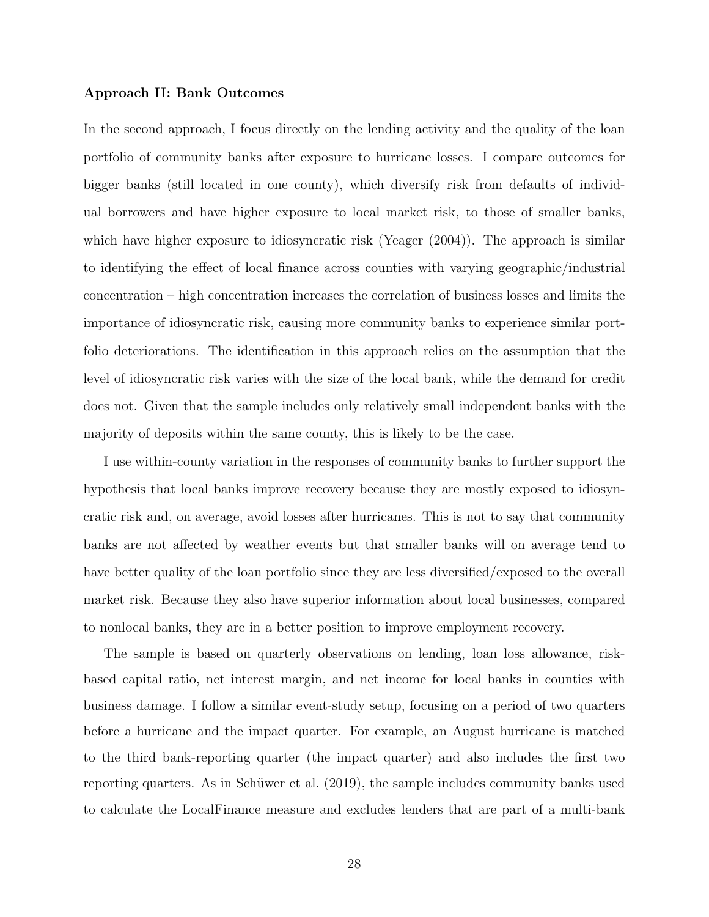**Approach II: Bank Outcomes**

In the second approach, I focus directly on the lending activity and the quality of the loan portfolio of community banks after exposure to hurricane losses. I compare outcomes for bigger banks (still located in one county), which diversify risk from defaults of individual borrowers and have higher exposure to local market risk, to those of smaller banks, which have higher exposure to idiosyncratic risk (Yeager (2004)). The approach is similar to identifying the effect of local finance across counties with varying geographic/industrial concentration – high concentration increases the correlation of business losses and limits the importance of idiosyncratic risk, causing more community banks to experience similar portfolio deteriorations. The identification in this approach relies on the assumption that the level of idiosyncratic risk varies with the size of the local bank, while the demand for credit does not. Given that the sample includes only relatively small independent banks with the majority of deposits within the same county, this is likely to be the case.

I use within-county variation in the responses of community banks to further support the hypothesis that local banks improve recovery because they are mostly exposed to idiosyncratic risk and, on average, avoid losses after hurricanes. This is not to say that community banks are not affected by weather events but that smaller banks will on average tend to have better quality of the loan portfolio since they are less diversified/exposed to the overall market risk. Because they also have superior information about local businesses, compared to nonlocal banks, they are in a better position to improve employment recovery.

The sample is based on quarterly observations on lending, loan loss allowance, risk-based capital ratio, net interest margin, and net income for local banks in counties with business damage. I follow a similar event-study setup, focusing on a period of two quarters before a hurricane and the impact quarter. For example, an August hurricane is matched to the third bank-reporting quarter (the impact quarter) and also includes the first two reporting quarters. As in Schüwer et al. (2019), the sample includes community banks used to calculate the LocalFinance measure and excludes lenders that are part of a multi-bank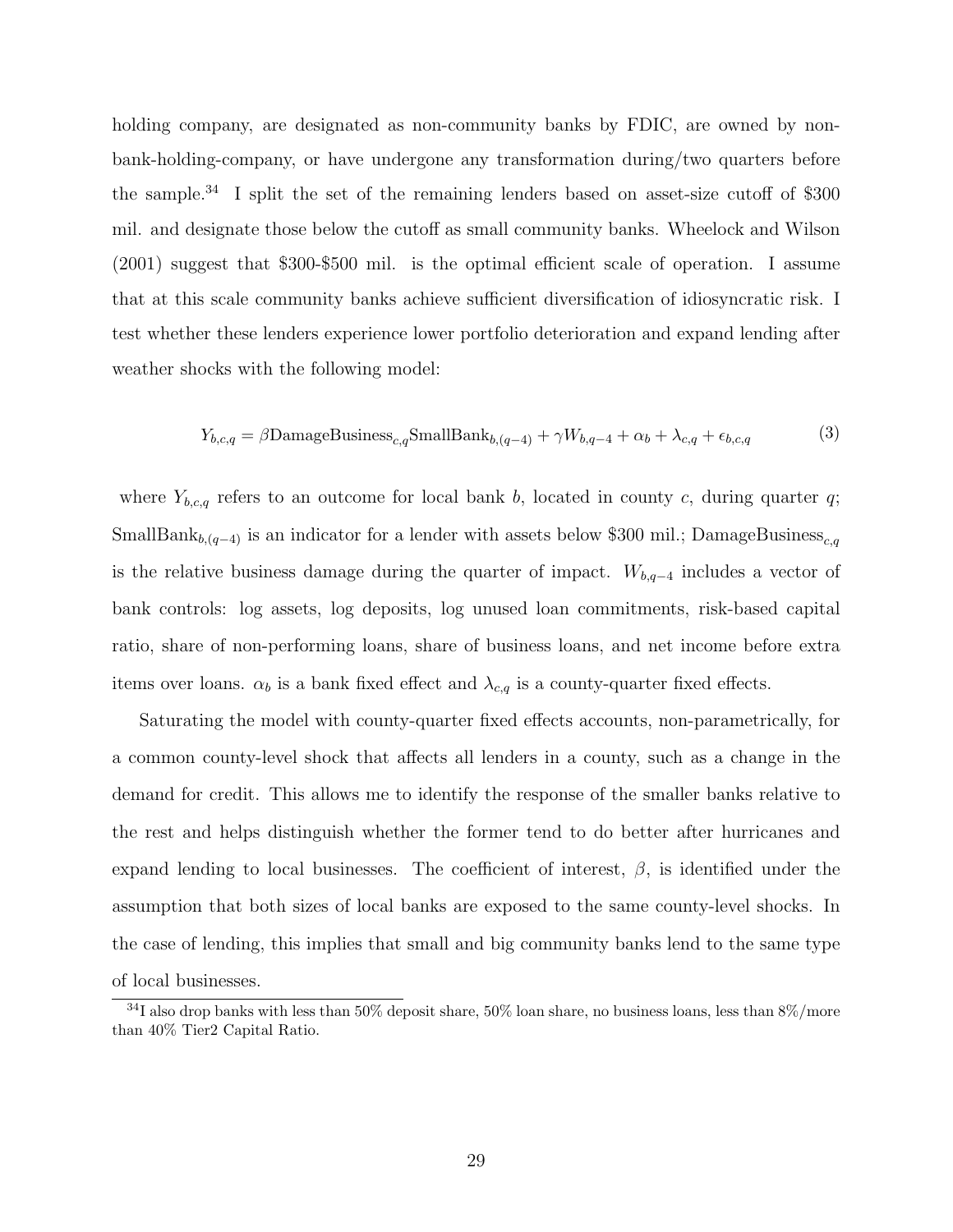holding company, are designated as non-community banks by FDIC, are owned by non-bank-holding-company, or have undergone any transformation during/two quarters before the sample.[34] I split the set of the remaining lenders based on asset-size cutoff of \$300 mil. and designate those below the cutoff as small community banks. Wheelock and Wilson (2001) suggest that \$300-\$500 mil. is the optimal efficient scale of operation. I assume that at this scale community banks achieve sufficient diversification of idiosyncratic risk. I test whether these lenders experience lower portfolio deterioration and expand lending after weather shocks with the following model:

$$Y_{b,c,q} = \beta \text{DamageBusiness}_{c,q} \text{SmallBank}_{b,(q-4)} + \gamma W_{b,q-4} + \alpha_b + \lambda_{c,q} + \epsilon_{b,c,q} \tag{3}$$

where $Y_{b,c,q}$ refers to an outcome for local bank $b$, located in county $c$, during quarter $q$; $\text{SmallBank}_{b,(q-4)}$ is an indicator for a lender with assets below \$300 mil.; $\text{DamageBusiness}_{c,q}$ is the relative business damage during the quarter of impact. $W_{b,q-4}$ includes a vector of bank controls: log assets, log deposits, log unused loan commitments, risk-based capital ratio, share of non-performing loans, share of business loans, and net income before extra items over loans. $\alpha_b$ is a bank fixed effect and $\lambda_{c,q}$ is a county-quarter fixed effects.

Saturating the model with county-quarter fixed effects accounts, non-parametrically, for a common county-level shock that affects all lenders in a county, such as a change in the demand for credit. This allows me to identify the response of the smaller banks relative to the rest and helps distinguish whether the former tend to do better after hurricanes and expand lending to local businesses. The coefficient of interest, $\beta$, is identified under the assumption that both sizes of local banks are exposed to the same county-level shocks. In the case of lending, this implies that small and big community banks lend to the same type of local businesses.

[34] I also drop banks with less than 50% deposit share, 50% loan share, no business loans, less than 8%/more than 40% Tier2 Capital Ratio.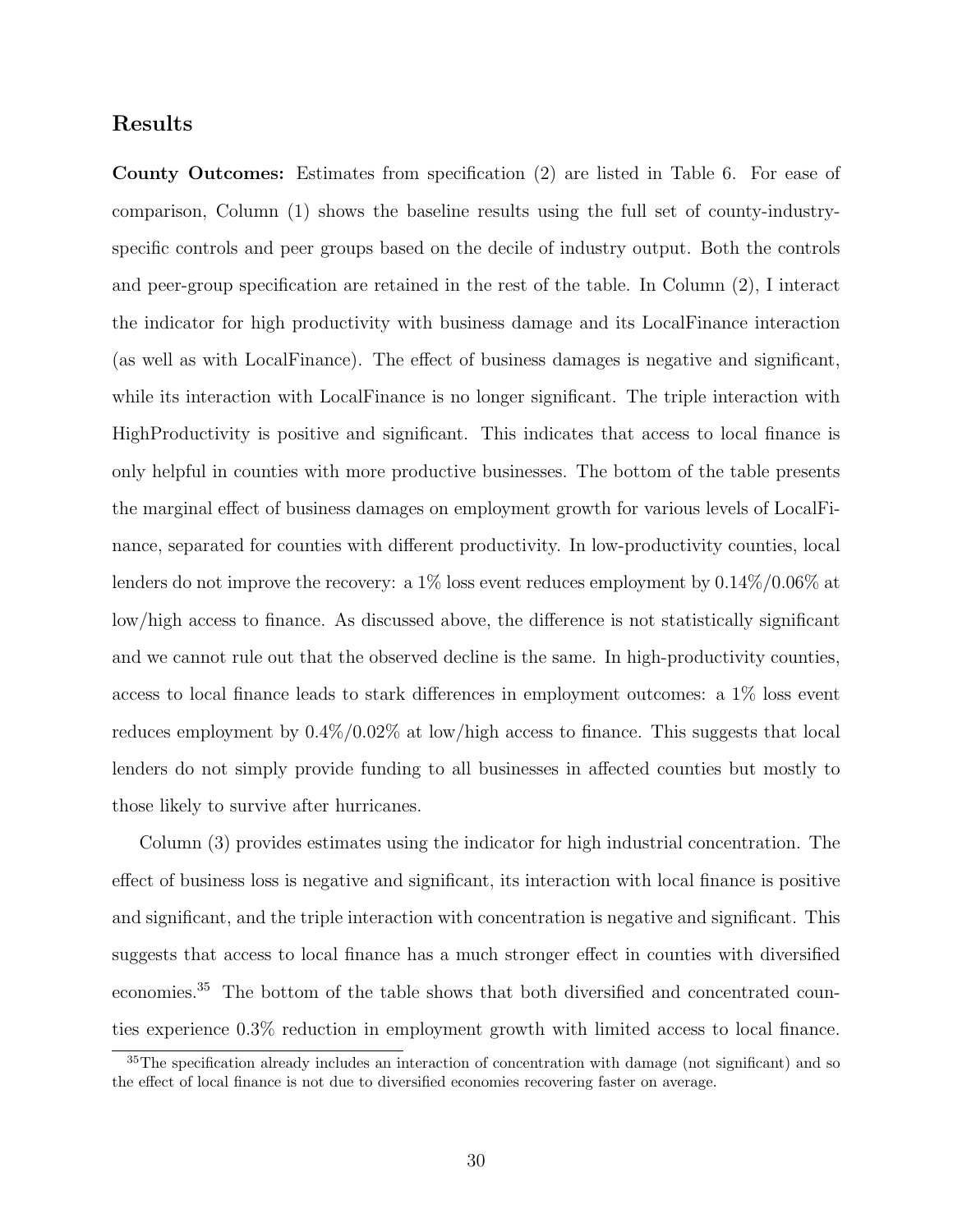## Results

**County Outcomes:** Estimates from specification (2) are listed in Table 6. For ease of comparison, Column (1) shows the baseline results using the full set of county-industry-specific controls and peer groups based on the decile of industry output. Both the controls and peer-group specification are retained in the rest of the table. In Column (2), I interact the indicator for high productivity with business damage and its LocalFinance interaction (as well as with LocalFinance). The effect of business damages is negative and significant, while its interaction with LocalFinance is no longer significant. The triple interaction with HighProductivity is positive and significant. This indicates that access to local finance is only helpful in counties with more productive businesses. The bottom of the table presents the marginal effect of business damages on employment growth for various levels of LocalFinance, separated for counties with different productivity. In low-productivity counties, local lenders do not improve the recovery: a 1% loss event reduces employment by 0.14%/0.06% at low/high access to finance. As discussed above, the difference is not statistically significant and we cannot rule out that the observed decline is the same. In high-productivity counties, access to local finance leads to stark differences in employment outcomes: a 1% loss event reduces employment by 0.4%/0.02% at low/high access to finance. This suggests that local lenders do not simply provide funding to all businesses in affected counties but mostly to those likely to survive after hurricanes.

Column (3) provides estimates using the indicator for high industrial concentration. The effect of business loss is negative and significant, its interaction with local finance is positive and significant, and the triple interaction with concentration is negative and significant. This suggests that access to local finance has a much stronger effect in counties with diversified economies.[35] The bottom of the table shows that both diversified and concentrated counties experience 0.3% reduction in employment growth with limited access to local finance.

[35] The specification already includes an interaction of concentration with damage (not significant) and so the effect of local finance is not due to diversified economies recovering faster on average.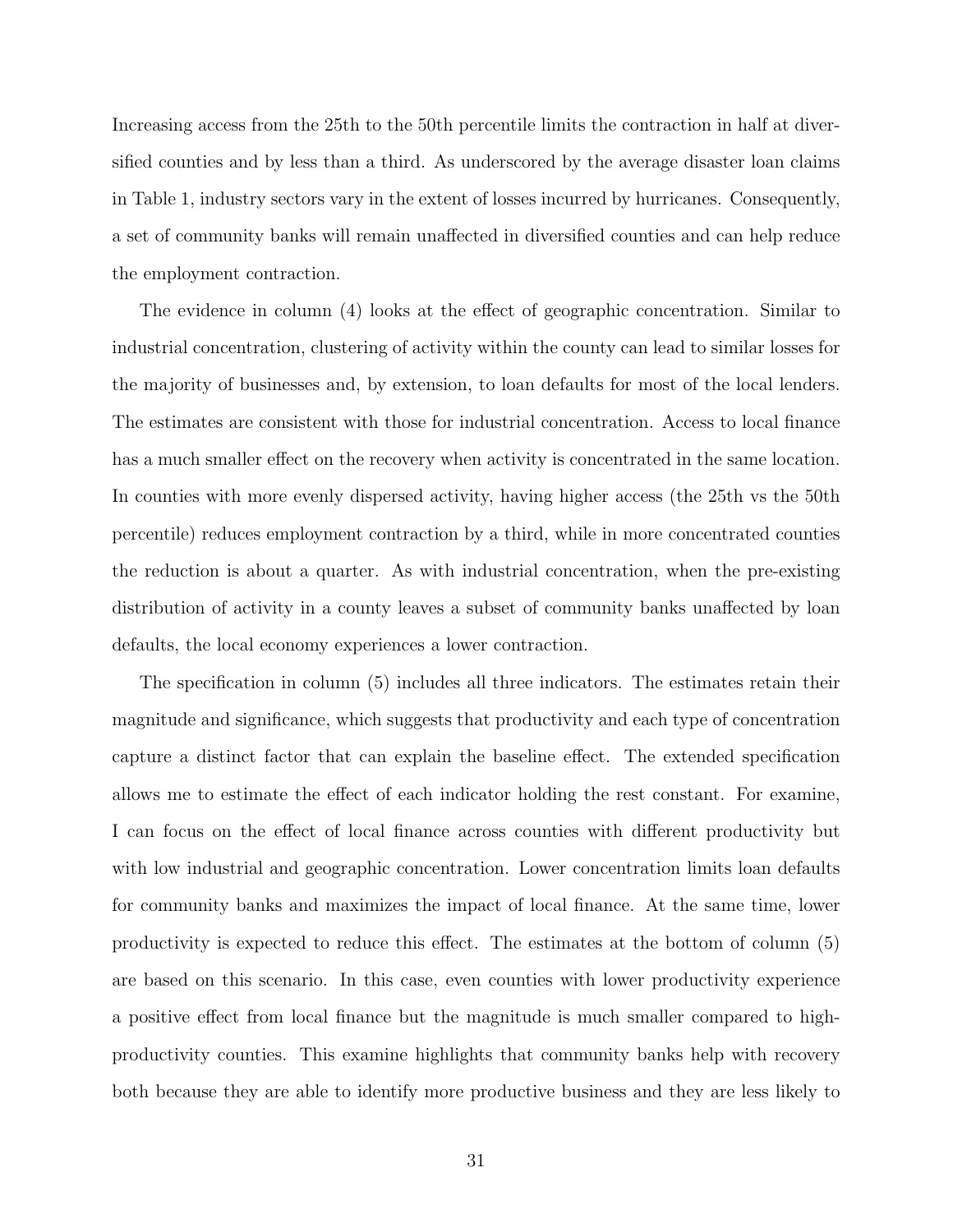Increasing access from the 25th to the 50th percentile limits the contraction in half at diversified counties and by less than a third. As underscored by the average disaster loan claims in Table 1, industry sectors vary in the extent of losses incurred by hurricanes. Consequently, a set of community banks will remain unaffected in diversified counties and can help reduce the employment contraction.

The evidence in column (4) looks at the effect of geographic concentration. Similar to industrial concentration, clustering of activity within the county can lead to similar losses for the majority of businesses and, by extension, to loan defaults for most of the local lenders. The estimates are consistent with those for industrial concentration. Access to local finance has a much smaller effect on the recovery when activity is concentrated in the same location. In counties with more evenly dispersed activity, having higher access (the 25th vs the 50th percentile) reduces employment contraction by a third, while in more concentrated counties the reduction is about a quarter. As with industrial concentration, when the pre-existing distribution of activity in a county leaves a subset of community banks unaffected by loan defaults, the local economy experiences a lower contraction.

The specification in column (5) includes all three indicators. The estimates retain their magnitude and significance, which suggests that productivity and each type of concentration capture a distinct factor that can explain the baseline effect. The extended specification allows me to estimate the effect of each indicator holding the rest constant. For examine, I can focus on the effect of local finance across counties with different productivity but with low industrial and geographic concentration. Lower concentration limits loan defaults for community banks and maximizes the impact of local finance. At the same time, lower productivity is expected to reduce this effect. The estimates at the bottom of column (5) are based on this scenario. In this case, even counties with lower productivity experience a positive effect from local finance but the magnitude is much smaller compared to high-productivity counties. This examine highlights that community banks help with recovery both because they are able to identify more productive business and they are less likely to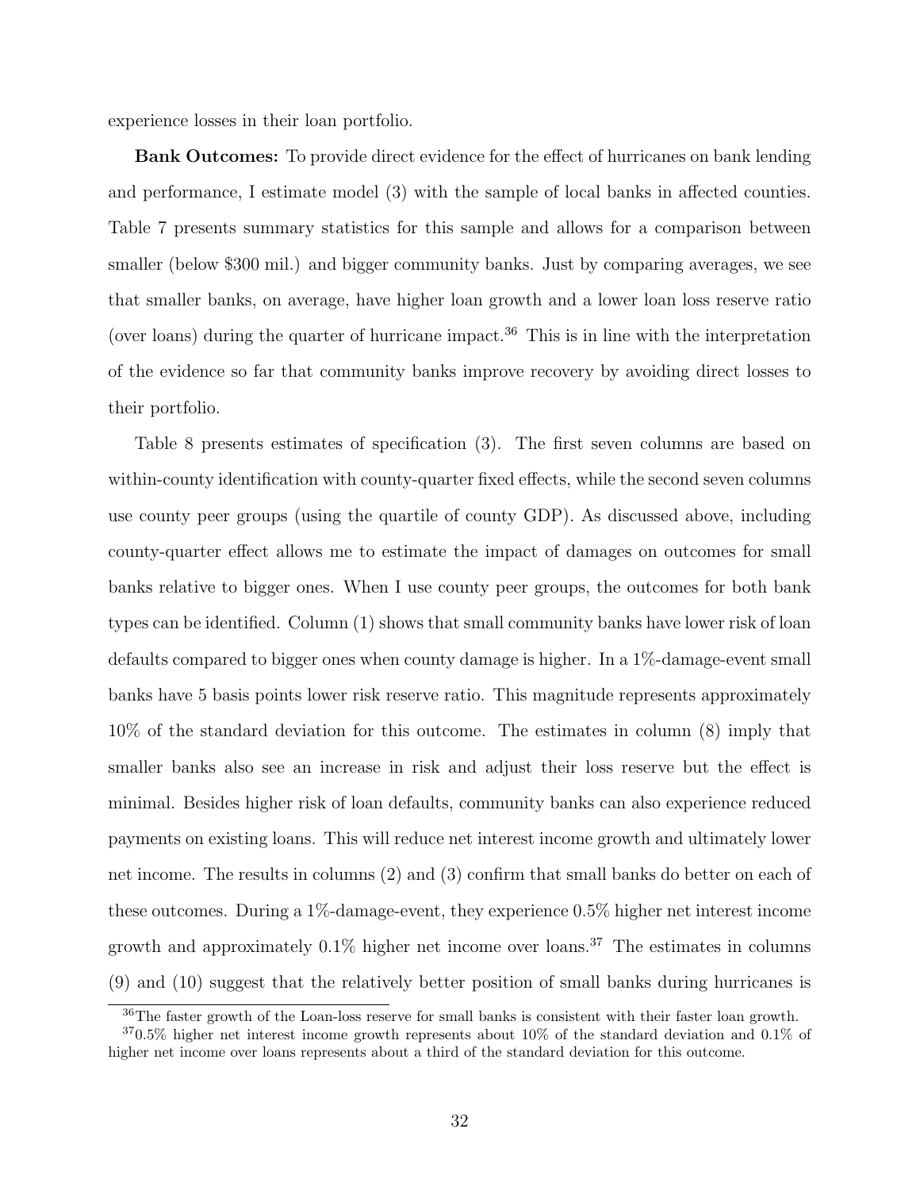experience losses in their loan portfolio.

**Bank Outcomes:** To provide direct evidence for the effect of hurricanes on bank lending and performance, I estimate model (3) with the sample of local banks in affected counties. Table 7 presents summary statistics for this sample and allows for a comparison between smaller (below \$300 mil.) and bigger community banks. Just by comparing averages, we see that smaller banks, on average, have higher loan growth and a lower loan loss reserve ratio (over loans) during the quarter of hurricane impact.[36] This is in line with the interpretation of the evidence so far that community banks improve recovery by avoiding direct losses to their portfolio.

Table 8 presents estimates of specification (3). The first seven columns are based on within-county identification with county-quarter fixed effects, while the second seven columns use county peer groups (using the quartile of county GDP). As discussed above, including county-quarter effect allows me to estimate the impact of damages on outcomes for small banks relative to bigger ones. When I use county peer groups, the outcomes for both bank types can be identified. Column (1) shows that small community banks have lower risk of loan defaults compared to bigger ones when county damage is higher. In a 1%-damage-event small banks have 5 basis points lower risk reserve ratio. This magnitude represents approximately 10% of the standard deviation for this outcome. The estimates in column (8) imply that smaller banks also see an increase in risk and adjust their loss reserve but the effect is minimal. Besides higher risk of loan defaults, community banks can also experience reduced payments on existing loans. This will reduce net interest income growth and ultimately lower net income. The results in columns (2) and (3) confirm that small banks do better on each of these outcomes. During a 1%-damage-event, they experience 0.5% higher net interest income growth and approximately 0.1% higher net income over loans.[37] The estimates in columns (9) and (10) suggest that the relatively better position of small banks during hurricanes is

[36] The faster growth of the Loan-loss reserve for small banks is consistent with their faster loan growth.

[37] 0.5% higher net interest income growth represents about 10% of the standard deviation and 0.1% of higher net income over loans represents about a third of the standard deviation for this outcome.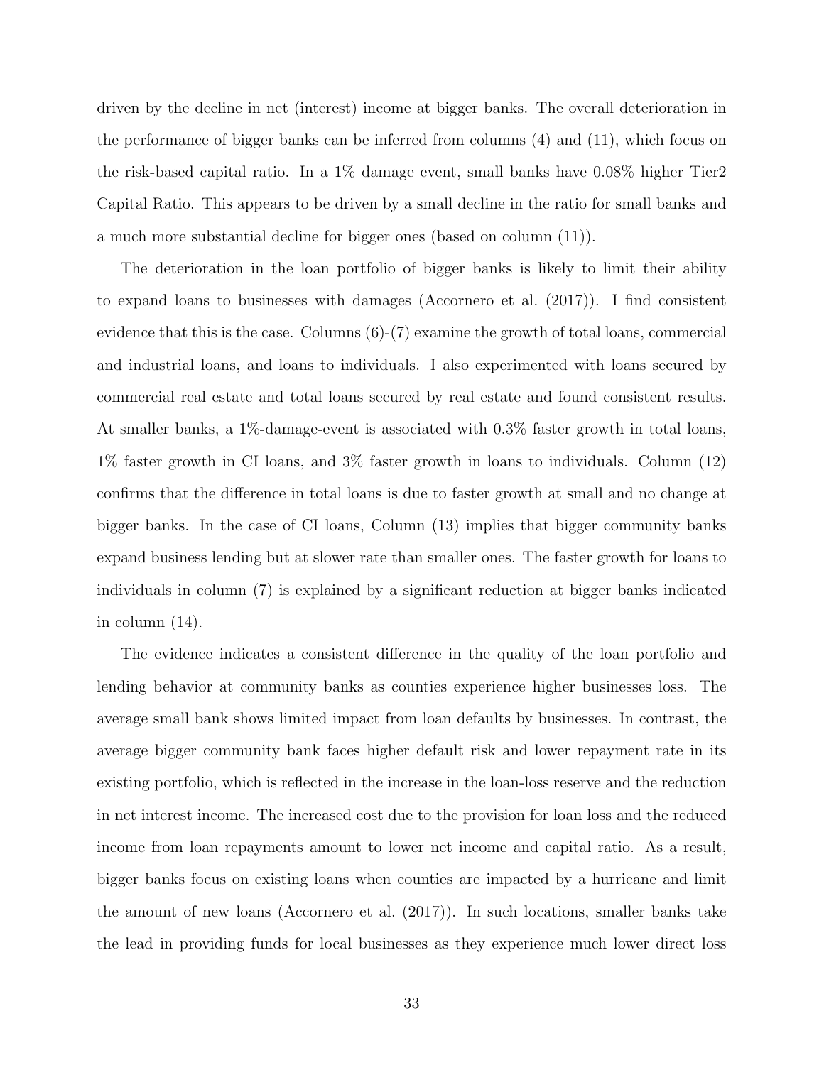driven by the decline in net (interest) income at bigger banks. The overall deterioration in the performance of bigger banks can be inferred from columns (4) and (11), which focus on the risk-based capital ratio. In a 1% damage event, small banks have 0.08% higher Tier2 Capital Ratio. This appears to be driven by a small decline in the ratio for small banks and a much more substantial decline for bigger ones (based on column (11)).

The deterioration in the loan portfolio of bigger banks is likely to limit their ability to expand loans to businesses with damages (Accornero et al. (2017)). I find consistent evidence that this is the case. Columns (6)-(7) examine the growth of total loans, commercial and industrial loans, and loans to individuals. I also experimented with loans secured by commercial real estate and total loans secured by real estate and found consistent results. At smaller banks, a 1%-damage-event is associated with 0.3% faster growth in total loans, 1% faster growth in CI loans, and 3% faster growth in loans to individuals. Column (12) confirms that the difference in total loans is due to faster growth at small and no change at bigger banks. In the case of CI loans, Column (13) implies that bigger community banks expand business lending but at slower rate than smaller ones. The faster growth for loans to individuals in column (7) is explained by a significant reduction at bigger banks indicated in column (14).

The evidence indicates a consistent difference in the quality of the loan portfolio and lending behavior at community banks as counties experience higher businesses loss. The average small bank shows limited impact from loan defaults by businesses. In contrast, the average bigger community bank faces higher default risk and lower repayment rate in its existing portfolio, which is reflected in the increase in the loan-loss reserve and the reduction in net interest income. The increased cost due to the provision for loan loss and the reduced income from loan repayments amount to lower net income and capital ratio. As a result, bigger banks focus on existing loans when counties are impacted by a hurricane and limit the amount of new loans (Accornero et al. (2017)). In such locations, smaller banks take the lead in providing funds for local businesses as they experience much lower direct loss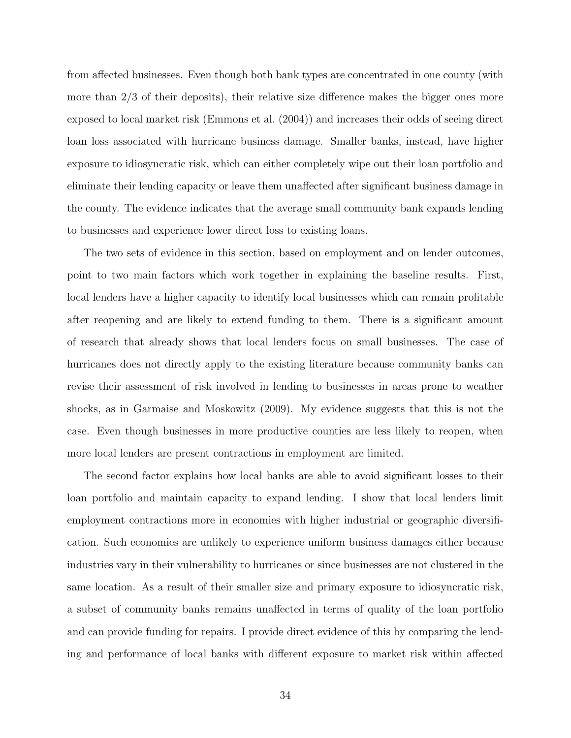from affected businesses. Even though both bank types are concentrated in one county (with more than 2/3 of their deposits), their relative size difference makes the bigger ones more exposed to local market risk (Emmons et al. (2004)) and increases their odds of seeing direct loan loss associated with hurricane business damage. Smaller banks, instead, have higher exposure to idiosyncratic risk, which can either completely wipe out their loan portfolio and eliminate their lending capacity or leave them unaffected after significant business damage in the county. The evidence indicates that the average small community bank expands lending to businesses and experience lower direct loss to existing loans.

The two sets of evidence in this section, based on employment and on lender outcomes, point to two main factors which work together in explaining the baseline results. First, local lenders have a higher capacity to identify local businesses which can remain profitable after reopening and are likely to extend funding to them. There is a significant amount of research that already shows that local lenders focus on small businesses. The case of hurricanes does not directly apply to the existing literature because community banks can revise their assessment of risk involved in lending to businesses in areas prone to weather shocks, as in Garmaise and Moskowitz (2009). My evidence suggests that this is not the case. Even though businesses in more productive counties are less likely to reopen, when more local lenders are present contractions in employment are limited.

The second factor explains how local banks are able to avoid significant losses to their loan portfolio and maintain capacity to expand lending. I show that local lenders limit employment contractions more in economies with higher industrial or geographic diversification. Such economies are unlikely to experience uniform business damages either because industries vary in their vulnerability to hurricanes or since businesses are not clustered in the same location. As a result of their smaller size and primary exposure to idiosyncratic risk, a subset of community banks remains unaffected in terms of quality of the loan portfolio and can provide funding for repairs. I provide direct evidence of this by comparing the lending and performance of local banks with different exposure to market risk within affected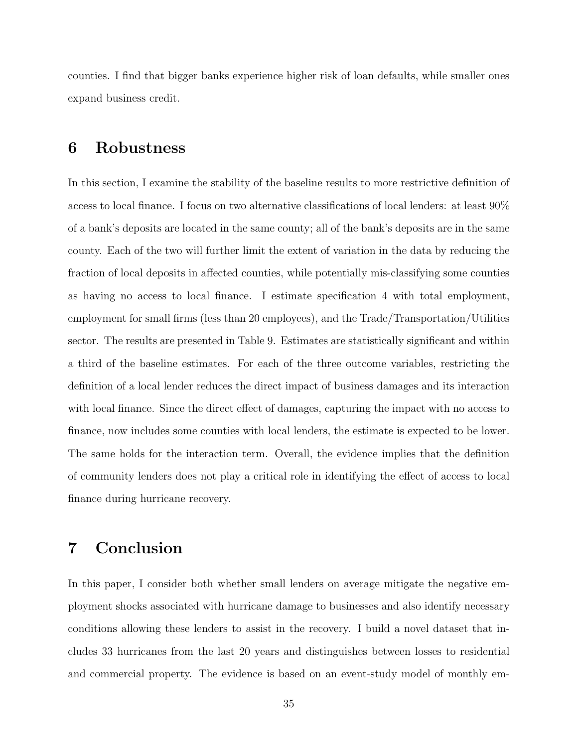counties. I find that bigger banks experience higher risk of loan defaults, while smaller ones expand business credit.

# 6 Robustness

In this section, I examine the stability of the baseline results to more restrictive definition of access to local finance. I focus on two alternative classifications of local lenders: at least 90% of a bank's deposits are located in the same county; all of the bank's deposits are in the same county. Each of the two will further limit the extent of variation in the data by reducing the fraction of local deposits in affected counties, while potentially mis-classifying some counties as having no access to local finance. I estimate specification 4 with total employment, employment for small firms (less than 20 employees), and the Trade/Transportation/Utilities sector. The results are presented in Table 9. Estimates are statistically significant and within a third of the baseline estimates. For each of the three outcome variables, restricting the definition of a local lender reduces the direct impact of business damages and its interaction with local finance. Since the direct effect of damages, capturing the impact with no access to finance, now includes some counties with local lenders, the estimate is expected to be lower. The same holds for the interaction term. Overall, the evidence implies that the definition of community lenders does not play a critical role in identifying the effect of access to local finance during hurricane recovery.

# 7 Conclusion

In this paper, I consider both whether small lenders on average mitigate the negative employment shocks associated with hurricane damage to businesses and also identify necessary conditions allowing these lenders to assist in the recovery. I build a novel dataset that includes 33 hurricanes from the last 20 years and distinguishes between losses to residential and commercial property. The evidence is based on an event-study model of monthly em-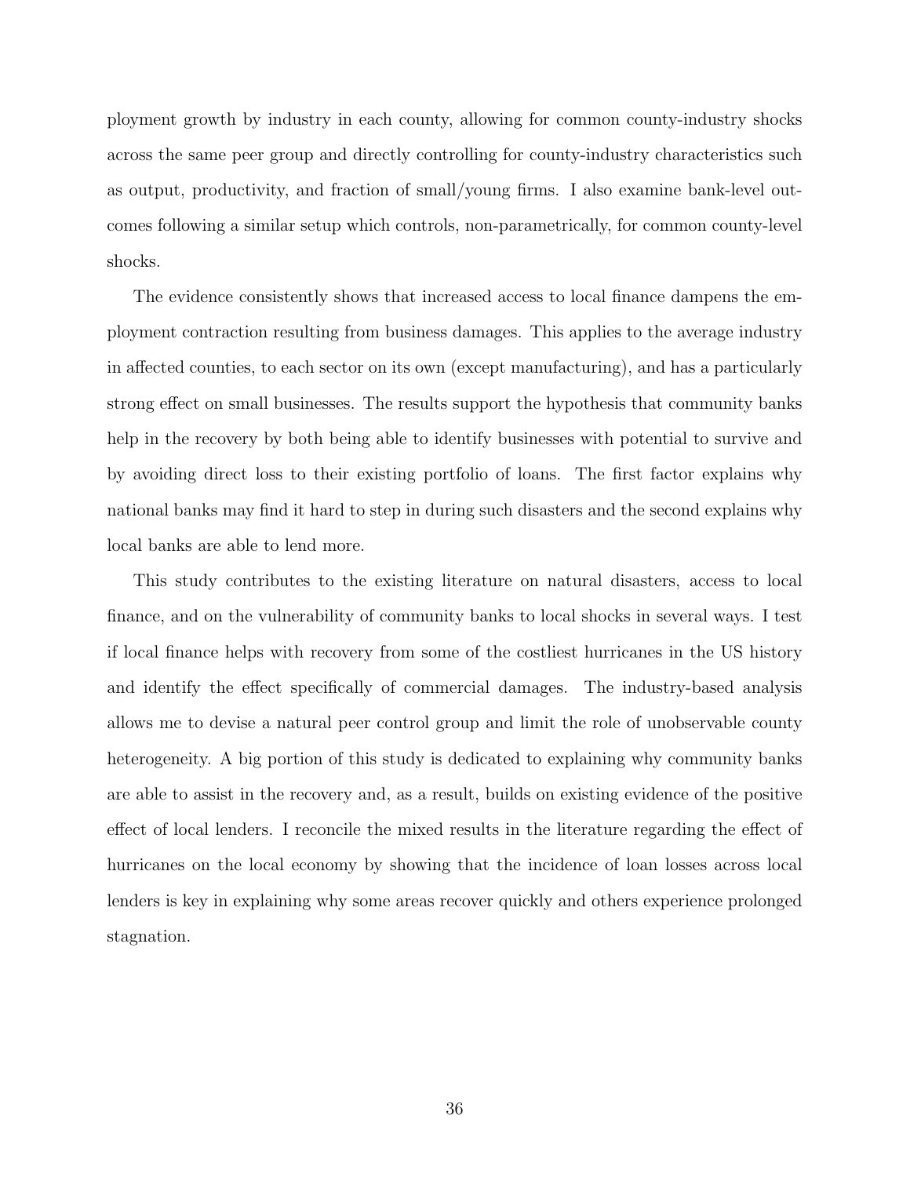ployment growth by industry in each county, allowing for common county-industry shocks across the same peer group and directly controlling for county-industry characteristics such as output, productivity, and fraction of small/young firms. I also examine bank-level outcomes following a similar setup which controls, non-parametrically, for common county-level shocks.

The evidence consistently shows that increased access to local finance dampens the employment contraction resulting from business damages. This applies to the average industry in affected counties, to each sector on its own (except manufacturing), and has a particularly strong effect on small businesses. The results support the hypothesis that community banks help in the recovery by both being able to identify businesses with potential to survive and by avoiding direct loss to their existing portfolio of loans. The first factor explains why national banks may find it hard to step in during such disasters and the second explains why local banks are able to lend more.

This study contributes to the existing literature on natural disasters, access to local finance, and on the vulnerability of community banks to local shocks in several ways. I test if local finance helps with recovery from some of the costliest hurricanes in the US history and identify the effect specifically of commercial damages. The industry-based analysis allows me to devise a natural peer control group and limit the role of unobservable county heterogeneity. A big portion of this study is dedicated to explaining why community banks are able to assist in the recovery and, as a result, builds on existing evidence of the positive effect of local lenders. I reconcile the mixed results in the literature regarding the effect of hurricanes on the local economy by showing that the incidence of loan losses across local lenders is key in explaining why some areas recover quickly and others experience prolonged stagnation.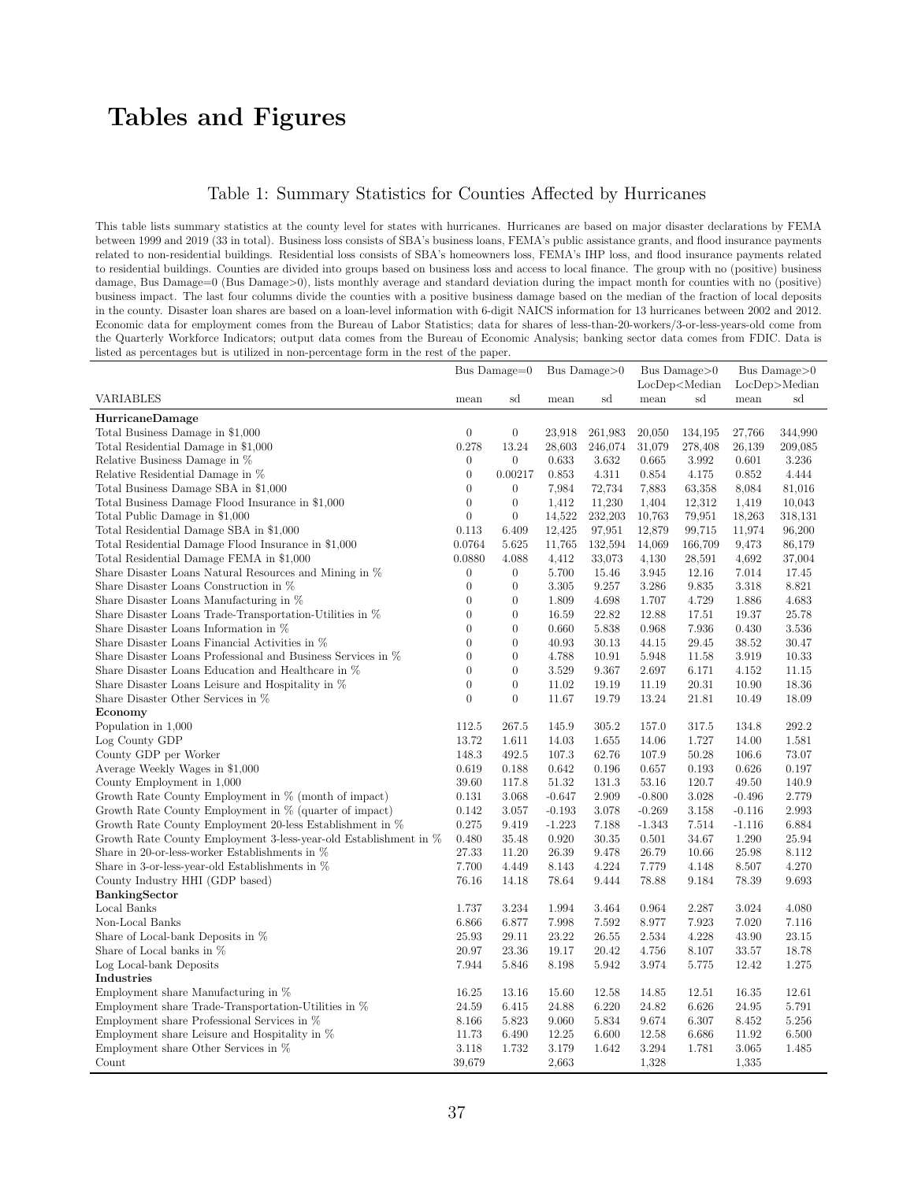# Tables and Figures

## Table 1: Summary Statistics for Counties Affected by Hurricanes

This table lists summary statistics at the county level for states with hurricanes. Hurricanes are based on major disaster declarations by FEMA between 1999 and 2019 (33 in total). Business loss consists of SBA's business loans, FEMA's public assistance grants, and flood insurance payments related to non-residential buildings. Residential loss consists of SBA's homeowners loss, FEMA's IHP loss, and flood insurance payments related to residential buildings. Counties are divided into groups based on business loss and access to local finance. The group with no (positive) business damage, Bus Damage=0 (Bus Damage>0), lists monthly average and standard deviation during the impact month for counties with no (positive) business impact. The last four columns divide the counties with a positive business damage based on the median of the fraction of local deposits in the county. Disaster loan shares are based on a loan-level information with 6-digit NAICS information for 13 hurricanes between 2002 and 2012. Economic data for employment comes from the Bureau of Labor Statistics; data for shares of less-than-20-workers/3-or-less-years-old come from the Quarterly Workforce Indicators; output data comes from the Bureau of Economic Analysis; banking sector data comes from FDIC. Data is listed as percentages but is utilized in non-percentage form in the rest of the paper.

| | Bus Damage=0 | | Bus Damage>0 | | Bus Damage>0 LocDep<Median | | Bus Damage>0 LocDep>Median | |
|---|---|---|---|---|---|---|---|---|
| VARIABLES | mean | sd | mean | sd | mean | sd | mean | sd |
| **HurricaneDamage** | | | | | | | | |
| Total Business Damage in $1,000 | 0 | 0 | 23,918 | 261,983 | 20,050 | 134,195 | 27,766 | 344,990 |
| Total Residential Damage in $1,000 | 0.278 | 13.24 | 28,603 | 246,074 | 31,079 | 278,408 | 26,139 | 209,085 |
| Relative Business Damage in % | 0 | 0 | 0.633 | 3.632 | 0.665 | 3.992 | 0.601 | 3.236 |
| Relative Residential Damage in % | 0 | 0.00217 | 0.853 | 4.311 | 0.854 | 4.175 | 0.852 | 4.444 |
| Total Business Damage SBA in $1,000 | 0 | 0 | 7,984 | 72,734 | 7,883 | 63,358 | 8,084 | 81,016 |
| Total Business Damage Flood Insurance in $1,000 | 0 | 0 | 1,412 | 11,230 | 1,404 | 12,312 | 1,419 | 10,043 |
| Total Public Damage in $1,000 | 0 | 0 | 14,522 | 232,203 | 10,763 | 79,951 | 18,263 | 318,131 |
| Total Residential Damage SBA in $1,000 | 0.113 | 6.409 | 12,425 | 97,951 | 12,879 | 99,715 | 11,974 | 96,200 |
| Total Residential Damage Flood Insurance in $1,000 | 0.0764 | 5.625 | 11,765 | 132,594 | 14,069 | 166,709 | 9,473 | 86,179 |
| Total Residential Damage FEMA in $1,000 | 0.0880 | 4.088 | 4,412 | 33,073 | 4,130 | 28,591 | 4,692 | 37,004 |
| Share Disaster Loans Natural Resources and Mining in % | 0 | 0 | 5.700 | 15.46 | 3.945 | 12.16 | 7.014 | 17.45 |
| Share Disaster Loans Construction in % | 0 | 0 | 3.305 | 9.257 | 3.286 | 9.835 | 3.318 | 8.821 |
| Share Disaster Loans Manufacturing in % | 0 | 0 | 1.809 | 4.698 | 1.707 | 4.729 | 1.886 | 4.683 |
| Share Disaster Loans Trade-Transportation-Utilities in % | 0 | 0 | 16.59 | 22.82 | 12.88 | 17.51 | 19.37 | 25.78 |
| Share Disaster Loans Information in % | 0 | 0 | 0.660 | 5.838 | 0.968 | 7.936 | 0.430 | 3.536 |
| Share Disaster Loans Financial Activities in % | 0 | 0 | 40.93 | 30.13 | 44.15 | 29.45 | 38.52 | 30.47 |
| Share Disaster Loans Professional and Business Services in % | 0 | 0 | 4.788 | 10.91 | 5.948 | 11.58 | 3.919 | 10.33 |
| Share Disaster Loans Education and Healthcare in % | 0 | 0 | 3.529 | 9.367 | 2.697 | 6.171 | 4.152 | 11.15 |
| Share Disaster Loans Leisure and Hospitality in % | 0 | 0 | 11.02 | 19.19 | 11.19 | 20.31 | 10.90 | 18.36 |
| Share Disaster Other Services in % | 0 | 0 | 11.67 | 19.79 | 13.24 | 21.81 | 10.49 | 18.09 |
| **Economy** | | | | | | | | |
| Population in 1,000 | 112.5 | 267.5 | 145.9 | 305.2 | 157.0 | 317.5 | 134.8 | 292.2 |
| Log County GDP | 13.72 | 1.611 | 14.03 | 1.655 | 14.06 | 1.727 | 14.00 | 1.581 |
| County GDP per Worker | 148.3 | 492.5 | 107.3 | 62.76 | 107.9 | 50.28 | 106.6 | 73.07 |
| Average Weekly Wages in $1,000 | 0.619 | 0.188 | 0.642 | 0.196 | 0.657 | 0.193 | 0.626 | 0.197 |
| County Employment in 1,000 | 39.60 | 117.8 | 51.32 | 131.3 | 53.16 | 120.7 | 49.50 | 140.9 |
| Growth Rate County Employment in % (month of impact) | 0.131 | 3.068 | -0.647 | 2.909 | -0.800 | 3.028 | -0.496 | 2.779 |
| Growth Rate County Employment in % (quarter of impact) | 0.142 | 3.057 | -0.193 | 3.078 | -0.269 | 3.158 | -0.116 | 2.993 |
| Growth Rate County Employment 20-less Establishment in % | 0.275 | 9.419 | -1.223 | 7.188 | -1.343 | 7.514 | -1.116 | 6.884 |
| Growth Rate County Employment 3-less-year-old Establishment in % | 0.480 | 35.48 | 0.920 | 30.35 | 0.501 | 34.67 | 1.290 | 25.94 |
| Share in 20-or-less-worker Establishments in % | 27.33 | 11.20 | 26.39 | 9.478 | 26.79 | 10.66 | 25.98 | 8.112 |
| Share in 3-or-less-year-old Establishments in % | 7.700 | 4.449 | 8.143 | 4.224 | 7.779 | 4.148 | 8.507 | 4.270 |
| County Industry HHI (GDP based) | 76.16 | 14.18 | 78.64 | 9.444 | 78.88 | 9.184 | 78.39 | 9.693 |
| **BankingSector** | | | | | | | | |
| Local Banks | 1.737 | 3.234 | 1.994 | 3.464 | 0.964 | 2.287 | 3.024 | 4.080 |
| Non-Local Banks | 6.866 | 6.877 | 7.998 | 7.592 | 8.977 | 7.923 | 7.020 | 7.116 |
| Share of Local-bank Deposits in % | 25.93 | 29.11 | 23.22 | 26.55 | 2.534 | 4.228 | 43.90 | 23.15 |
| Share of Local banks in % | 20.97 | 23.36 | 19.17 | 20.42 | 4.756 | 8.107 | 33.57 | 18.78 |
| Log Local-bank Deposits | 7.944 | 5.846 | 8.198 | 5.942 | 3.974 | 5.775 | 12.42 | 1.275 |
| **Industries** | | | | | | | | |
| Employment share Manufacturing in % | 16.25 | 13.16 | 15.60 | 12.58 | 14.85 | 12.51 | 16.35 | 12.61 |
| Employment share Trade-Transportation-Utilities in % | 24.59 | 6.415 | 24.88 | 6.220 | 24.82 | 6.626 | 24.95 | 5.791 |
| Employment share Professional Services in % | 8.166 | 5.823 | 9.060 | 5.834 | 9.674 | 6.307 | 8.452 | 5.256 |
| Employment share Leisure and Hospitality in % | 11.73 | 6.490 | 12.25 | 6.600 | 12.58 | 6.686 | 11.92 | 6.500 |
| Employment share Other Services in % | 3.118 | 1.732 | 3.179 | 1.642 | 3.294 | 1.781 | 3.065 | 1.485 |
| Count | 39,679 | | 2,663 | | 1,328 | | 1,335 | |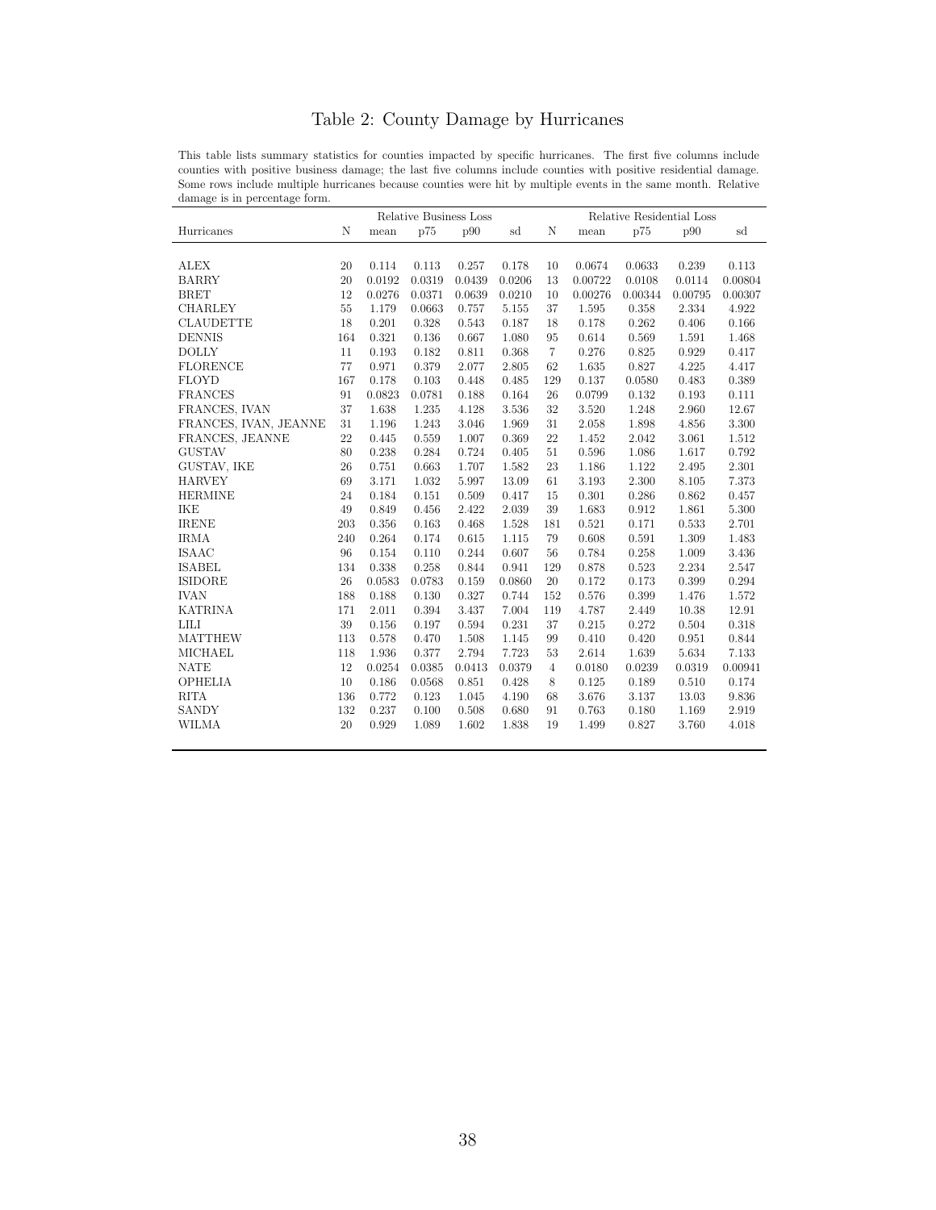# Table 2: County Damage by Hurricanes

This table lists summary statistics for counties impacted by specific hurricanes. The first five columns include counties with positive business damage; the last five columns include counties with positive residential damage. Some rows include multiple hurricanes because counties were hit by multiple events in the same month. Relative damage is in percentage form.

| | Relative Business Loss | | | | | Relative Residential Loss | | | | |
|---|---|---|---|---|---|---|---|---|---|---|
| Hurricanes | N | mean | p75 | p90 | sd | N | mean | p75 | p90 | sd |
| ALEX | 20 | 0.114 | 0.113 | 0.257 | 0.178 | 10 | 0.0674 | 0.0633 | 0.239 | 0.113 |
| BARRY | 20 | 0.0192 | 0.0319 | 0.0439 | 0.0206 | 13 | 0.00722 | 0.0108 | 0.0114 | 0.00804 |
| BRET | 12 | 0.0276 | 0.0371 | 0.0639 | 0.0210 | 10 | 0.00276 | 0.00344 | 0.00795 | 0.00307 |
| CHARLEY | 55 | 1.179 | 0.0663 | 0.757 | 5.155 | 37 | 1.595 | 0.358 | 2.334 | 4.922 |
| CLAUDETTE | 18 | 0.201 | 0.328 | 0.543 | 0.187 | 18 | 0.178 | 0.262 | 0.406 | 0.166 |
| DENNIS | 164 | 0.321 | 0.136 | 0.667 | 1.080 | 95 | 0.614 | 0.569 | 1.591 | 1.468 |
| DOLLY | 11 | 0.193 | 0.182 | 0.811 | 0.368 | 7 | 0.276 | 0.825 | 0.929 | 0.417 |
| FLORENCE | 77 | 0.971 | 0.379 | 2.077 | 2.805 | 62 | 1.635 | 0.827 | 4.225 | 4.417 |
| FLOYD | 167 | 0.178 | 0.103 | 0.448 | 0.485 | 129 | 0.137 | 0.0580 | 0.483 | 0.389 |
| FRANCES | 91 | 0.0823 | 0.0781 | 0.188 | 0.164 | 26 | 0.0799 | 0.132 | 0.193 | 0.111 |
| FRANCES, IVAN | 37 | 1.638 | 1.235 | 4.128 | 3.536 | 32 | 3.520 | 1.248 | 2.960 | 12.67 |
| FRANCES, IVAN, JEANNE | 31 | 1.196 | 1.243 | 3.046 | 1.969 | 31 | 2.058 | 1.898 | 4.856 | 3.300 |
| FRANCES, JEANNE | 22 | 0.445 | 0.559 | 1.007 | 0.369 | 22 | 1.452 | 2.042 | 3.061 | 1.512 |
| GUSTAV | 80 | 0.238 | 0.284 | 0.724 | 0.405 | 51 | 0.596 | 1.086 | 1.617 | 0.792 |
| GUSTAV, IKE | 26 | 0.751 | 0.663 | 1.707 | 1.582 | 23 | 1.186 | 1.122 | 2.495 | 2.301 |
| HARVEY | 69 | 3.171 | 1.032 | 5.997 | 13.09 | 61 | 3.193 | 2.300 | 8.105 | 7.373 |
| HERMINE | 24 | 0.184 | 0.151 | 0.509 | 0.417 | 15 | 0.301 | 0.286 | 0.862 | 0.457 |
| IKE | 49 | 0.849 | 0.456 | 2.422 | 2.039 | 39 | 1.683 | 0.912 | 1.861 | 5.300 |
| IRENE | 203 | 0.356 | 0.163 | 0.468 | 1.528 | 181 | 0.521 | 0.171 | 0.533 | 2.701 |
| IRMA | 240 | 0.264 | 0.174 | 0.615 | 1.115 | 79 | 0.608 | 0.591 | 1.309 | 1.483 |
| ISAAC | 96 | 0.154 | 0.110 | 0.244 | 0.607 | 56 | 0.784 | 0.258 | 1.009 | 3.436 |
| ISABEL | 134 | 0.338 | 0.258 | 0.844 | 0.941 | 129 | 0.878 | 0.523 | 2.234 | 2.547 |
| ISIDORE | 26 | 0.0583 | 0.0783 | 0.159 | 0.0860 | 20 | 0.172 | 0.173 | 0.399 | 0.294 |
| IVAN | 188 | 0.188 | 0.130 | 0.327 | 0.744 | 152 | 0.576 | 0.399 | 1.476 | 1.572 |
| KATRINA | 171 | 2.011 | 0.394 | 3.437 | 7.004 | 119 | 4.787 | 2.449 | 10.38 | 12.91 |
| LILI | 39 | 0.156 | 0.197 | 0.594 | 0.231 | 37 | 0.215 | 0.272 | 0.504 | 0.318 |
| MATTHEW | 113 | 0.578 | 0.470 | 1.508 | 1.145 | 99 | 0.410 | 0.420 | 0.951 | 0.844 |
| MICHAEL | 118 | 1.936 | 0.377 | 2.794 | 7.723 | 53 | 2.614 | 1.639 | 5.634 | 7.133 |
| NATE | 12 | 0.0254 | 0.0385 | 0.0413 | 0.0379 | 4 | 0.0180 | 0.0239 | 0.0319 | 0.00941 |
| OPHELIA | 10 | 0.186 | 0.0568 | 0.851 | 0.428 | 8 | 0.125 | 0.189 | 0.510 | 0.174 |
| RITA | 136 | 0.772 | 0.123 | 1.045 | 4.190 | 68 | 3.676 | 3.137 | 13.03 | 9.836 |
| SANDY | 132 | 0.237 | 0.100 | 0.508 | 0.680 | 91 | 0.763 | 0.180 | 1.169 | 2.919 |
| WILMA | 20 | 0.929 | 1.089 | 1.602 | 1.838 | 19 | 1.499 | 0.827 | 3.760 | 4.018 |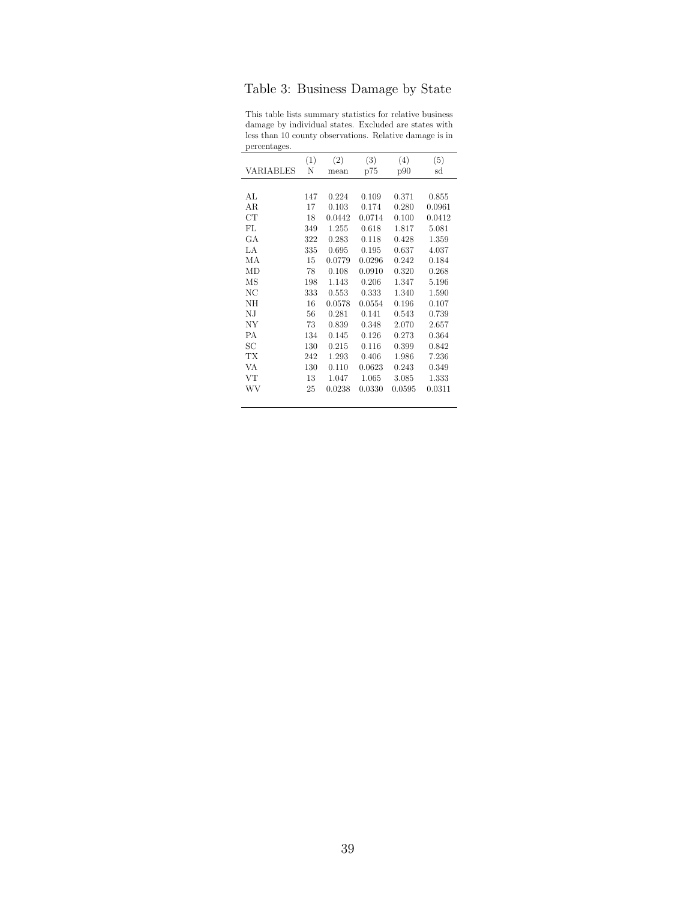# Table 3: Business Damage by State

This table lists summary statistics for relative business damage by individual states. Excluded are states with less than 10 county observations. Relative damage is in percentages.

| VARIABLES | (1) N | (2) mean | (3) p75 | (4) p90 | (5) sd |
|---|---|---|---|---|---|
| AL | 147 | 0.224 | 0.109 | 0.371 | 0.855 |
| AR | 17 | 0.103 | 0.174 | 0.280 | 0.0961 |
| CT | 18 | 0.0442 | 0.0714 | 0.100 | 0.0412 |
| FL | 349 | 1.255 | 0.618 | 1.817 | 5.081 |
| GA | 322 | 0.283 | 0.118 | 0.428 | 1.359 |
| LA | 335 | 0.695 | 0.195 | 0.637 | 4.037 |
| MA | 15 | 0.0779 | 0.0296 | 0.242 | 0.184 |
| MD | 78 | 0.108 | 0.0910 | 0.320 | 0.268 |
| MS | 198 | 1.143 | 0.206 | 1.347 | 5.196 |
| NC | 333 | 0.553 | 0.333 | 1.340 | 1.590 |
| NH | 16 | 0.0578 | 0.0554 | 0.196 | 0.107 |
| NJ | 56 | 0.281 | 0.141 | 0.543 | 0.739 |
| NY | 73 | 0.839 | 0.348 | 2.070 | 2.657 |
| PA | 134 | 0.145 | 0.126 | 0.273 | 0.364 |
| SC | 130 | 0.215 | 0.116 | 0.399 | 0.842 |
| TX | 242 | 1.293 | 0.406 | 1.986 | 7.236 |
| VA | 130 | 0.110 | 0.0623 | 0.243 | 0.349 |
| VT | 13 | 1.047 | 1.065 | 3.085 | 1.333 |
| WV | 25 | 0.0238 | 0.0330 | 0.0595 | 0.0311 |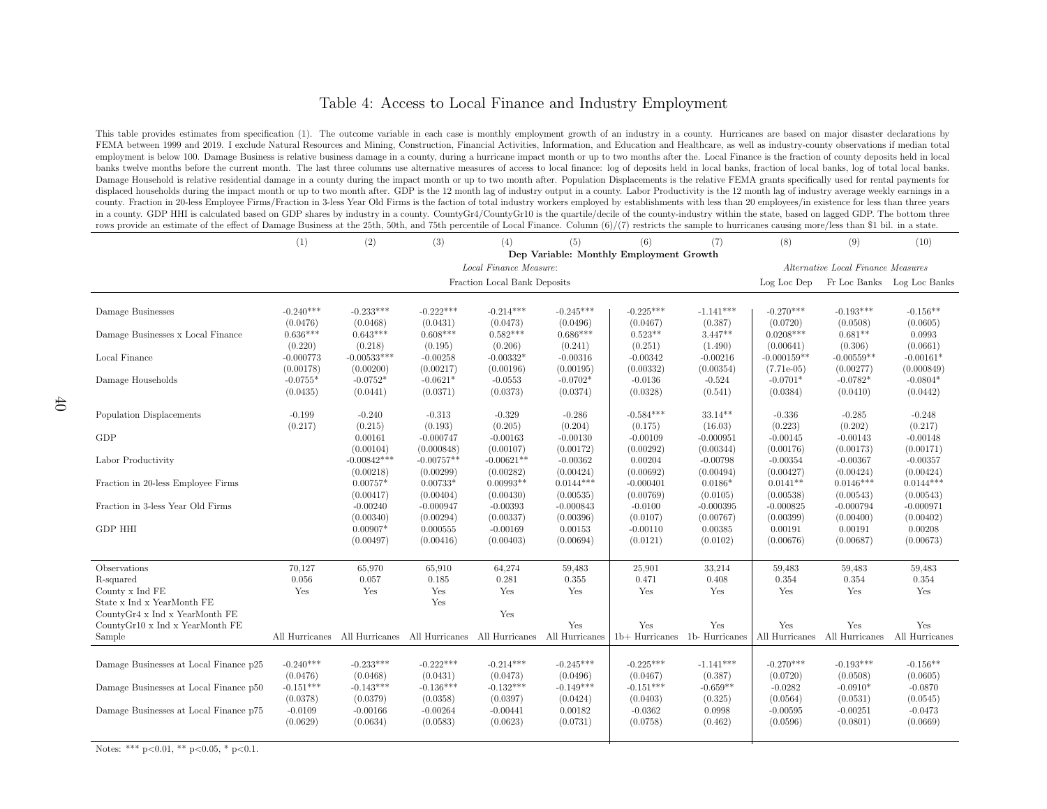# Table 4: Access to Local Finance and Industry Employment

This table provides estimates from specification (1). The outcome variable in each case is monthly employment growth of an industry in a county. Hurricanes are based on major disaster declarations by FEMA between 1999 and 2019. I exclude Natural Resources and Mining, Construction, Financial Activities, Information, and Education and Healthcare, as well as industry-county observations if median total employment is below 100. Damage Business is relative business damage in a county, during a hurricane impact month or up to two months after the. Local Finance is the fraction of county deposits held in local banks twelve months before the current month. The last three columns use alternative measures of access to local finance: log of deposits held in local banks, fraction of local banks, log of total local banks. Damage Household is relative residential damage in a county during the impact month or up to two months after. Population Displacements is the relative FEMA grants specifically used for rental payments for displaced households during the impact month or up to two month after. GDP is the 12 month lag of industry output in a county. Labor Productivity is the 12 month lag of industry average weekly earnings in a county. Fraction in 20-less Employee Firms/Fraction in 3-less Year Old Firms is the faction of total industry workers employed by establishments with less than 20 employees/in existence for less than three years in a county. GDP HHI is calculated based on GDP shares by industry in a county. CountyGr4/CountyGr10 is the quartile/decile of the county-industry within the state, based on lagged GDP. The bottom three rows provide an estimate of the effect of Damage Business at the 25th, 50th, and 75th percentile of Local Finance. Column (6)/(7) restricts the sample to hurricanes causing more/less than \$1 bil. in a state.

| | (1) | (2) | (3) | (4) | (5) | (6) | (7) | (8) | (9) | (10) |
|---|---|---|---|---|---|---|---|---|---|---|
| | Dep Variable: Monthly Employment Growth | | | | | | | | | |
| | *Local Finance Measure:* | | | | | | | *Alternative Local Finance Measures* | | |
| | Fraction Local Bank Deposits | | | | | | | Log Loc Dep | Fr Loc Banks | Log Loc Banks |
| Damage Businesses | -0.240*** | -0.233*** | -0.222*** | -0.214*** | -0.245*** | -0.225*** | -1.141*** | -0.270*** | -0.193*** | -0.156** |
| | (0.0476) | (0.0468) | (0.0431) | (0.0473) | (0.0496) | (0.0467) | (0.387) | (0.0720) | (0.0508) | (0.0605) |
| Damage Businesses x Local Finance | 0.636*** | 0.643*** | 0.608*** | 0.582*** | 0.686*** | 0.523** | 3.447** | 0.0208*** | 0.681** | 0.0993 |
| | (0.220) | (0.218) | (0.195) | (0.206) | (0.241) | (0.251) | (1.490) | (0.00641) | (0.306) | (0.0661) |
| Local Finance | -0.000773 | -0.00533*** | -0.00258 | -0.00332* | -0.00316 | -0.00342 | -0.00216 | -0.000159** | -0.00559** | -0.00161* |
| | (0.00178) | (0.00200) | (0.00217) | (0.00196) | (0.00195) | (0.00332) | (0.00354) | (7.71e-05) | (0.00277) | (0.000849) |
| Damage Households | -0.0755* | -0.0752* | -0.0621* | -0.0553 | -0.0702* | -0.0136 | -0.524 | -0.0701* | -0.0782* | -0.0804* |
| | (0.0435) | (0.0441) | (0.0371) | (0.0373) | (0.0374) | (0.0328) | (0.541) | (0.0384) | (0.0410) | (0.0442) |
| Population Displacements | -0.199 | -0.240 | -0.313 | -0.329 | -0.286 | -0.584*** | 33.14** | -0.336 | -0.285 | -0.248 |
| | (0.217) | (0.215) | (0.193) | (0.205) | (0.204) | (0.175) | (16.03) | (0.223) | (0.202) | (0.217) |
| GDP | | 0.00161 | -0.000747 | -0.00163 | -0.00130 | -0.00109 | -0.000951 | -0.00145 | -0.00143 | -0.00148 |
| | | (0.00104) | (0.000848) | (0.00107) | (0.00172) | (0.00292) | (0.00344) | (0.00176) | (0.00173) | (0.00171) |
| Labor Productivity | | -0.00842*** | -0.00757** | -0.00621** | -0.00362 | 0.00204 | -0.00798 | -0.00354 | -0.00367 | -0.00357 |
| | | (0.00218) | (0.00299) | (0.00282) | (0.00424) | (0.00692) | (0.00494) | (0.00427) | (0.00424) | (0.00424) |
| Fraction in 20-less Employee Firms | | 0.00757* | 0.00733* | 0.00993** | 0.0144*** | -0.000401 | 0.0186* | 0.0141** | 0.0146*** | 0.0144*** |
| | | (0.00417) | (0.00404) | (0.00430) | (0.00535) | (0.00769) | (0.0105) | (0.00538) | (0.00543) | (0.00543) |
| Fraction in 3-less Year Old Firms | | -0.00240 | -0.000947 | -0.00393 | -0.000843 | -0.0100 | -0.000395 | -0.000825 | -0.000794 | -0.000971 |
| | | (0.00340) | (0.00294) | (0.00337) | (0.00396) | (0.0107) | (0.00767) | (0.00399) | (0.00400) | (0.00402) |
| GDP HHI | | 0.00907* | 0.000555 | -0.00169 | 0.00153 | -0.00110 | 0.00385 | 0.00191 | 0.00191 | 0.00208 |
| | | (0.00497) | (0.00416) | (0.00403) | (0.00694) | (0.0121) | (0.0102) | (0.00676) | (0.00687) | (0.00673) |
| Observations | 70,127 | 65,970 | 65,910 | 64,274 | 59,483 | 25,901 | 33,214 | 59,483 | 59,483 | 59,483 |
| R-squared | 0.056 | 0.057 | 0.185 | 0.281 | 0.355 | 0.471 | 0.408 | 0.354 | 0.354 | 0.354 |
| County x Ind FE | Yes | Yes | Yes | Yes | Yes | Yes | Yes | Yes | Yes | Yes |
| State x Ind x YearMonth FE | | | Yes | | | | | | | |
| CountyGr4 x Ind x YearMonth FE | | | | Yes | | | | | | |
| CountyGr10 x Ind x YearMonth FE | | | | | Yes | Yes | Yes | Yes | Yes | Yes |
| Sample | All Hurricanes | All Hurricanes | All Hurricanes | All Hurricanes | All Hurricanes | 1b+ Hurricanes | 1b- Hurricanes | All Hurricanes | All Hurricanes | All Hurricanes |
| Damage Businesses at Local Finance p25 | -0.240*** | -0.233*** | -0.222*** | -0.214*** | -0.245*** | -0.225*** | -1.141*** | -0.270*** | -0.193*** | -0.156** |
| | (0.0476) | (0.0468) | (0.0431) | (0.0473) | (0.0496) | (0.0467) | (0.387) | (0.0720) | (0.0508) | (0.0605) |
| Damage Businesses at Local Finance p50 | -0.151*** | -0.143*** | -0.136*** | -0.132*** | -0.149*** | -0.151*** | -0.659** | -0.0282 | -0.0910* | -0.0870 |
| | (0.0378) | (0.0379) | (0.0358) | (0.0397) | (0.0424) | (0.0403) | (0.325) | (0.0564) | (0.0531) | (0.0545) |
| Damage Businesses at Local Finance p75 | -0.0109 | -0.00166 | -0.00264 | -0.00441 | 0.00182 | -0.0362 | 0.0998 | -0.00595 | -0.00251 | -0.0473 |
| | (0.0629) | (0.0634) | (0.0583) | (0.0623) | (0.0731) | (0.0758) | (0.462) | (0.0596) | (0.0801) | (0.0669) |

Notes: *** p<0.01, ** p<0.05, * p<0.1.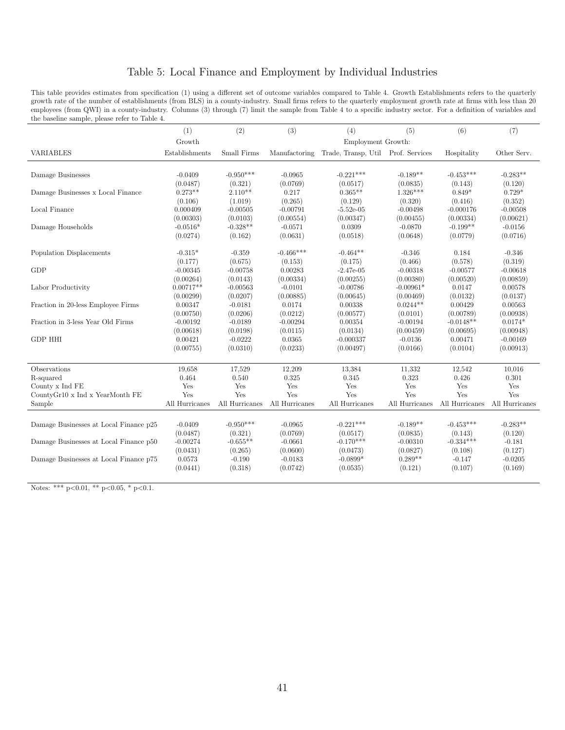# Table 5: Local Finance and Employment by Individual Industries

This table provides estimates from specification (1) using a different set of outcome variables compared to Table 4. Growth Establishments refers to the quarterly growth rate of the number of establishments (from BLS) in a county-industry. Small firms refers to the quarterly employment growth rate at firms with less than 20 employees (from QWI) in a county-industry. Columns (3) through (7) limit the sample from Table 4 to a specific industry sector. For a definition of variables and the baseline sample, please refer to Table 4.

| | (1) | (2) | (3) | (4) | (5) | (6) | (7) |
|---|---|---|---|---|---|---|---|
| | Growth | | | Employment Growth: | | | |
| VARIABLES | Establishments | Small Firms | Manufactoring | Trade, Transp, Util | Prof. Services | Hospitality | Other Serv. |
| Damage Businesses | -0.0409 | -0.950*** | -0.0965 | -0.221*** | -0.189** | -0.453*** | -0.283** |
| | (0.0487) | (0.321) | (0.0769) | (0.0517) | (0.0835) | (0.143) | (0.120) |
| Damage Businesses x Local Finance | 0.273** | 2.110** | 0.217 | 0.365** | 1.326*** | 0.849* | 0.729* |
| | (0.106) | (1.019) | (0.265) | (0.129) | (0.320) | (0.416) | (0.352) |
| Local Finance | 0.000409 | -0.00505 | -0.00791 | -5.52e-05 | -0.00498 | -0.000176 | -0.00508 |
| | (0.00303) | (0.0103) | (0.00554) | (0.00347) | (0.00455) | (0.00334) | (0.00621) |
| Damage Households | -0.0516* | -0.328** | -0.0571 | 0.0309 | -0.0870 | -0.199** | -0.0156 |
| | (0.0274) | (0.162) | (0.0631) | (0.0518) | (0.0648) | (0.0779) | (0.0716) |
| Population Displacements | -0.315* | -0.359 | -0.466*** | -0.464** | -0.346 | 0.184 | -0.346 |
| | (0.177) | (0.675) | (0.153) | (0.175) | (0.466) | (0.578) | (0.319) |
| GDP | -0.00345 | -0.00758 | 0.00283 | -2.47e-05 | -0.00318 | -0.00577 | -0.00618 |
| | (0.00264) | (0.0143) | (0.00334) | (0.00255) | (0.00380) | (0.00520) | (0.00859) |
| Labor Productivity | 0.00717** | -0.00563 | -0.0101 | -0.00786 | -0.00961* | 0.0147 | 0.00578 |
| | (0.00299) | (0.0207) | (0.00885) | (0.00645) | (0.00469) | (0.0132) | (0.0137) |
| Fraction in 20-less Employee Firms | 0.00347 | -0.0181 | 0.0174 | 0.00338 | 0.0244** | 0.00429 | 0.00563 |
| | (0.00750) | (0.0206) | (0.0212) | (0.00577) | (0.0101) | (0.00789) | (0.00938) |
| Fraction in 3-less Year Old Firms | -0.00192 | -0.0189 | -0.00294 | 0.00354 | -0.00194 | -0.0148** | 0.0174* |
| | (0.00618) | (0.0198) | (0.0115) | (0.0134) | (0.00459) | (0.00695) | (0.00948) |
| GDP HHI | 0.00421 | -0.0222 | 0.0365 | -0.000337 | -0.0136 | 0.00471 | -0.00169 |
| | (0.00755) | (0.0310) | (0.0233) | (0.00497) | (0.0166) | (0.0104) | (0.00913) |
| Observations | 19,658 | 17,529 | 12,209 | 13,384 | 11,332 | 12,542 | 10,016 |
| R-squared | 0.464 | 0.540 | 0.325 | 0.345 | 0.323 | 0.426 | 0.301 |
| County x Ind FE | Yes | Yes | Yes | Yes | Yes | Yes | Yes |
| CountyGr10 x Ind x YearMonth FE | Yes | Yes | Yes | Yes | Yes | Yes | Yes |
| Sample | All Hurricanes | All Hurricanes | All Hurricanes | All Hurricanes | All Hurricanes | All Hurricanes | All Hurricanes |
| Damage Businesses at Local Finance p25 | -0.0409 | -0.950*** | -0.0965 | -0.221*** | -0.189** | -0.453*** | -0.283** |
| | (0.0487) | (0.321) | (0.0769) | (0.0517) | (0.0835) | (0.143) | (0.120) |
| Damage Businesses at Local Finance p50 | -0.00274 | -0.655** | -0.0661 | -0.170*** | -0.00310 | -0.334*** | -0.181 |
| | (0.0431) | (0.265) | (0.0600) | (0.0473) | (0.0827) | (0.108) | (0.127) |
| Damage Businesses at Local Finance p75 | 0.0573 | -0.190 | -0.0183 | -0.0899* | 0.289** | -0.147 | -0.0205 |
| | (0.0441) | (0.318) | (0.0742) | (0.0535) | (0.121) | (0.107) | (0.169) |

Notes: *** p<0.01, ** p<0.05, * p<0.1.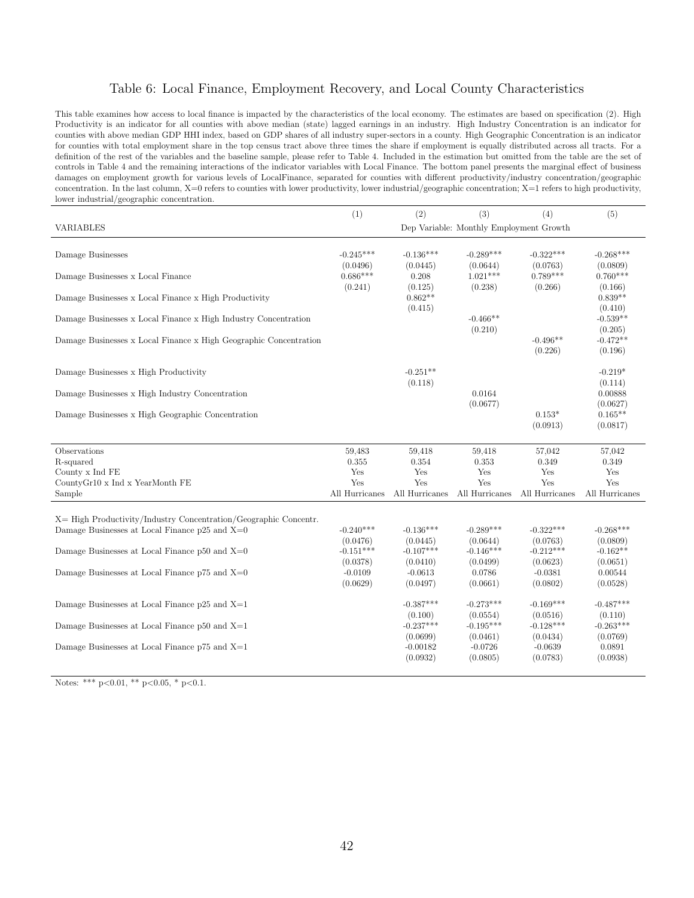# Table 6: Local Finance, Employment Recovery, and Local County Characteristics

This table examines how access to local finance is impacted by the characteristics of the local economy. The estimates are based on specification (2). High Productivity is an indicator for all counties with above median (state) lagged earnings in an industry. High Industry Concentration is an indicator for counties with above median GDP HHI index, based on GDP shares of all industry super-sectors in a county. High Geographic Concentration is an indicator for counties with total employment share in the top census tract above three times the share if employment is equally distributed across all tracts. For a definition of the rest of the variables and the baseline sample, please refer to Table 4. Included in the estimation but omitted from the table are the set of controls in Table 4 and the remaining interactions of the indicator variables with Local Finance. The bottom panel presents the marginal effect of business damages on employment growth for various levels of LocalFinance, separated for counties with different productivity/industry concentration/geographic concentration. In the last column, X=0 refers to counties with lower productivity, lower industrial/geographic concentration; X=1 refers to high productivity, lower industrial/geographic concentration.

| | (1) | (2) | (3) | (4) | (5) |
|---|---|---|---|---|---|
| VARIABLES | Dep Variable: Monthly Employment Growth | | | | |
| Damage Businesses | -0.245*** | -0.136*** | -0.289*** | -0.322*** | -0.268*** |
| | (0.0496) | (0.0445) | (0.0644) | (0.0763) | (0.0809) |
| Damage Businesses x Local Finance | 0.686*** | 0.208 | 1.021*** | 0.789*** | 0.760*** |
| | (0.241) | (0.125) | (0.238) | (0.266) | (0.166) |
| Damage Businesses x Local Finance x High Productivity | | 0.862** | | | 0.839** |
| | | (0.415) | | | (0.410) |
| Damage Businesses x Local Finance x High Industry Concentration | | | -0.466** | | -0.539** |
| | | | (0.210) | | (0.205) |
| Damage Businesses x Local Finance x High Geographic Concentration | | | | -0.496** | -0.472** |
| | | | | (0.226) | (0.196) |
| Damage Businesses x High Productivity | | -0.251** | | | -0.219* |
| | | (0.118) | | | (0.114) |
| Damage Businesses x High Industry Concentration | | | 0.0164 | | 0.00888 |
| | | | (0.0677) | | (0.0627) |
| Damage Businesses x High Geographic Concentration | | | | 0.153* | 0.165** |
| | | | | (0.0913) | (0.0817) |
| Observations | 59,483 | 59,418 | 59,418 | 57,042 | 57,042 |
| R-squared | 0.355 | 0.354 | 0.353 | 0.349 | 0.349 |
| County x Ind FE | Yes | Yes | Yes | Yes | Yes |
| CountyGr10 x Ind x YearMonth FE | Yes | Yes | Yes | Yes | Yes |
| Sample | All Hurricanes | All Hurricanes | All Hurricanes | All Hurricanes | All Hurricanes |
| X= High Productivity/Industry Concentration/Geographic Concentr. | | | | | |
| Damage Businesses at Local Finance p25 and X=0 | -0.240*** | -0.136*** | -0.289*** | -0.322*** | -0.268*** |
| | (0.0476) | (0.0445) | (0.0644) | (0.0763) | (0.0809) |
| Damage Businesses at Local Finance p50 and X=0 | -0.151*** | -0.107*** | -0.146*** | -0.212*** | -0.162** |
| | (0.0378) | (0.0410) | (0.0499) | (0.0623) | (0.0651) |
| Damage Businesses at Local Finance p75 and X=0 | -0.0109 | -0.0613 | 0.0786 | -0.0381 | 0.00544 |
| | (0.0629) | (0.0497) | (0.0661) | (0.0802) | (0.0528) |
| Damage Businesses at Local Finance p25 and X=1 | | -0.387*** | -0.273*** | -0.169*** | -0.487*** |
| | | (0.100) | (0.0554) | (0.0516) | (0.110) |
| Damage Businesses at Local Finance p50 and X=1 | | -0.237*** | -0.195*** | -0.128*** | -0.263*** |
| | | (0.0699) | (0.0461) | (0.0434) | (0.0769) |
| Damage Businesses at Local Finance p75 and X=1 | | -0.00182 | -0.0726 | -0.0639 | 0.0891 |
| | | (0.0932) | (0.0805) | (0.0783) | (0.0938) |

Notes: *** p<0.01, ** p<0.05, * p<0.1.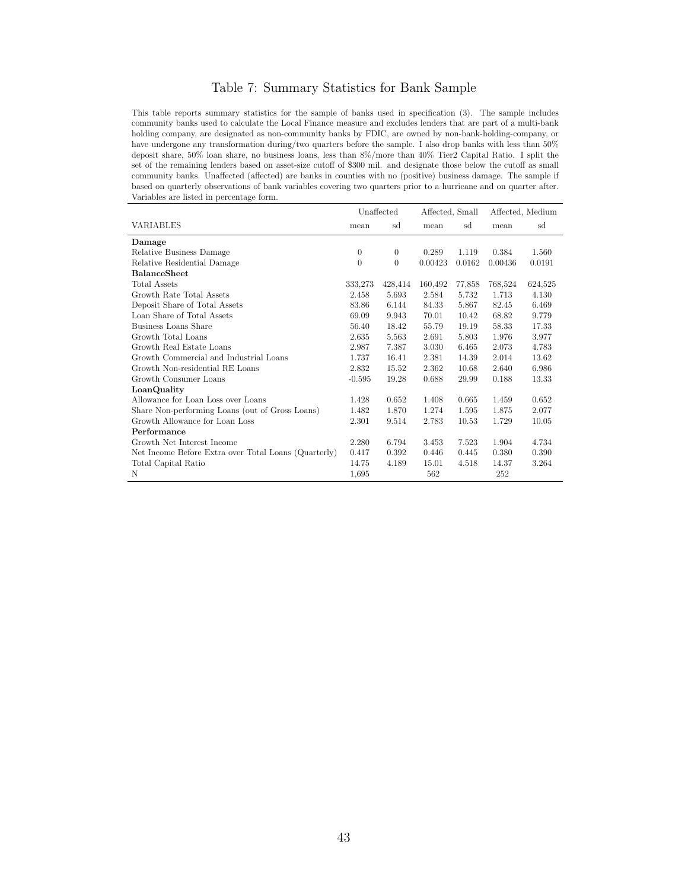# Table 7: Summary Statistics for Bank Sample

This table reports summary statistics for the sample of banks used in specification (3). The sample includes community banks used to calculate the Local Finance measure and excludes lenders that are part of a multi-bank holding company, are designated as non-community banks by FDIC, are owned by non-bank-holding-company, or have undergone any transformation during/two quarters before the sample. I also drop banks with less than 50% deposit share, 50% loan share, no business loans, less than 8%/more than 40% Tier2 Capital Ratio. I split the set of the remaining lenders based on asset-size cutoff of \$300 mil. and designate those below the cutoff as small community banks. Unaffected (affected) are banks in counties with no (positive) business damage. The sample if based on quarterly observations of bank variables covering two quarters prior to a hurricane and on quarter after. Variables are listed in percentage form.

| | Unaffected | | Affected, Small | | Affected, Medium | |
|---|---|---|---|---|---|---|
| VARIABLES | mean | sd | mean | sd | mean | sd |
| **Damage** | | | | | | |
| Relative Business Damage | 0 | 0 | 0.289 | 1.119 | 0.384 | 1.560 |
| Relative Residential Damage | 0 | 0 | 0.00423 | 0.0162 | 0.00436 | 0.0191 |
| **BalanceSheet** | | | | | | |
| Total Assets | 333,273 | 428,414 | 160,492 | 77,858 | 768,524 | 624,525 |
| Growth Rate Total Assets | 2.458 | 5.693 | 2.584 | 5.732 | 1.713 | 4.130 |
| Deposit Share of Total Assets | 83.86 | 6.144 | 84.33 | 5.867 | 82.45 | 6.469 |
| Loan Share of Total Assets | 69.09 | 9.943 | 70.01 | 10.42 | 68.82 | 9.779 |
| Business Loans Share | 56.40 | 18.42 | 55.79 | 19.19 | 58.33 | 17.33 |
| Growth Total Loans | 2.635 | 5.563 | 2.691 | 5.803 | 1.976 | 3.977 |
| Growth Real Estate Loans | 2.987 | 7.387 | 3.030 | 6.465 | 2.073 | 4.783 |
| Growth Commercial and Industrial Loans | 1.737 | 16.41 | 2.381 | 14.39 | 2.014 | 13.62 |
| Growth Non-residential RE Loans | 2.832 | 15.52 | 2.362 | 10.68 | 2.640 | 6.986 |
| Growth Consumer Loans | -0.595 | 19.28 | 0.688 | 29.99 | 0.188 | 13.33 |
| **LoanQuality** | | | | | | |
| Allowance for Loan Loss over Loans | 1.428 | 0.652 | 1.408 | 0.665 | 1.459 | 0.652 |
| Share Non-performing Loans (out of Gross Loans) | 1.482 | 1.870 | 1.274 | 1.595 | 1.875 | 2.077 |
| Growth Allowance for Loan Loss | 2.301 | 9.514 | 2.783 | 10.53 | 1.729 | 10.05 |
| **Performance** | | | | | | |
| Growth Net Interest Income | 2.280 | 6.794 | 3.453 | 7.523 | 1.904 | 4.734 |
| Net Income Before Extra over Total Loans (Quarterly) | 0.417 | 0.392 | 0.446 | 0.445 | 0.380 | 0.390 |
| Total Capital Ratio | 14.75 | 4.189 | 15.01 | 4.518 | 14.37 | 3.264 |
| N | 1,695 | | 562 | | 252 | |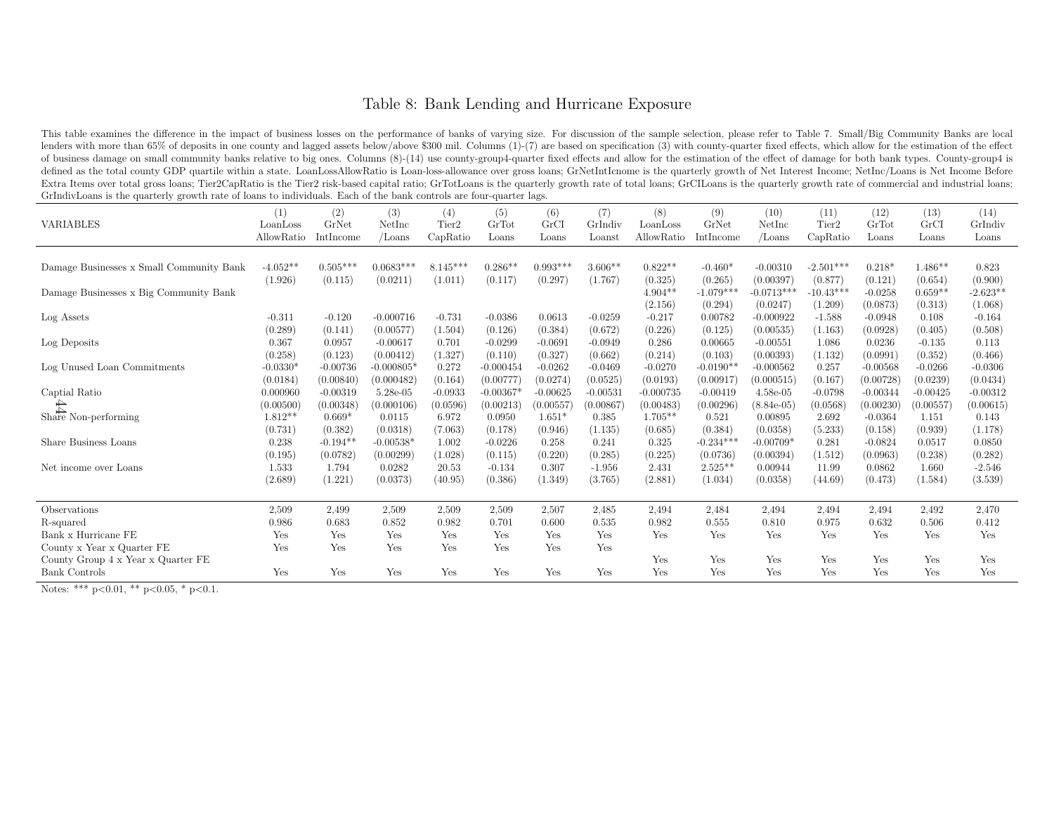# Table 8: Bank Lending and Hurricane Exposure

This table examines the difference in the impact of business losses on the performance of banks of varying size. For discussion of the sample selection, please refer to Table 7. Small/Big Community Banks are local lenders with more than 65% of deposits in one county and lagged assets below/above $300 mil. Columns (1)-(7) are based on specification (3) with county-quarter fixed effects, which allow for the estimation of the effect of business damage on small community banks relative to big ones. Columns (8)-(14) use county-group4-quarter fixed effects and allow for the estimation of the effect of damage for both bank types. County-group4 is defined as the total county GDP quartile within a state. LoanLossAllowRatio is Loan-loss-allowance over gross loans; GrNetIntIcnome is the quarterly growth of Net Interest Income; NetInc/Loans is Net Income Before Extra Items over total gross loans; Tier2CapRatio is the Tier2 risk-based capital ratio; GrTotLoans is the quarterly growth rate of total loans; GrCILoans is the quarterly growth rate of commercial and industrial loans; GrIndivLoans is the quarterly growth rate of loans to individuals. Each of the bank controls are four-quarter lags.

| VARIABLES | (1) LoanLoss AllowRatio | (2) GrNet IntIncome | (3) NetInc /Loans | (4) Tier2 CapRatio | (5) GrTot Loans | (6) GrCI Loans | (7) GrIndiv Loanst | (8) LoanLoss AllowRatio | (9) GrNet IntIncome | (10) NetInc /Loans | (11) Tier2 CapRatio | (12) GrTot Loans | (13) GrCI Loans | (14) GrIndiv Loans |
|---|---|---|---|---|---|---|---|---|---|---|---|---|---|---|
| Damage Businesses x Small Community Bank | -4.052** | 0.505*** | 0.0683*** | 8.145*** | 0.286** | 0.993*** | 3.606** | 0.822** | -0.460* | -0.00310 | -2.501*** | 0.218* | 1.486** | 0.823 |
| | (1.926) | (0.115) | (0.0211) | (1.011) | (0.117) | (0.297) | (1.767) | (0.325) | (0.265) | (0.00397) | (0.877) | (0.121) | (0.654) | (0.900) |
| Damage Businesses x Big Community Bank | | | | | | | | 4.904** | -1.079*** | -0.0713*** | -10.43*** | -0.0258 | 0.659** | -2.623** |
| | | | | | | | | (2.156) | (0.294) | (0.0247) | (1.209) | (0.0873) | (0.313) | (1.068) |
| Log Assets | -0.311 | -0.120 | -0.000716 | -0.731 | -0.0386 | 0.0613 | -0.0259 | -0.217 | 0.00782 | -0.000922 | -1.588 | -0.0948 | 0.108 | -0.164 |
| | (0.289) | (0.141) | (0.00577) | (1.504) | (0.126) | (0.384) | (0.672) | (0.226) | (0.125) | (0.00535) | (1.163) | (0.0928) | (0.405) | (0.508) |
| Log Deposits | 0.367 | 0.0957 | -0.00617 | 0.701 | -0.0299 | -0.0691 | -0.0949 | 0.286 | 0.00665 | -0.00551 | 1.086 | 0.0236 | -0.135 | 0.113 |
| | (0.258) | (0.123) | (0.00412) | (1.327) | (0.110) | (0.327) | (0.662) | (0.214) | (0.103) | (0.00393) | (1.132) | (0.0991) | (0.352) | (0.466) |
| Log Unused Loan Commitments | -0.0330* | -0.00736 | -0.000805* | 0.272 | -0.000454 | -0.0262 | -0.0469 | -0.0270 | -0.0190** | -0.000562 | 0.257 | -0.00568 | -0.0266 | -0.0306 |
| | (0.0184) | (0.00840) | (0.000482) | (0.164) | (0.00777) | (0.0274) | (0.0525) | (0.0193) | (0.00917) | (0.000515) | (0.167) | (0.00728) | (0.0239) | (0.0434) |
| Captial Ratio | 0.000960 | -0.00319 | 5.28e-05 | -0.0933 | -0.00367* | -0.00625 | -0.00531 | -0.000735 | -0.00419 | 4.58e-05 | -0.0798 | -0.00344 | -0.00425 | -0.00312 |
| | (0.00500) | (0.00348) | (0.000106) | (0.0596) | (0.00213) | (0.00557) | (0.00867) | (0.00483) | (0.00296) | (8.84e-05) | (0.0568) | (0.00230) | (0.00557) | (0.00615) |
| Share Non-performing | 1.812** | 0.669* | 0.0115 | 6.972 | 0.0950 | 1.651* | 0.385 | 1.705** | 0.521 | 0.00895 | 2.692 | -0.0364 | 1.151 | 0.143 |
| | (0.731) | (0.382) | (0.0318) | (7.063) | (0.178) | (0.946) | (1.135) | (0.685) | (0.384) | (0.0358) | (5.233) | (0.158) | (0.939) | (1.178) |
| Share Business Loans | 0.238 | -0.194** | -0.00538* | 1.002 | -0.0226 | 0.258 | 0.241 | 0.325 | -0.234*** | -0.00709* | 0.281 | -0.0824 | 0.0517 | 0.0850 |
| | (0.195) | (0.0782) | (0.00299) | (1.028) | (0.115) | (0.220) | (0.285) | (0.225) | (0.0736) | (0.00394) | (1.512) | (0.0963) | (0.238) | (0.282) |
| Net income over Loans | 1.533 | 1.794 | 0.0282 | 20.53 | -0.134 | 0.307 | -1.956 | 2.431 | 2.525** | 0.00944 | 11.99 | 0.0862 | 1.660 | -2.546 |
| | (2.689) | (1.221) | (0.0373) | (40.95) | (0.386) | (1.349) | (3.765) | (2.881) | (1.034) | (0.0358) | (44.69) | (0.473) | (1.584) | (3.539) |
| Observations | 2,509 | 2,499 | 2,509 | 2,509 | 2,509 | 2,507 | 2,485 | 2,494 | 2,484 | 2,494 | 2,494 | 2,494 | 2,492 | 2,470 |
| R-squared | 0.986 | 0.683 | 0.852 | 0.982 | 0.701 | 0.600 | 0.535 | 0.982 | 0.555 | 0.810 | 0.975 | 0.632 | 0.506 | 0.412 |
| Bank x Hurricane FE | Yes | Yes | Yes | Yes | Yes | Yes | Yes | Yes | Yes | Yes | Yes | Yes | Yes | Yes |
| County x Year x Quarter FE | Yes | Yes | Yes | Yes | Yes | Yes | Yes | | | | | | | |
| County Group 4 x Year x Quarter FE | | | | | | | | Yes | Yes | Yes | Yes | Yes | Yes | Yes |
| Bank Controls | Yes | Yes | Yes | Yes | Yes | Yes | Yes | Yes | Yes | Yes | Yes | Yes | Yes | Yes |

Notes: *** p<0.01, ** p<0.05, * p<0.1.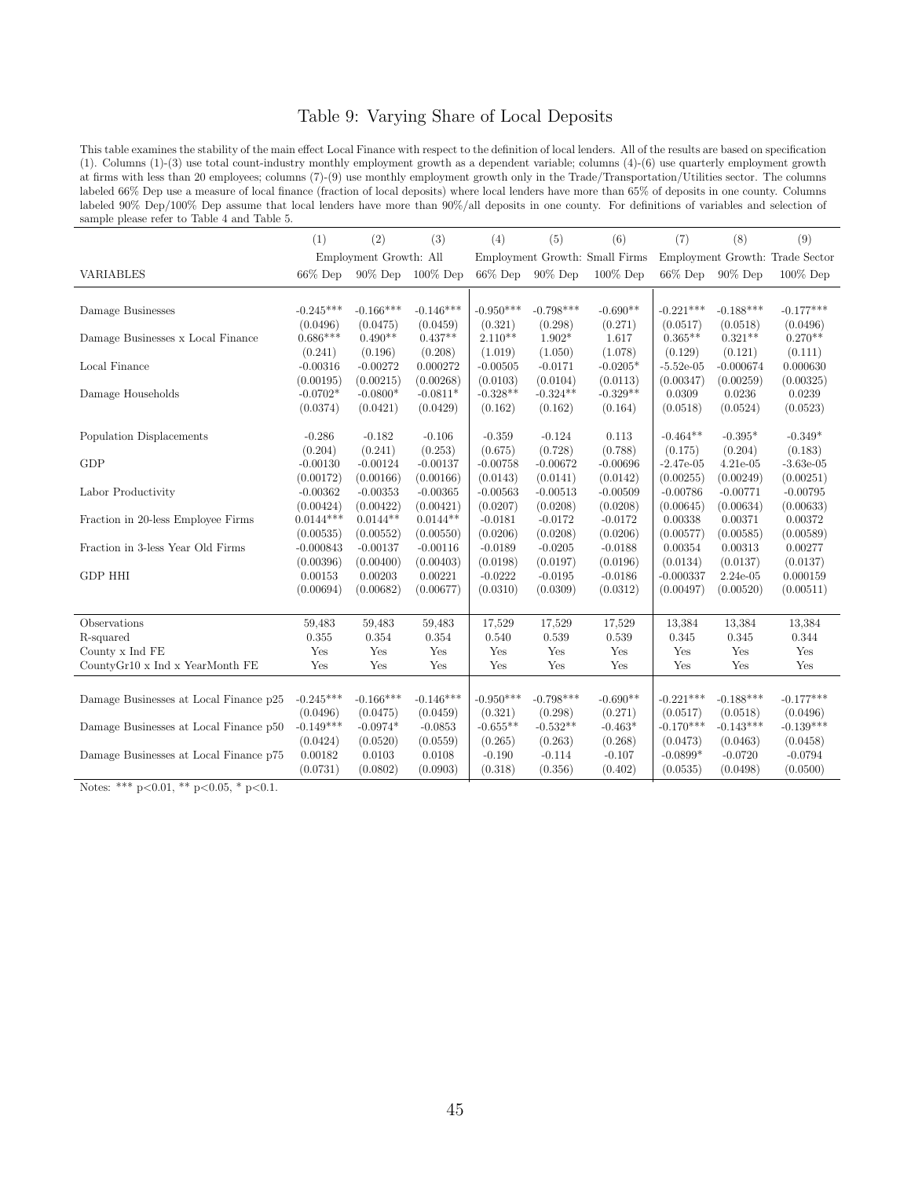# Table 9: Varying Share of Local Deposits

This table examines the stability of the main effect Local Finance with respect to the definition of local lenders. All of the results are based on specification (1). Columns (1)-(3) use total count-industry monthly employment growth as a dependent variable; columns (4)-(6) use quarterly employment growth at firms with less than 20 employees; columns (7)-(9) use monthly employment growth only in the Trade/Transportation/Utilities sector. The columns labeled 66% Dep use a measure of local finance (fraction of local deposits) where local lenders have more than 65% of deposits in one county. Columns labeled 90% Dep/100% Dep assume that local lenders have more than 90%/all deposits in one county. For definitions of variables and selection of sample please refer to Table 4 and Table 5.

| | (1) | (2) | (3) | (4) | (5) | (6) | (7) | (8) | (9) |
|---|---|---|---|---|---|---|---|---|---|
| | Employment Growth: All | | | Employment Growth: Small Firms | | | Employment Growth: Trade Sector | | |
| VARIABLES | 66% Dep | 90% Dep | 100% Dep | 66% Dep | 90% Dep | 100% Dep | 66% Dep | 90% Dep | 100% Dep |
| Damage Businesses | -0.245*** | -0.166*** | -0.146*** | -0.950*** | -0.798*** | -0.690** | -0.221*** | -0.188*** | -0.177*** |
| | (0.0496) | (0.0475) | (0.0459) | (0.321) | (0.298) | (0.271) | (0.0517) | (0.0518) | (0.0496) |
| Damage Businesses x Local Finance | 0.686*** | 0.490** | 0.437** | 2.110** | 1.902* | 1.617 | 0.365** | 0.321** | 0.270** |
| | (0.241) | (0.196) | (0.208) | (1.019) | (1.050) | (1.078) | (0.129) | (0.121) | (0.111) |
| Local Finance | -0.00316 | -0.00272 | 0.000272 | -0.00505 | -0.0171 | -0.0205* | -5.52e-05 | -0.000674 | 0.000630 |
| | (0.00195) | (0.00215) | (0.00268) | (0.0103) | (0.0104) | (0.0113) | (0.00347) | (0.00259) | (0.00325) |
| Damage Households | -0.0702* | -0.0800* | -0.0811* | -0.328** | -0.324** | -0.329** | 0.0309 | 0.0236 | 0.0239 |
| | (0.0374) | (0.0421) | (0.0429) | (0.162) | (0.162) | (0.164) | (0.0518) | (0.0524) | (0.0523) |
| Population Displacements | -0.286 | -0.182 | -0.106 | -0.359 | -0.124 | 0.113 | -0.464** | -0.395* | -0.349* |
| | (0.204) | (0.241) | (0.253) | (0.675) | (0.728) | (0.788) | (0.175) | (0.204) | (0.183) |
| GDP | -0.00130 | -0.00124 | -0.00137 | -0.00758 | -0.00672 | -0.00696 | -2.47e-05 | 4.21e-05 | -3.63e-05 |
| | (0.00172) | (0.00166) | (0.00166) | (0.0143) | (0.0141) | (0.0142) | (0.00255) | (0.00249) | (0.00251) |
| Labor Productivity | -0.00362 | -0.00353 | -0.00365 | -0.00563 | -0.00513 | -0.00509 | -0.00786 | -0.00771 | -0.00795 |
| | (0.00424) | (0.00422) | (0.00421) | (0.0207) | (0.0208) | (0.0208) | (0.00645) | (0.00634) | (0.00633) |
| Fraction in 20-less Employee Firms | 0.0144*** | 0.0144** | 0.0144** | -0.0181 | -0.0172 | -0.0172 | 0.00338 | 0.00371 | 0.00372 |
| | (0.00535) | (0.00552) | (0.00550) | (0.0206) | (0.0208) | (0.0206) | (0.00577) | (0.00585) | (0.00589) |
| Fraction in 3-less Year Old Firms | -0.000843 | -0.00137 | -0.00116 | -0.0189 | -0.0205 | -0.0188 | 0.00354 | 0.00313 | 0.00277 |
| | (0.00396) | (0.00400) | (0.00403) | (0.0198) | (0.0197) | (0.0196) | (0.0134) | (0.0137) | (0.0137) |
| GDP HHI | 0.00153 | 0.00203 | 0.00221 | -0.0222 | -0.0195 | -0.0186 | -0.000337 | 2.24e-05 | 0.000159 |
| | (0.00694) | (0.00682) | (0.00677) | (0.0310) | (0.0309) | (0.0312) | (0.00497) | (0.00520) | (0.00511) |
| Observations | 59,483 | 59,483 | 59,483 | 17,529 | 17,529 | 17,529 | 13,384 | 13,384 | 13,384 |
| R-squared | 0.355 | 0.354 | 0.354 | 0.540 | 0.539 | 0.539 | 0.345 | 0.345 | 0.344 |
| County x Ind FE | Yes | Yes | Yes | Yes | Yes | Yes | Yes | Yes | Yes |
| CountyGr10 x Ind x YearMonth FE | Yes | Yes | Yes | Yes | Yes | Yes | Yes | Yes | Yes |
| Damage Businesses at Local Finance p25 | -0.245*** | -0.166*** | -0.146*** | -0.950*** | -0.798*** | -0.690** | -0.221*** | -0.188*** | -0.177*** |
| | (0.0496) | (0.0475) | (0.0459) | (0.321) | (0.298) | (0.271) | (0.0517) | (0.0518) | (0.0496) |
| Damage Businesses at Local Finance p50 | -0.149*** | -0.0974* | -0.0853 | -0.655** | -0.532** | -0.463* | -0.170*** | -0.143*** | -0.139*** |
| | (0.0424) | (0.0520) | (0.0559) | (0.265) | (0.263) | (0.268) | (0.0473) | (0.0463) | (0.0458) |
| Damage Businesses at Local Finance p75 | 0.00182 | 0.0103 | 0.0108 | -0.190 | -0.114 | -0.107 | -0.0899* | -0.0720 | -0.0794 |
| | (0.0731) | (0.0802) | (0.0903) | (0.318) | (0.356) | (0.402) | (0.0535) | (0.0498) | (0.0500) |

Notes: *** p<0.01, ** p<0.05, * p<0.1.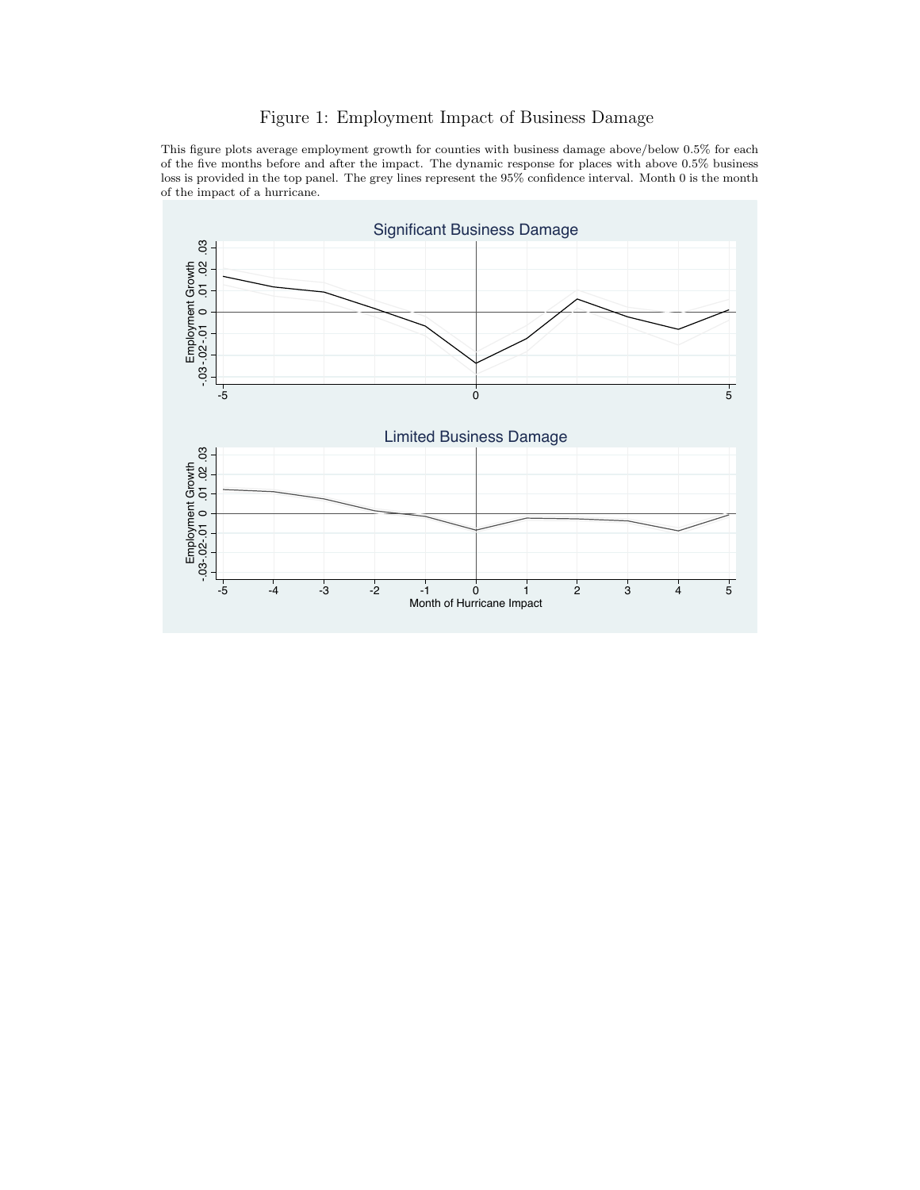# Figure 1: Employment Impact of Business Damage

This figure plots average employment growth for counties with business damage above/below 0.5% for each of the five months before and after the impact. The dynamic response for places with above 0.5% business loss is provided in the top panel. The grey lines represent the 95% confidence interval. Month 0 is the month of the impact of a hurricane.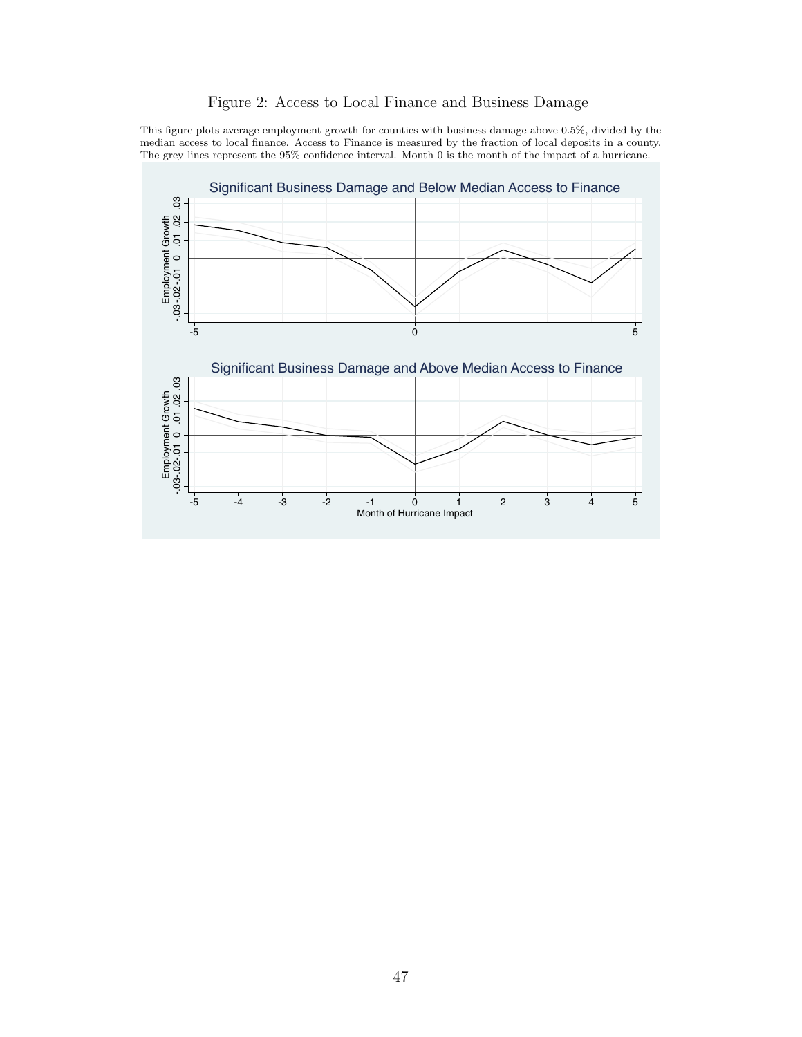Figure 2: Access to Local Finance and Business Damage

This figure plots average employment growth for counties with business damage above 0.5%, divided by the median access to local finance. Access to Finance is measured by the fraction of local deposits in a county. The grey lines represent the 95% confidence interval. Month 0 is the month of the impact of a hurricane.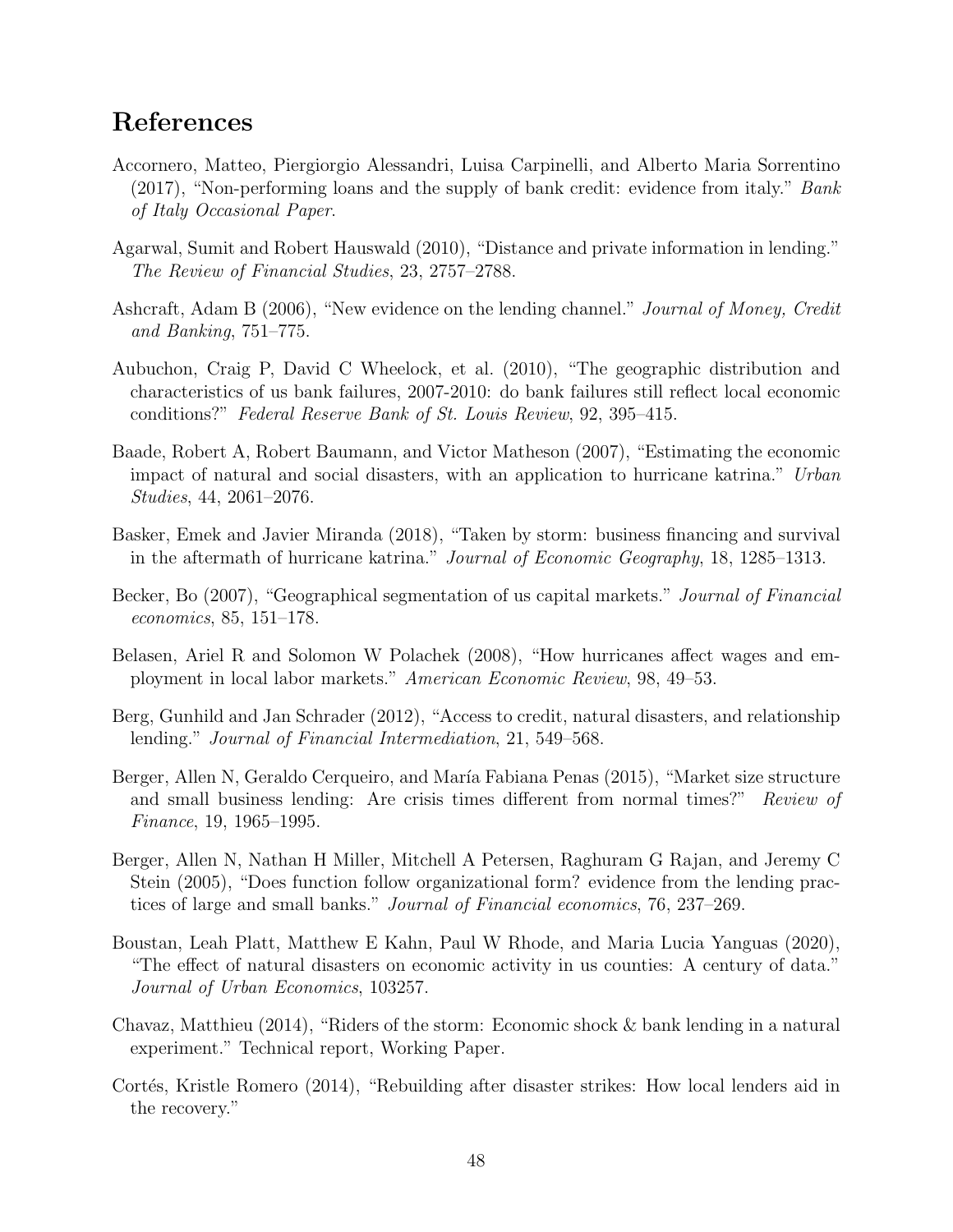## References

Accornero, Matteo, Piergiorgio Alessandri, Luisa Carpinelli, and Alberto Maria Sorrentino (2017), "Non-performing loans and the supply of bank credit: evidence from italy." *Bank of Italy Occasional Paper*.

Agarwal, Sumit and Robert Hauswald (2010), "Distance and private information in lending." *The Review of Financial Studies*, 23, 2757–2788.

Ashcraft, Adam B (2006), "New evidence on the lending channel." *Journal of Money, Credit and Banking*, 751–775.

Aubuchon, Craig P, David C Wheelock, et al. (2010), "The geographic distribution and characteristics of us bank failures, 2007-2010: do bank failures still reflect local economic conditions?" *Federal Reserve Bank of St. Louis Review*, 92, 395–415.

Baade, Robert A, Robert Baumann, and Victor Matheson (2007), "Estimating the economic impact of natural and social disasters, with an application to hurricane katrina." *Urban Studies*, 44, 2061–2076.

Basker, Emek and Javier Miranda (2018), "Taken by storm: business financing and survival in the aftermath of hurricane katrina." *Journal of Economic Geography*, 18, 1285–1313.

Becker, Bo (2007), "Geographical segmentation of us capital markets." *Journal of Financial economics*, 85, 151–178.

Belasen, Ariel R and Solomon W Polachek (2008), "How hurricanes affect wages and employment in local labor markets." *American Economic Review*, 98, 49–53.

Berg, Gunhild and Jan Schrader (2012), "Access to credit, natural disasters, and relationship lending." *Journal of Financial Intermediation*, 21, 549–568.

Berger, Allen N, Geraldo Cerqueiro, and María Fabiana Penas (2015), "Market size structure and small business lending: Are crisis times different from normal times?" *Review of Finance*, 19, 1965–1995.

Berger, Allen N, Nathan H Miller, Mitchell A Petersen, Raghuram G Rajan, and Jeremy C Stein (2005), "Does function follow organizational form? evidence from the lending practices of large and small banks." *Journal of Financial economics*, 76, 237–269.

Boustan, Leah Platt, Matthew E Kahn, Paul W Rhode, and Maria Lucia Yanguas (2020), "The effect of natural disasters on economic activity in us counties: A century of data." *Journal of Urban Economics*, 103257.

Chavaz, Matthieu (2014), "Riders of the storm: Economic shock & bank lending in a natural experiment." Technical report, Working Paper.

Cortés, Kristle Romero (2014), "Rebuilding after disaster strikes: How local lenders aid in the recovery."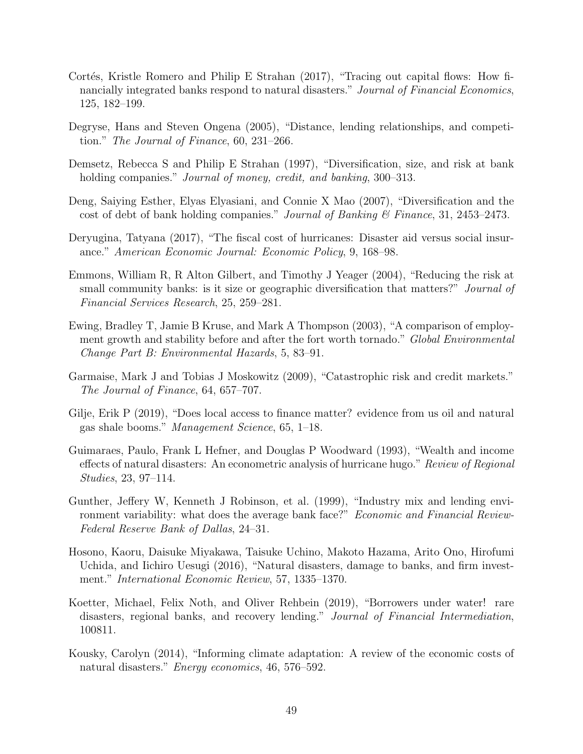Cortés, Kristle Romero and Philip E Strahan (2017), "Tracing out capital flows: How financially integrated banks respond to natural disasters." *Journal of Financial Economics*, 125, 182–199.

Degryse, Hans and Steven Ongena (2005), "Distance, lending relationships, and competition." *The Journal of Finance*, 60, 231–266.

Demsetz, Rebecca S and Philip E Strahan (1997), "Diversification, size, and risk at bank holding companies." *Journal of money, credit, and banking*, 300–313.

Deng, Saiying Esther, Elyas Elyasiani, and Connie X Mao (2007), "Diversification and the cost of debt of bank holding companies." *Journal of Banking & Finance*, 31, 2453–2473.

Deryugina, Tatyana (2017), "The fiscal cost of hurricanes: Disaster aid versus social insurance." *American Economic Journal: Economic Policy*, 9, 168–98.

Emmons, William R, R Alton Gilbert, and Timothy J Yeager (2004), "Reducing the risk at small community banks: is it size or geographic diversification that matters?" *Journal of Financial Services Research*, 25, 259–281.

Ewing, Bradley T, Jamie B Kruse, and Mark A Thompson (2003), "A comparison of employment growth and stability before and after the fort worth tornado." *Global Environmental Change Part B: Environmental Hazards*, 5, 83–91.

Garmaise, Mark J and Tobias J Moskowitz (2009), "Catastrophic risk and credit markets." *The Journal of Finance*, 64, 657–707.

Gilje, Erik P (2019), "Does local access to finance matter? evidence from us oil and natural gas shale booms." *Management Science*, 65, 1–18.

Guimaraes, Paulo, Frank L Hefner, and Douglas P Woodward (1993), "Wealth and income effects of natural disasters: An econometric analysis of hurricane hugo." *Review of Regional Studies*, 23, 97–114.

Gunther, Jeffery W, Kenneth J Robinson, et al. (1999), "Industry mix and lending environment variability: what does the average bank face?" *Economic and Financial Review-Federal Reserve Bank of Dallas*, 24–31.

Hosono, Kaoru, Daisuke Miyakawa, Taisuke Uchino, Makoto Hazama, Arito Ono, Hirofumi Uchida, and Iichiro Uesugi (2016), "Natural disasters, damage to banks, and firm investment." *International Economic Review*, 57, 1335–1370.

Koetter, Michael, Felix Noth, and Oliver Rehbein (2019), "Borrowers under water! rare disasters, regional banks, and recovery lending." *Journal of Financial Intermediation*, 100811.

Kousky, Carolyn (2014), "Informing climate adaptation: A review of the economic costs of natural disasters." *Energy economics*, 46, 576–592.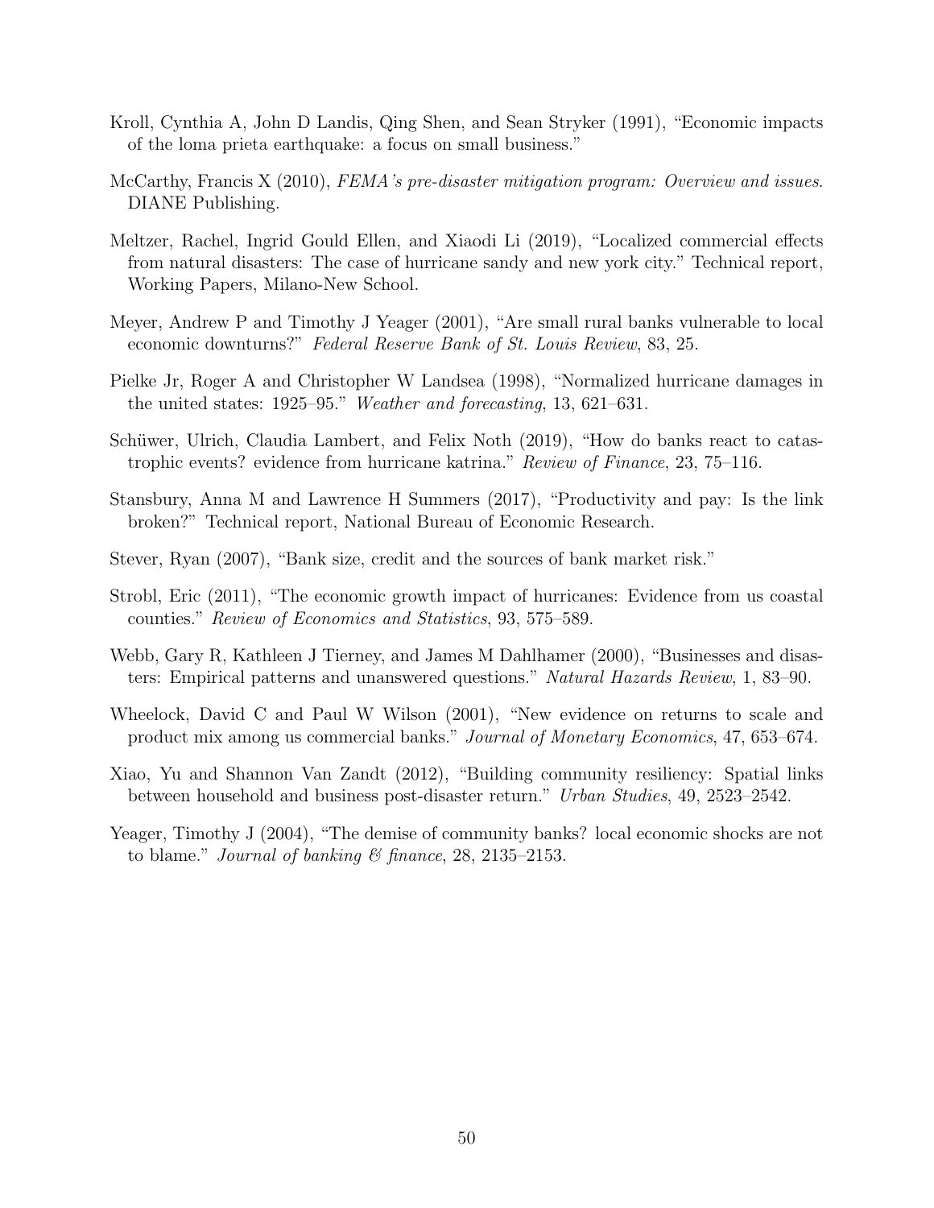Kroll, Cynthia A, John D Landis, Qing Shen, and Sean Stryker (1991), "Economic impacts of the loma prieta earthquake: a focus on small business."

McCarthy, Francis X (2010), *FEMA's pre-disaster mitigation program: Overview and issues*. DIANE Publishing.

Meltzer, Rachel, Ingrid Gould Ellen, and Xiaodi Li (2019), "Localized commercial effects from natural disasters: The case of hurricane sandy and new york city." Technical report, Working Papers, Milano-New School.

Meyer, Andrew P and Timothy J Yeager (2001), "Are small rural banks vulnerable to local economic downturns?" *Federal Reserve Bank of St. Louis Review*, 83, 25.

Pielke Jr, Roger A and Christopher W Landsea (1998), "Normalized hurricane damages in the united states: 1925–95." *Weather and forecasting*, 13, 621–631.

Schüwer, Ulrich, Claudia Lambert, and Felix Noth (2019), "How do banks react to catastrophic events? evidence from hurricane katrina." *Review of Finance*, 23, 75–116.

Stansbury, Anna M and Lawrence H Summers (2017), "Productivity and pay: Is the link broken?" Technical report, National Bureau of Economic Research.

Stever, Ryan (2007), "Bank size, credit and the sources of bank market risk."

Strobl, Eric (2011), "The economic growth impact of hurricanes: Evidence from us coastal counties." *Review of Economics and Statistics*, 93, 575–589.

Webb, Gary R, Kathleen J Tierney, and James M Dahlhamer (2000), "Businesses and disasters: Empirical patterns and unanswered questions." *Natural Hazards Review*, 1, 83–90.

Wheelock, David C and Paul W Wilson (2001), "New evidence on returns to scale and product mix among us commercial banks." *Journal of Monetary Economics*, 47, 653–674.

Xiao, Yu and Shannon Van Zandt (2012), "Building community resiliency: Spatial links between household and business post-disaster return." *Urban Studies*, 49, 2523–2542.

Yeager, Timothy J (2004), "The demise of community banks? local economic shocks are not to blame." *Journal of banking & finance*, 28, 2135–2153.